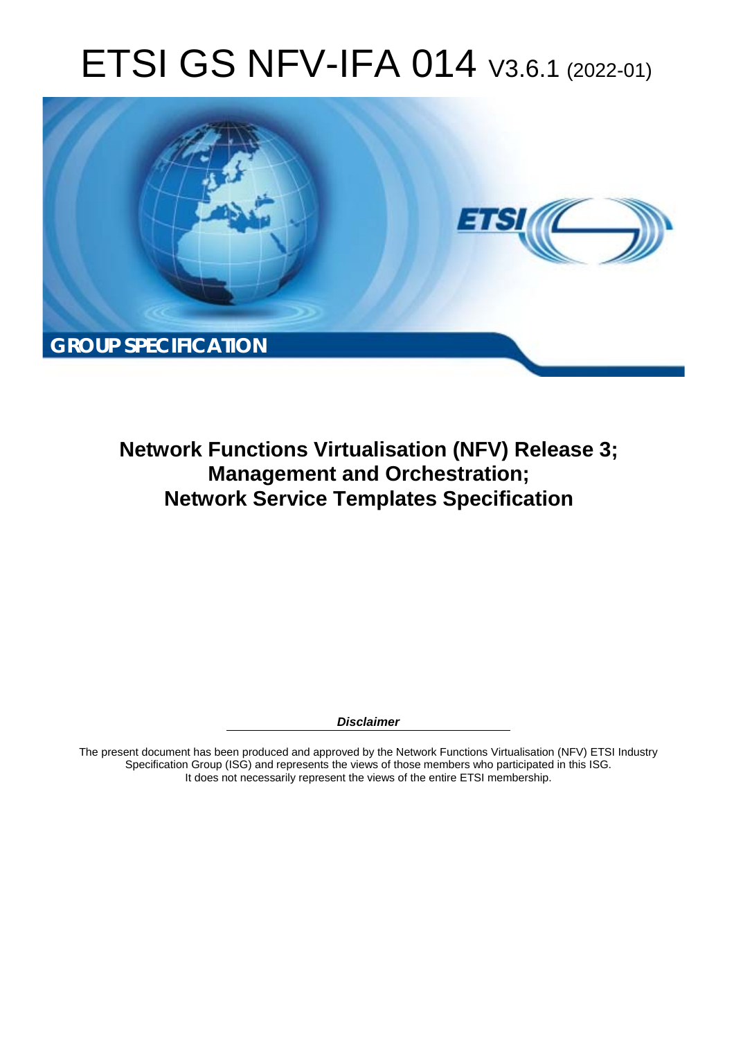# ETSI GS NFV-IFA 014 V3.6.1 (2022-01)

**GROUP SPECIFICATION**

## Network Functions Virtualisation (NFV) Release 3; Management and Orchestration; Network Service Templates Specification

***Disclaimer***

The present document has been produced and approved by the Network Functions Virtualisation (NFV) ETSI Industry Specification Group (ISG) and represents the views of those members who participated in this ISG.
It does not necessarily represent the views of the entire ETSI membership.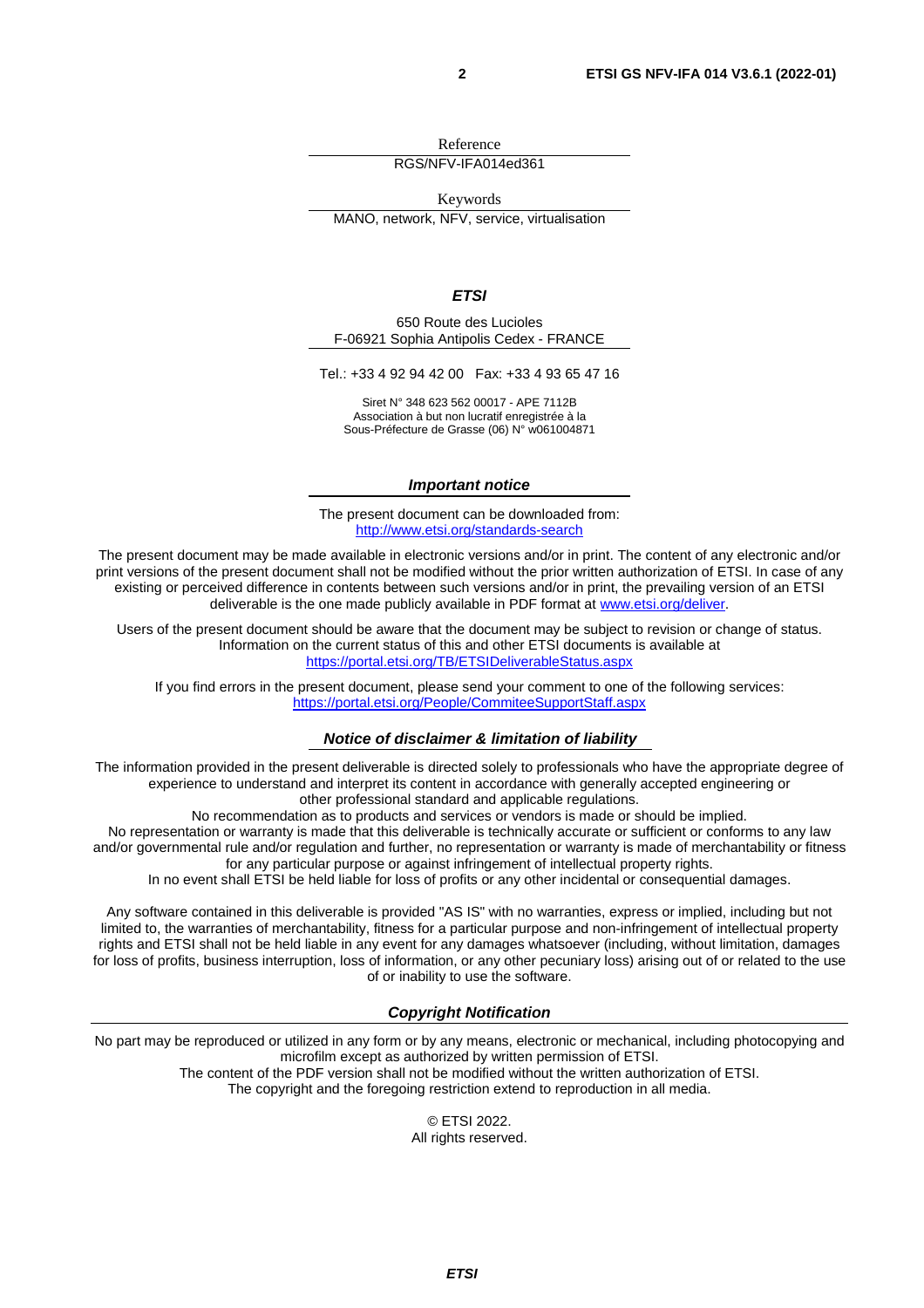Reference

RGS/NFV-IFA014ed361

Keywords

MANO, network, NFV, service, virtualisation

***ETSI***

650 Route des Lucioles
F-06921 Sophia Antipolis Cedex - FRANCE

Tel.: +33 4 92 94 42 00 Fax: +33 4 93 65 47 16

Siret N° 348 623 562 00017 - APE 7112B
Association à but non lucratif enregistrée à la
Sous-Préfecture de Grasse (06) N° w061004871

***Important notice***

The present document can be downloaded from:
http://www.etsi.org/standards-search

The present document may be made available in electronic versions and/or in print. The content of any electronic and/or print versions of the present document shall not be modified without the prior written authorization of ETSI. In case of any existing or perceived difference in contents between such versions and/or in print, the prevailing version of an ETSI deliverable is the one made publicly available in PDF format at www.etsi.org/deliver.

Users of the present document should be aware that the document may be subject to revision or change of status. Information on the current status of this and other ETSI documents is available at https://portal.etsi.org/TB/ETSIDeliverableStatus.aspx

If you find errors in the present document, please send your comment to one of the following services:
https://portal.etsi.org/People/CommiteeSupportStaff.aspx

***Notice of disclaimer & limitation of liability***

The information provided in the present deliverable is directed solely to professionals who have the appropriate degree of experience to understand and interpret its content in accordance with generally accepted engineering or other professional standard and applicable regulations.
No recommendation as to products and services or vendors is made or should be implied.
No representation or warranty is made that this deliverable is technically accurate or sufficient or conforms to any law and/or governmental rule and/or regulation and further, no representation or warranty is made of merchantability or fitness for any particular purpose or against infringement of intellectual property rights.
In no event shall ETSI be held liable for loss of profits or any other incidental or consequential damages.

Any software contained in this deliverable is provided "AS IS" with no warranties, express or implied, including but not limited to, the warranties of merchantability, fitness for a particular purpose and non-infringement of intellectual property rights and ETSI shall not be held liable in any event for any damages whatsoever (including, without limitation, damages for loss of profits, business interruption, loss of information, or any other pecuniary loss) arising out of or related to the use of or inability to use the software.

***Copyright Notification***

No part may be reproduced or utilized in any form or by any means, electronic or mechanical, including photocopying and microfilm except as authorized by written permission of ETSI.
The content of the PDF version shall not be modified without the written authorization of ETSI.
The copyright and the foregoing restriction extend to reproduction in all media.

© ETSI 2022.
All rights reserved.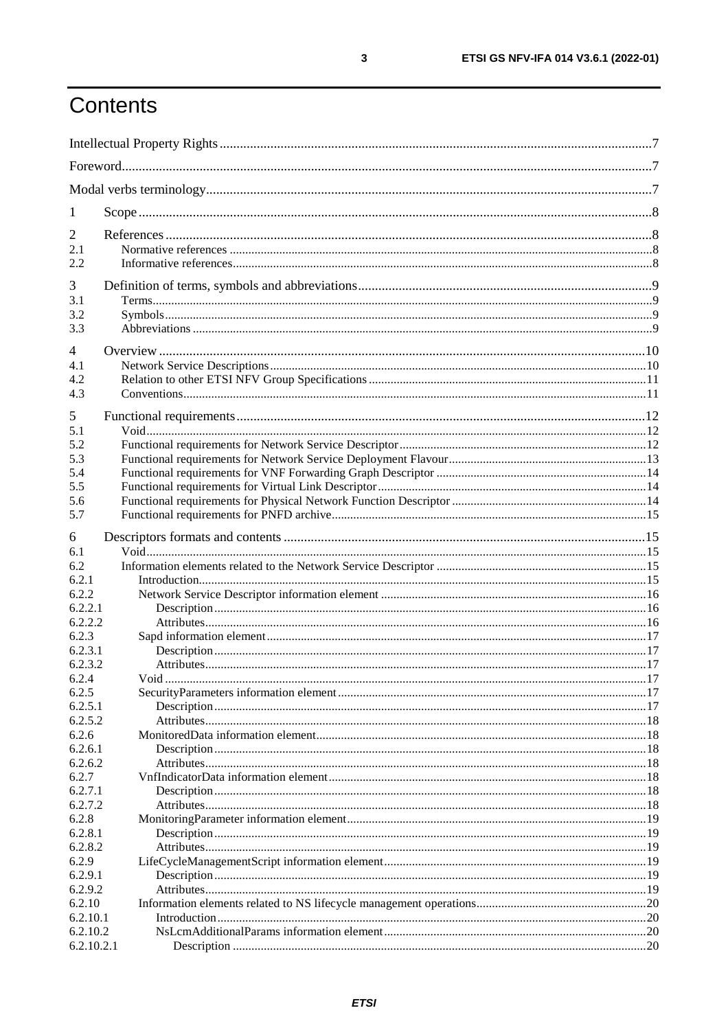# Contents

Intellectual Property Rights ........................................................................................................................................7

Foreword .....................................................................................................................................................................7

Modal verbs terminology ............................................................................................................................................7

1 Scope ........................................................................................................................................................................8

2 References ................................................................................................................................................................8
2.1 Normative references .............................................................................................................................................8
2.2 Informative references ...........................................................................................................................................8

3 Definition of terms, symbols and abbreviations .......................................................................................................9
3.1 Terms ....................................................................................................................................................................9
3.2 Symbols ................................................................................................................................................................9
3.3 Abbreviations .......................................................................................................................................................9

4 Overview .................................................................................................................................................................10
4.1 Network Service Descriptions .............................................................................................................................10
4.2 Relation to other ETSI NFV Group Specifications ..............................................................................................11
4.3 Conventions .........................................................................................................................................................11

5 Functional requirements ..........................................................................................................................................12
5.1 Void .....................................................................................................................................................................12
5.2 Functional requirements for Network Service Descriptor ....................................................................................12
5.3 Functional requirements for Network Service Deployment Flavour ....................................................................13
5.4 Functional requirements for VNF Forwarding Graph Descriptor ........................................................................14
5.5 Functional requirements for Virtual Link Descriptor ...........................................................................................14
5.6 Functional requirements for Physical Network Function Descriptor ...................................................................14
5.7 Functional requirements for PNFD archive .........................................................................................................15

6 Descriptors formats and contents ............................................................................................................................15
6.1 Void .....................................................................................................................................................................15
6.2 Information elements related to the Network Service Descriptor .......................................................................15
6.2.1 Introduction .......................................................................................................................................................15
6.2.2 Network Service Descriptor information element .............................................................................................16
6.2.2.1 Description ......................................................................................................................................................16
6.2.2.2 Attributes .........................................................................................................................................................16
6.2.3 Sapd information element ..................................................................................................................................17
6.2.3.1 Description ......................................................................................................................................................17
6.2.3.2 Attributes .........................................................................................................................................................17
6.2.4 Void ..................................................................................................................................................................17
6.2.5 SecurityParameters information element ...........................................................................................................17
6.2.5.1 Description ......................................................................................................................................................17
6.2.5.2 Attributes .........................................................................................................................................................18
6.2.6 MonitoredData information element ..................................................................................................................18
6.2.6.1 Description ......................................................................................................................................................18
6.2.6.2 Attributes .........................................................................................................................................................18
6.2.7 VnfIndicatorData information element ..............................................................................................................18
6.2.7.1 Description ......................................................................................................................................................18
6.2.7.2 Attributes .........................................................................................................................................................18
6.2.8 MonitoringParameter information element ........................................................................................................19
6.2.8.1 Description ......................................................................................................................................................19
6.2.8.2 Attributes .........................................................................................................................................................19
6.2.9 LifeCycleManagementScript information element .............................................................................................19
6.2.9.1 Description ......................................................................................................................................................19
6.2.9.2 Attributes .........................................................................................................................................................19
6.2.10 Information elements related to NS lifecycle management operations ............................................................20
6.2.10.1 Introduction ...................................................................................................................................................20
6.2.10.2 NsLcmAdditionalParams information element ..............................................................................................20
6.2.10.2.1 Description .................................................................................................................................................20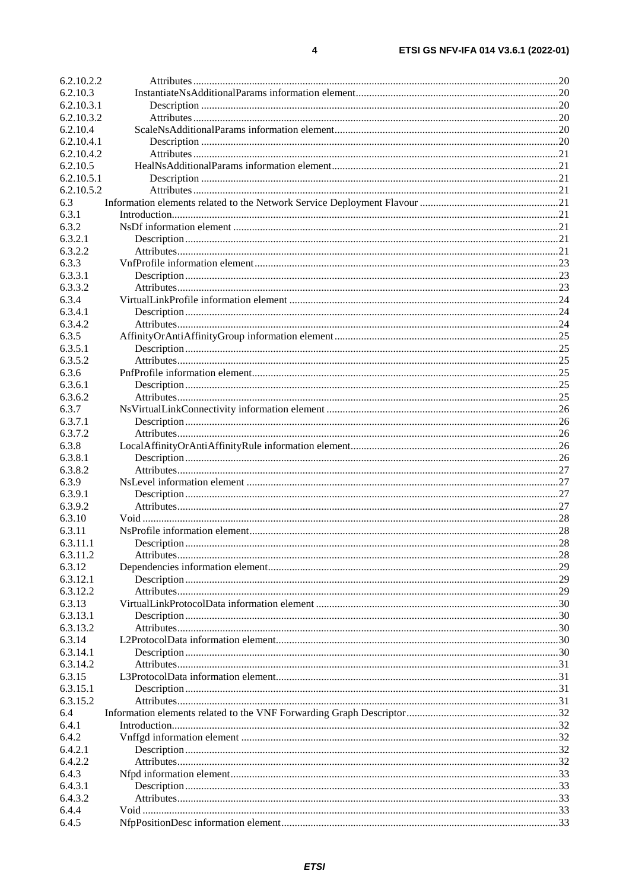6.2.10.2.2 Attributes ........................................................................................................................................20
6.2.10.3 InstantiateNsAdditionalParams information element............................................................................20
6.2.10.3.1 Description .....................................................................................................................................20
6.2.10.3.2 Attributes ........................................................................................................................................20
6.2.10.4 ScaleNsAdditionalParams information element....................................................................................20
6.2.10.4.1 Description .....................................................................................................................................20
6.2.10.4.2 Attributes ........................................................................................................................................21
6.2.10.5 HealNsAdditionalParams information element.....................................................................................21
6.2.10.5.1 Description .....................................................................................................................................21
6.2.10.5.2 Attributes ........................................................................................................................................21
6.3 Information elements related to the Network Service Deployment Flavour ....................................................21
6.3.1 Introduction...............................................................................................................................................21
6.3.2 NsDf information element .........................................................................................................................21
6.3.2.1 Description ...........................................................................................................................................21
6.3.2.2 Attributes ..............................................................................................................................................21
6.3.3 VnfProfile information element .................................................................................................................23
6.3.3.1 Description ...........................................................................................................................................23
6.3.3.2 Attributes ..............................................................................................................................................23
6.3.4 VirtualLinkProfile information element ....................................................................................................24
6.3.4.1 Description ...........................................................................................................................................24
6.3.4.2 Attributes ..............................................................................................................................................24
6.3.5 AffinityOrAntiAffinityGroup information element ...................................................................................25
6.3.5.1 Description ...........................................................................................................................................25
6.3.5.2 Attributes ..............................................................................................................................................25
6.3.6 PnfProfile information element .................................................................................................................25
6.3.6.1 Description ...........................................................................................................................................25
6.3.6.2 Attributes ..............................................................................................................................................25
6.3.7 NsVirtualLinkConnectivity information element ......................................................................................26
6.3.7.1 Description ...........................................................................................................................................26
6.3.7.2 Attributes ..............................................................................................................................................26
6.3.8 LocalAffinityOrAntiAffinityRule information element .............................................................................26
6.3.8.1 Description ...........................................................................................................................................26
6.3.8.2 Attributes ..............................................................................................................................................27
6.3.9 NsLevel information element ....................................................................................................................27
6.3.9.1 Description ...........................................................................................................................................27
6.3.9.2 Attributes ..............................................................................................................................................27
6.3.10 Void ...........................................................................................................................................................28
6.3.11 NsProfile information element ..................................................................................................................28
6.3.11.1 Description ...........................................................................................................................................28
6.3.11.2 Attributes ..............................................................................................................................................28
6.3.12 Dependencies information element ............................................................................................................29
6.3.12.1 Description ...........................................................................................................................................29
6.3.12.2 Attributes ..............................................................................................................................................29
6.3.13 VirtualLinkProtocolData information element ..........................................................................................30
6.3.13.1 Description ...........................................................................................................................................30
6.3.13.2 Attributes ..............................................................................................................................................30
6.3.14 L2ProtocolData information element .........................................................................................................30
6.3.14.1 Description ...........................................................................................................................................30
6.3.14.2 Attributes ..............................................................................................................................................31
6.3.15 L3ProtocolData information element .........................................................................................................31
6.3.15.1 Description ...........................................................................................................................................31
6.3.15.2 Attributes ..............................................................................................................................................31
6.4 Information elements related to the VNF Forwarding Graph Descriptor .........................................................32
6.4.1 Introduction...............................................................................................................................................32
6.4.2 Vnffgd information element ......................................................................................................................32
6.4.2.1 Description ...........................................................................................................................................32
6.4.2.2 Attributes ..............................................................................................................................................32
6.4.3 Nfpd information element ..........................................................................................................................33
6.4.3.1 Description ...........................................................................................................................................33
6.4.3.2 Attributes ..............................................................................................................................................33
6.4.4 Void ...........................................................................................................................................................33
6.4.5 NfpPositionDesc information element .......................................................................................................33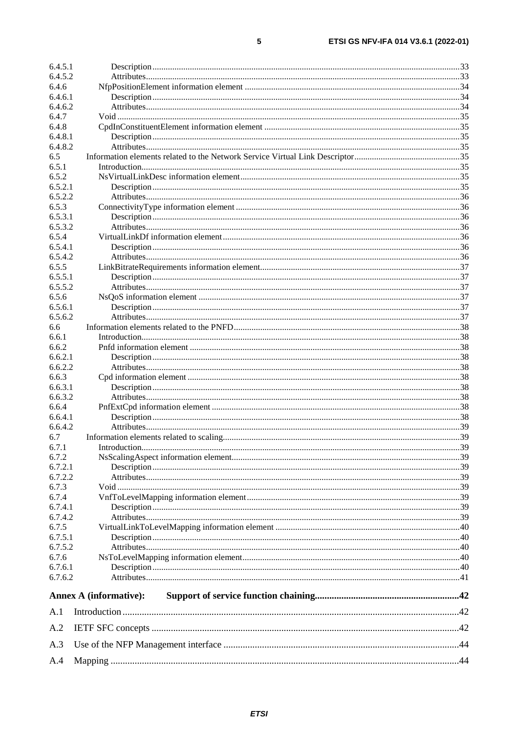6.4.5.1 Description .......................................................................................................................................33
6.4.5.2 Attributes..........................................................................................................................................33
6.4.6 NfpPositionElement information element ..............................................................................................34
6.4.6.1 Description .......................................................................................................................................34
6.4.6.2 Attributes..........................................................................................................................................34
6.4.7 Void ........................................................................................................................................................35
6.4.8 CpdInConstituentElement information element .....................................................................................35
6.4.8.1 Description .......................................................................................................................................35
6.4.8.2 Attributes..........................................................................................................................................35
6.5 Information elements related to the Network Service Virtual Link Descriptor...............................................35
6.5.1 Introduction.............................................................................................................................................35
6.5.2 NsVirtualLinkDesc information element.................................................................................................35
6.5.2.1 Description .......................................................................................................................................35
6.5.2.2 Attributes..........................................................................................................................................36
6.5.3 ConnectivityType information element ...................................................................................................36
6.5.3.1 Description .......................................................................................................................................36
6.5.3.2 Attributes..........................................................................................................................................36
6.5.4 VirtualLinkDf information element.........................................................................................................36
6.5.4.1 Description .......................................................................................................................................36
6.5.4.2 Attributes..........................................................................................................................................36
6.5.5 LinkBitrateRequirements information element........................................................................................37
6.5.5.1 Description .......................................................................................................................................37
6.5.5.2 Attributes..........................................................................................................................................37
6.5.6 NsQoS information element ....................................................................................................................37
6.5.6.1 Description .......................................................................................................................................37
6.5.6.2 Attributes..........................................................................................................................................37
6.6 Information elements related to the PNFD.....................................................................................................38
6.6.1 Introduction.............................................................................................................................................38
6.6.2 Pnfd information element ........................................................................................................................38
6.6.2.1 Description .......................................................................................................................................38
6.6.2.2 Attributes..........................................................................................................................................38
6.6.3 Cpd information element .........................................................................................................................38
6.6.3.1 Description .......................................................................................................................................38
6.6.3.2 Attributes..........................................................................................................................................38
6.6.4 PnfExtCpd information element ..............................................................................................................38
6.6.4.1 Description .......................................................................................................................................38
6.6.4.2 Attributes..........................................................................................................................................39
6.7 Information elements related to scaling..........................................................................................................39
6.7.1 Introduction.............................................................................................................................................39
6.7.2 NsScalingAspect information element.....................................................................................................39
6.7.2.1 Description .......................................................................................................................................39
6.7.2.2 Attributes..........................................................................................................................................39
6.7.3 Void ........................................................................................................................................................39
6.7.4 VnfToLevelMapping information element...............................................................................................39
6.7.4.1 Description .......................................................................................................................................39
6.7.4.2 Attributes..........................................................................................................................................39
6.7.5 VirtualLinkToLevelMapping information element ..................................................................................40
6.7.5.1 Description .......................................................................................................................................40
6.7.5.2 Attributes..........................................................................................................................................40
6.7.6 NsToLevelMapping information element.................................................................................................40
6.7.6.1 Description .......................................................................................................................................40
6.7.6.2 Attributes..........................................................................................................................................41

**Annex A (informative): Support of service function chaining..........................................................42**

A.1 Introduction ..........................................................................................................................................42

A.2 IETF SFC concepts ..............................................................................................................................42

A.3 Use of the NFP Management interface ................................................................................................44

A.4 Mapping ...............................................................................................................................................44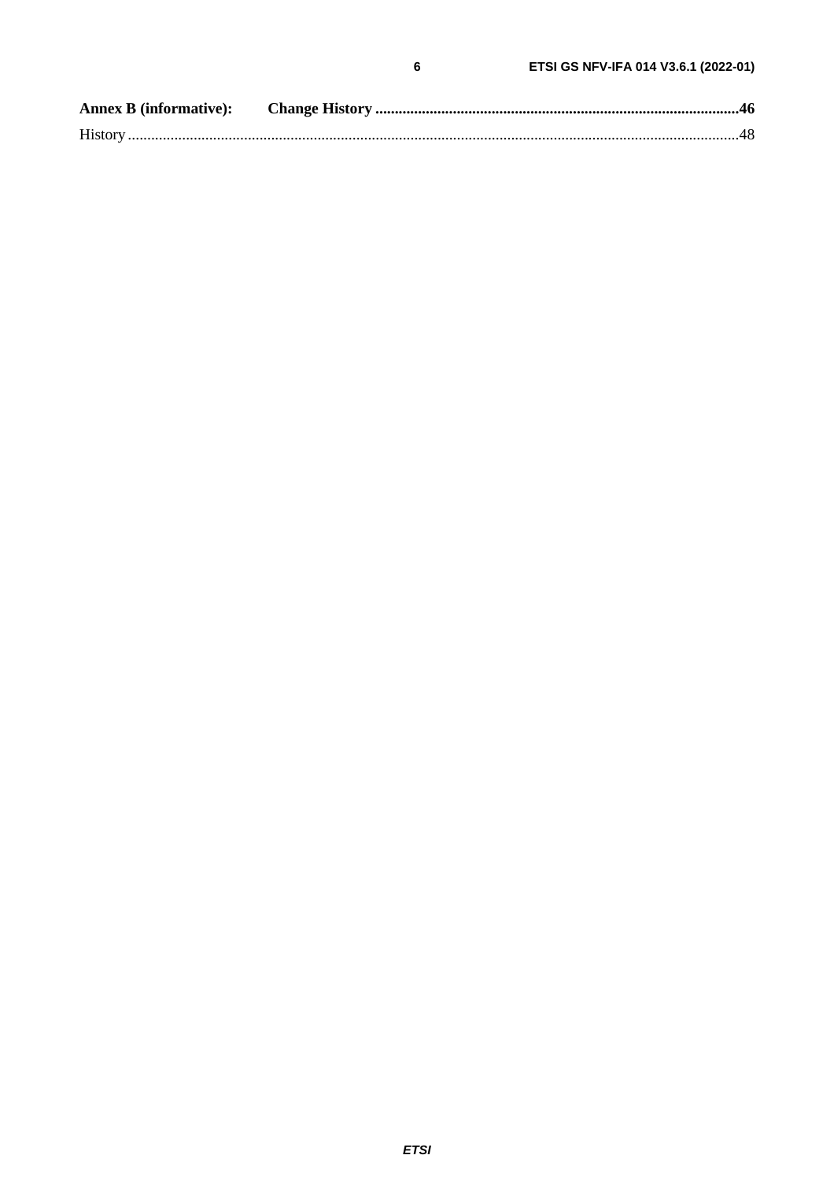**Annex B (informative): Change History** ............................................................................................ **46**

History ............................................................................................................................................................ 48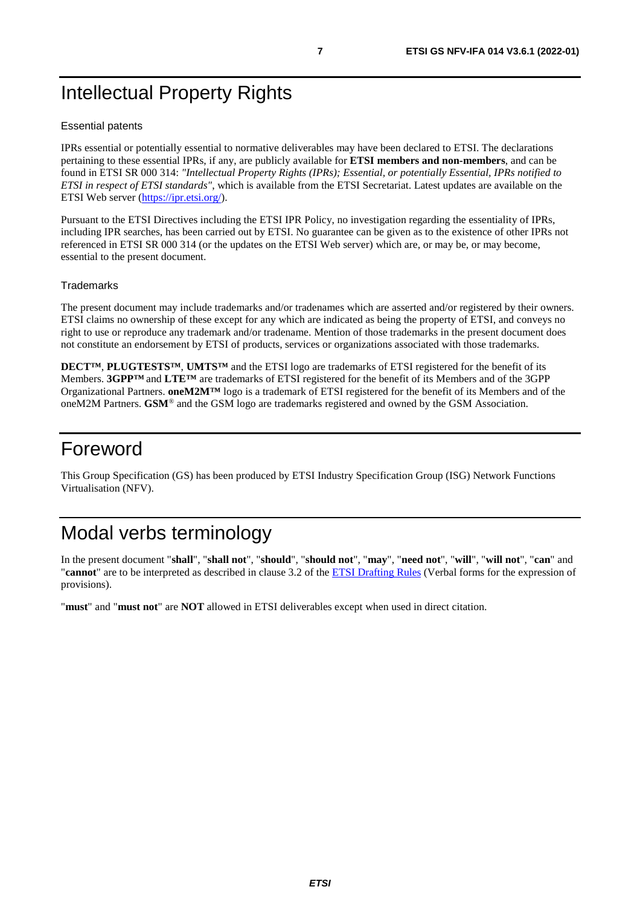# Intellectual Property Rights

Essential patents

IPRs essential or potentially essential to normative deliverables may have been declared to ETSI. The declarations pertaining to these essential IPRs, if any, are publicly available for **ETSI members and non-members**, and can be found in ETSI SR 000 314: *"Intellectual Property Rights (IPRs); Essential, or potentially Essential, IPRs notified to ETSI in respect of ETSI standards"*, which is available from the ETSI Secretariat. Latest updates are available on the ETSI Web server (https://ipr.etsi.org/).

Pursuant to the ETSI Directives including the ETSI IPR Policy, no investigation regarding the essentiality of IPRs, including IPR searches, has been carried out by ETSI. No guarantee can be given as to the existence of other IPRs not referenced in ETSI SR 000 314 (or the updates on the ETSI Web server) which are, or may be, or may become, essential to the present document.

Trademarks

The present document may include trademarks and/or tradenames which are asserted and/or registered by their owners. ETSI claims no ownership of these except for any which are indicated as being the property of ETSI, and conveys no right to use or reproduce any trademark and/or tradename. Mention of those trademarks in the present document does not constitute an endorsement by ETSI of products, services or organizations associated with those trademarks.

**DECT™**, **PLUGTESTS™**, **UMTS™** and the ETSI logo are trademarks of ETSI registered for the benefit of its Members. **3GPP™** and **LTE™** are trademarks of ETSI registered for the benefit of its Members and of the 3GPP Organizational Partners. **oneM2M™** logo is a trademark of ETSI registered for the benefit of its Members and of the oneM2M Partners. **GSM®** and the GSM logo are trademarks registered and owned by the GSM Association.

# Foreword

This Group Specification (GS) has been produced by ETSI Industry Specification Group (ISG) Network Functions Virtualisation (NFV).

# Modal verbs terminology

In the present document "**shall**", "**shall not**", "**should**", "**should not**", "**may**", "**need not**", "**will**", "**will not**", "**can**" and "**cannot**" are to be interpreted as described in clause 3.2 of the ETSI Drafting Rules (Verbal forms for the expression of provisions).

"**must**" and "**must not**" are **NOT** allowed in ETSI deliverables except when used in direct citation.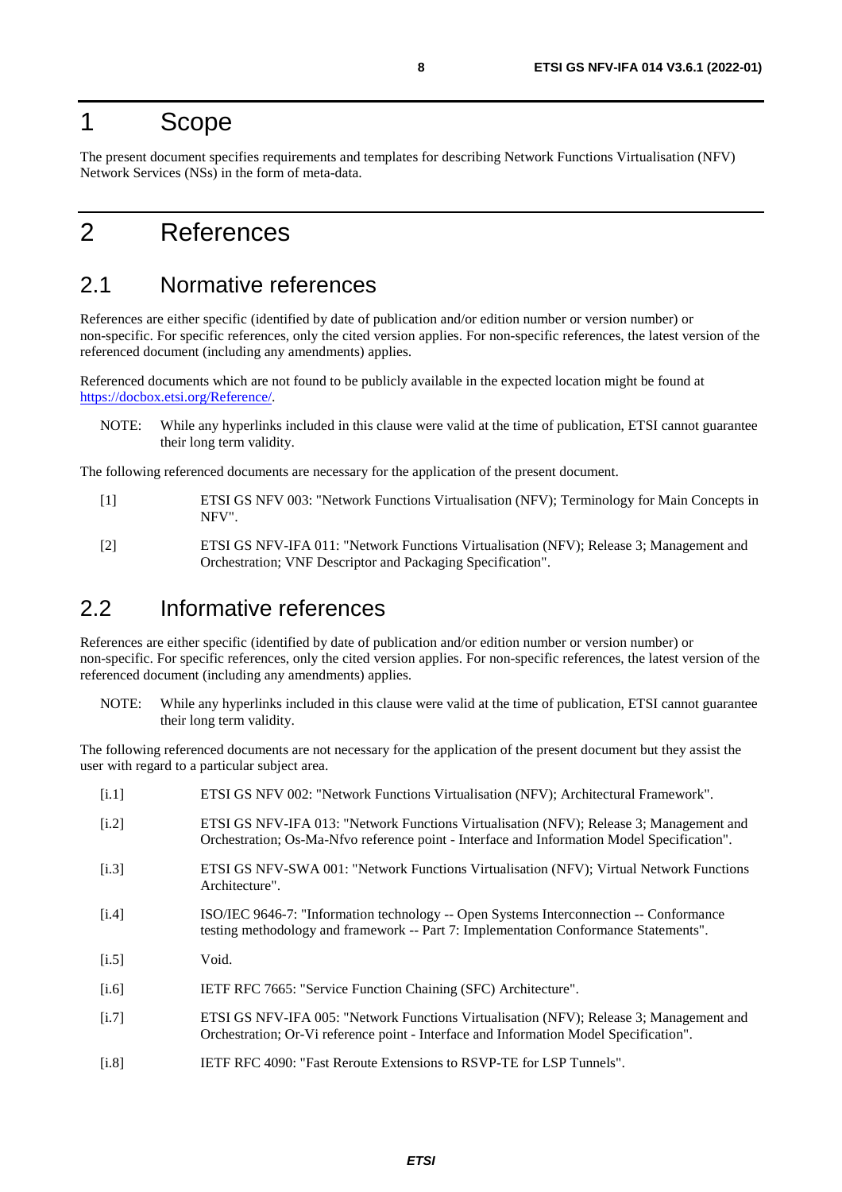# 1 Scope

The present document specifies requirements and templates for describing Network Functions Virtualisation (NFV) Network Services (NSs) in the form of meta-data.

# 2 References

## 2.1 Normative references

References are either specific (identified by date of publication and/or edition number or version number) or non-specific. For specific references, only the cited version applies. For non-specific references, the latest version of the referenced document (including any amendments) applies.

Referenced documents which are not found to be publicly available in the expected location might be found at https://docbox.etsi.org/Reference/.

NOTE: While any hyperlinks included in this clause were valid at the time of publication, ETSI cannot guarantee their long term validity.

The following referenced documents are necessary for the application of the present document.

[1] ETSI GS NFV 003: "Network Functions Virtualisation (NFV); Terminology for Main Concepts in NFV".

[2] ETSI GS NFV-IFA 011: "Network Functions Virtualisation (NFV); Release 3; Management and Orchestration; VNF Descriptor and Packaging Specification".

## 2.2 Informative references

References are either specific (identified by date of publication and/or edition number or version number) or non-specific. For specific references, only the cited version applies. For non-specific references, the latest version of the referenced document (including any amendments) applies.

NOTE: While any hyperlinks included in this clause were valid at the time of publication, ETSI cannot guarantee their long term validity.

The following referenced documents are not necessary for the application of the present document but they assist the user with regard to a particular subject area.

[i.1] ETSI GS NFV 002: "Network Functions Virtualisation (NFV); Architectural Framework".

[i.2] ETSI GS NFV-IFA 013: "Network Functions Virtualisation (NFV); Release 3; Management and Orchestration; Os-Ma-Nfvo reference point - Interface and Information Model Specification".

[i.3] ETSI GS NFV-SWA 001: "Network Functions Virtualisation (NFV); Virtual Network Functions Architecture".

[i.4] ISO/IEC 9646-7: "Information technology -- Open Systems Interconnection -- Conformance testing methodology and framework -- Part 7: Implementation Conformance Statements".

[i.5] Void.

[i.6] IETF RFC 7665: "Service Function Chaining (SFC) Architecture".

[i.7] ETSI GS NFV-IFA 005: "Network Functions Virtualisation (NFV); Release 3; Management and Orchestration; Or-Vi reference point - Interface and Information Model Specification".

[i.8] IETF RFC 4090: "Fast Reroute Extensions to RSVP-TE for LSP Tunnels".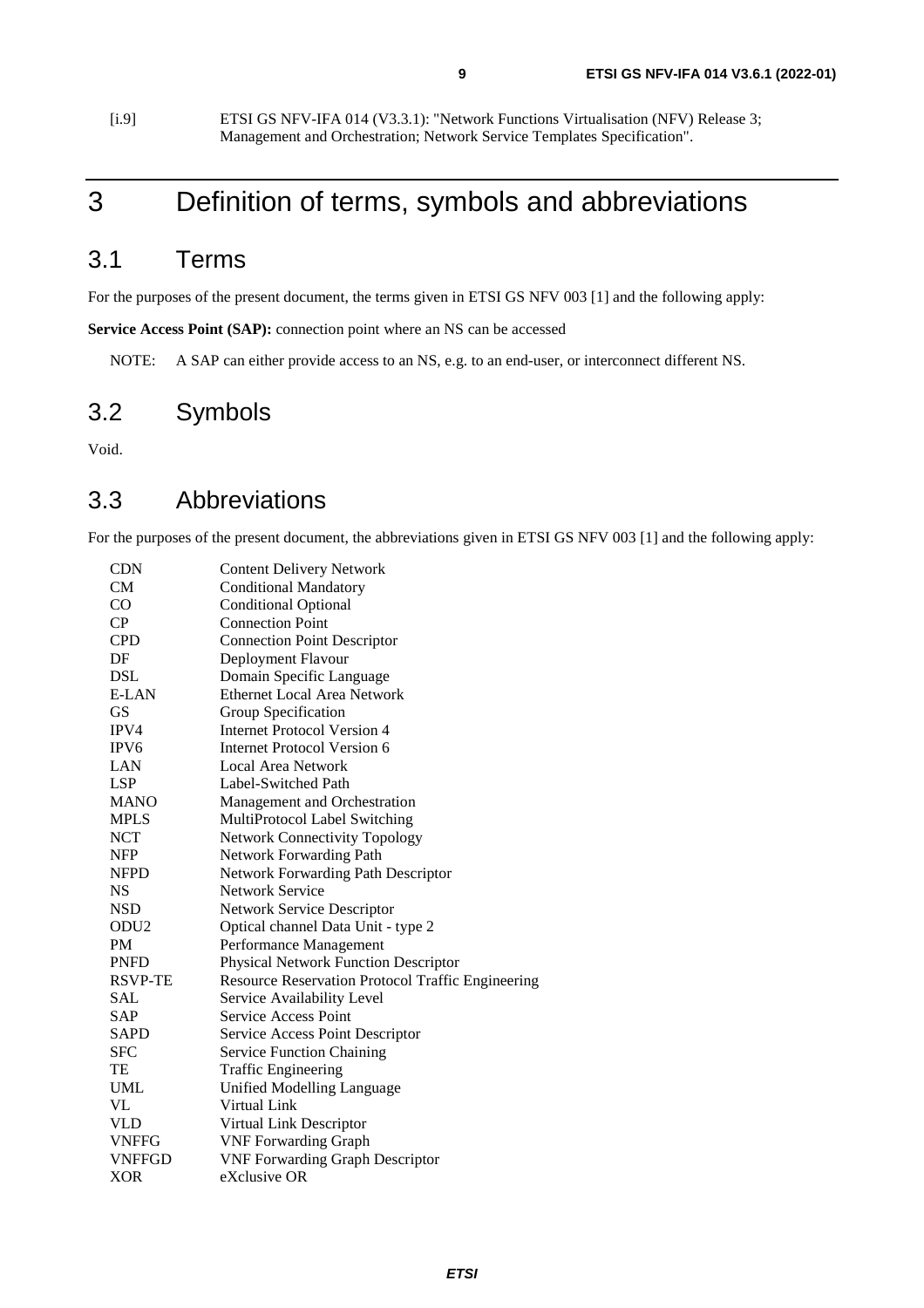[i.9] ETSI GS NFV-IFA 014 (V3.3.1): "Network Functions Virtualisation (NFV) Release 3; Management and Orchestration; Network Service Templates Specification".

# 3 Definition of terms, symbols and abbreviations

## 3.1 Terms

For the purposes of the present document, the terms given in ETSI GS NFV 003 [1] and the following apply:

**Service Access Point (SAP):** connection point where an NS can be accessed

NOTE: A SAP can either provide access to an NS, e.g. to an end-user, or interconnect different NS.

## 3.2 Symbols

Void.

## 3.3 Abbreviations

For the purposes of the present document, the abbreviations given in ETSI GS NFV 003 [1] and the following apply:

| | |
|---|---|
| CDN | Content Delivery Network |
| CM | Conditional Mandatory |
| CO | Conditional Optional |
| CP | Connection Point |
| CPD | Connection Point Descriptor |
| DF | Deployment Flavour |
| DSL | Domain Specific Language |
| E-LAN | Ethernet Local Area Network |
| GS | Group Specification |
| IPV4 | Internet Protocol Version 4 |
| IPV6 | Internet Protocol Version 6 |
| LAN | Local Area Network |
| LSP | Label-Switched Path |
| MANO | Management and Orchestration |
| MPLS | MultiProtocol Label Switching |
| NCT | Network Connectivity Topology |
| NFP | Network Forwarding Path |
| NFPD | Network Forwarding Path Descriptor |
| NS | Network Service |
| NSD | Network Service Descriptor |
| ODU2 | Optical channel Data Unit - type 2 |
| PM | Performance Management |
| PNFD | Physical Network Function Descriptor |
| RSVP-TE | Resource Reservation Protocol Traffic Engineering |
| SAL | Service Availability Level |
| SAP | Service Access Point |
| SAPD | Service Access Point Descriptor |
| SFC | Service Function Chaining |
| TE | Traffic Engineering |
| UML | Unified Modelling Language |
| VL | Virtual Link |
| VLD | Virtual Link Descriptor |
| VNFFG | VNF Forwarding Graph |
| VNFFGD | VNF Forwarding Graph Descriptor |
| XOR | eXclusive OR |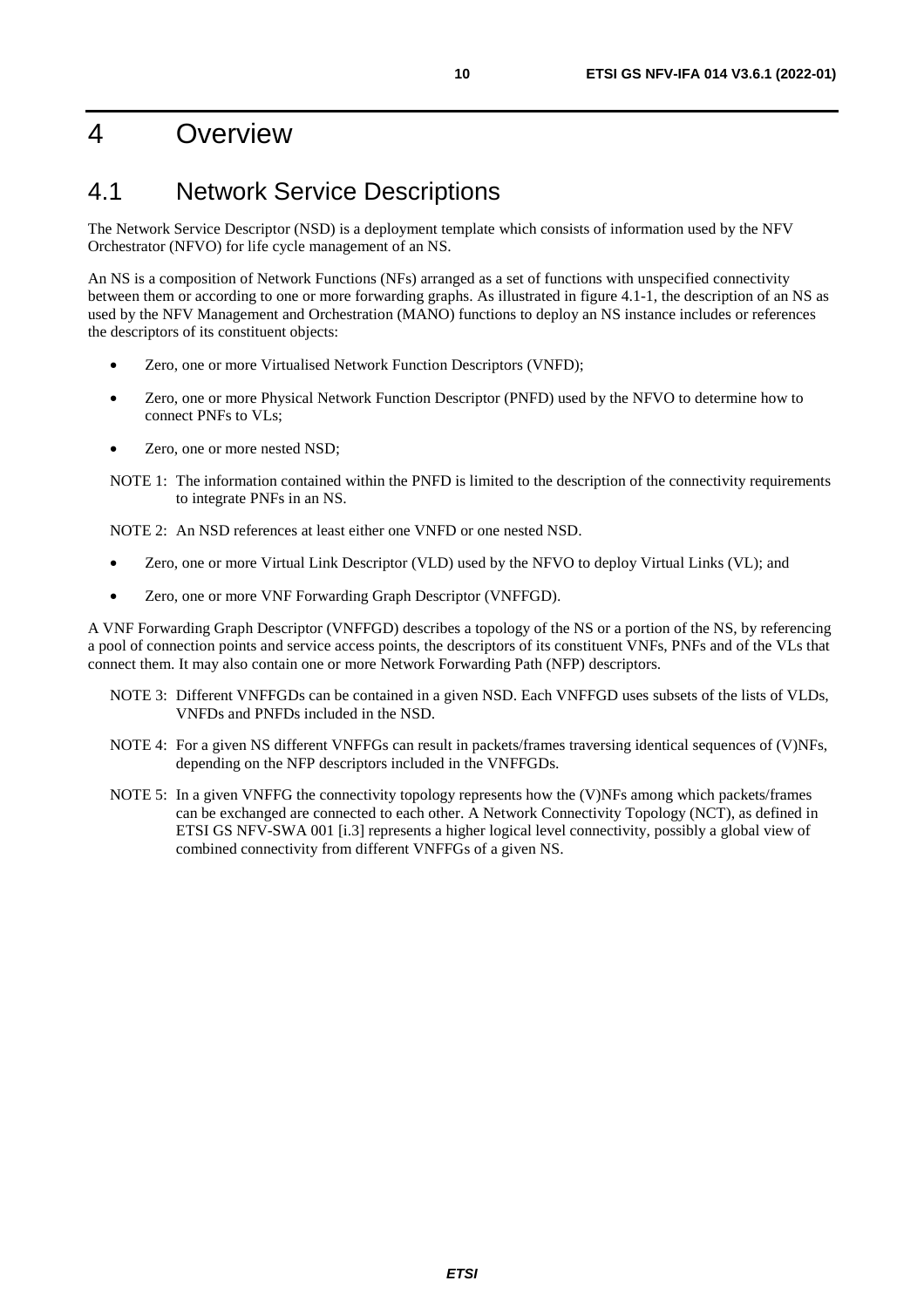# 4 Overview

## 4.1 Network Service Descriptions

The Network Service Descriptor (NSD) is a deployment template which consists of information used by the NFV Orchestrator (NFVO) for life cycle management of an NS.

An NS is a composition of Network Functions (NFs) arranged as a set of functions with unspecified connectivity between them or according to one or more forwarding graphs. As illustrated in figure 4.1-1, the description of an NS as used by the NFV Management and Orchestration (MANO) functions to deploy an NS instance includes or references the descriptors of its constituent objects:

- Zero, one or more Virtualised Network Function Descriptors (VNFD);
- Zero, one or more Physical Network Function Descriptor (PNFD) used by the NFVO to determine how to connect PNFs to VLs;
- Zero, one or more nested NSD;

NOTE 1: The information contained within the PNFD is limited to the description of the connectivity requirements to integrate PNFs in an NS.

NOTE 2: An NSD references at least either one VNFD or one nested NSD.

- Zero, one or more Virtual Link Descriptor (VLD) used by the NFVO to deploy Virtual Links (VL); and
- Zero, one or more VNF Forwarding Graph Descriptor (VNFFGD).

A VNF Forwarding Graph Descriptor (VNFFGD) describes a topology of the NS or a portion of the NS, by referencing a pool of connection points and service access points, the descriptors of its constituent VNFs, PNFs and of the VLs that connect them. It may also contain one or more Network Forwarding Path (NFP) descriptors.

NOTE 3: Different VNFFGDs can be contained in a given NSD. Each VNFFGD uses subsets of the lists of VLDs, VNFDs and PNFDs included in the NSD.

NOTE 4: For a given NS different VNFFGs can result in packets/frames traversing identical sequences of (V)NFs, depending on the NFP descriptors included in the VNFFGDs.

NOTE 5: In a given VNFFG the connectivity topology represents how the (V)NFs among which packets/frames can be exchanged are connected to each other. A Network Connectivity Topology (NCT), as defined in ETSI GS NFV-SWA 001 [i.3] represents a higher logical level connectivity, possibly a global view of combined connectivity from different VNFFGs of a given NS.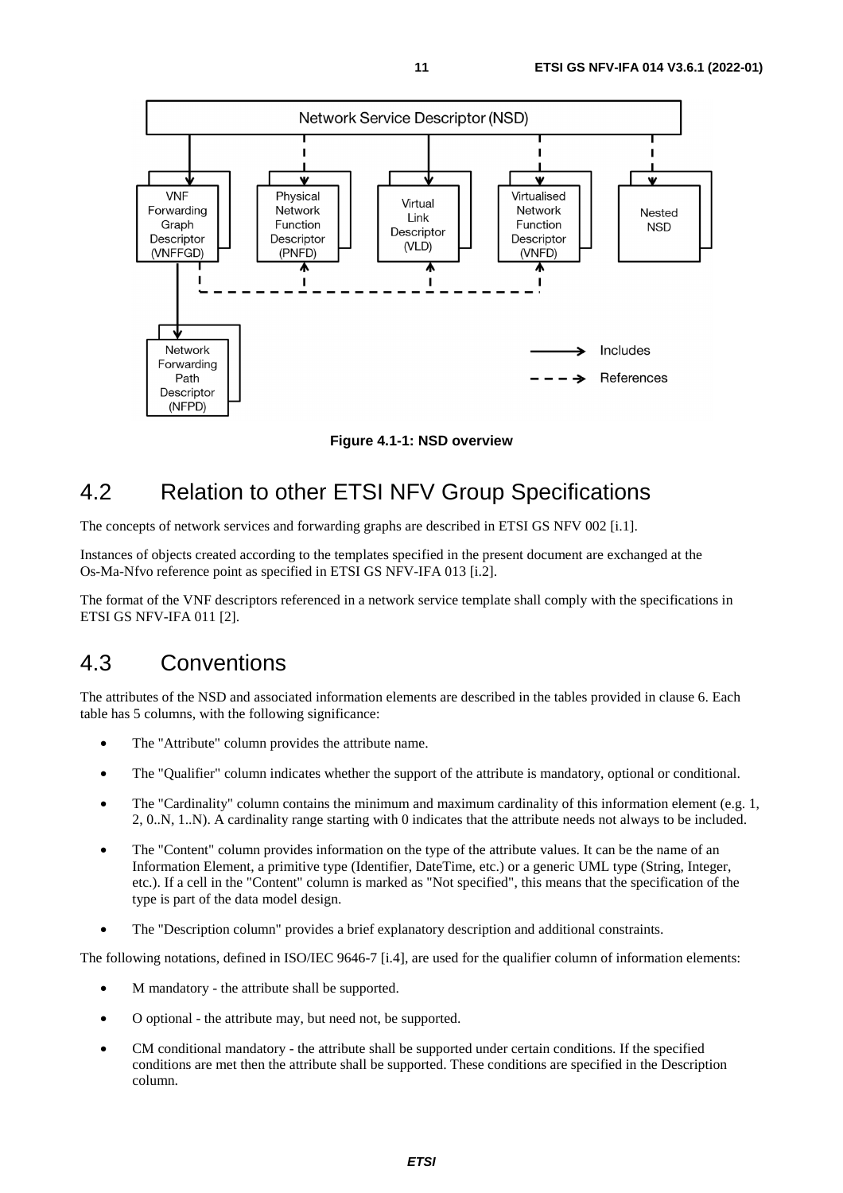Figure 4.1-1: NSD overview

## 4.2 Relation to other ETSI NFV Group Specifications

The concepts of network services and forwarding graphs are described in ETSI GS NFV 002 [i.1].

Instances of objects created according to the templates specified in the present document are exchanged at the Os-Ma-Nfvo reference point as specified in ETSI GS NFV-IFA 013 [i.2].

The format of the VNF descriptors referenced in a network service template shall comply with the specifications in ETSI GS NFV-IFA 011 [2].

## 4.3 Conventions

The attributes of the NSD and associated information elements are described in the tables provided in clause 6. Each table has 5 columns, with the following significance:

- The "Attribute" column provides the attribute name.
- The "Qualifier" column indicates whether the support of the attribute is mandatory, optional or conditional.
- The "Cardinality" column contains the minimum and maximum cardinality of this information element (e.g. 1, 2, 0..N, 1..N). A cardinality range starting with 0 indicates that the attribute needs not always to be included.
- The "Content" column provides information on the type of the attribute values. It can be the name of an Information Element, a primitive type (Identifier, DateTime, etc.) or a generic UML type (String, Integer, etc.). If a cell in the "Content" column is marked as "Not specified", this means that the specification of the type is part of the data model design.
- The "Description column" provides a brief explanatory description and additional constraints.

The following notations, defined in ISO/IEC 9646-7 [i.4], are used for the qualifier column of information elements:

- M mandatory - the attribute shall be supported.
- O optional - the attribute may, but need not, be supported.
- CM conditional mandatory - the attribute shall be supported under certain conditions. If the specified conditions are met then the attribute shall be supported. These conditions are specified in the Description column.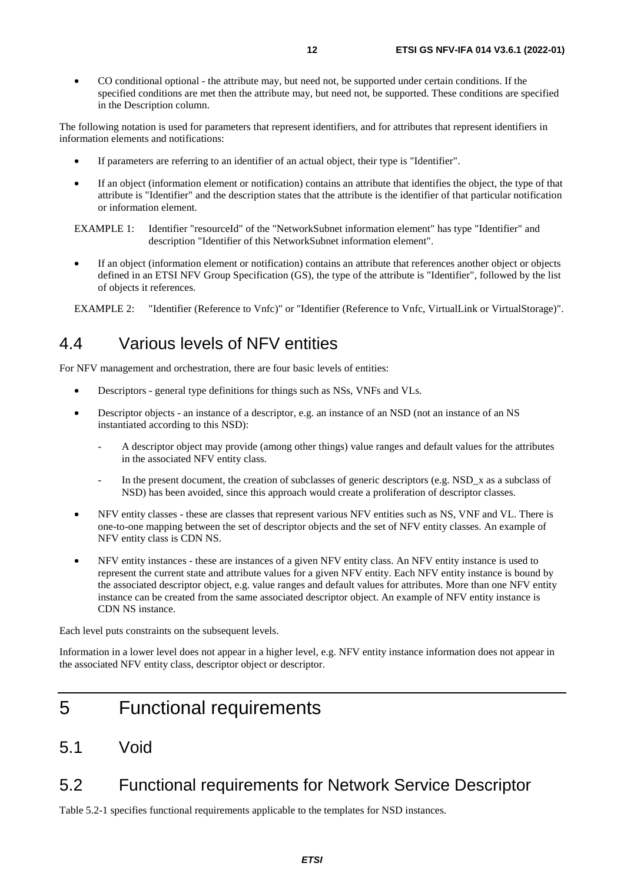- CO conditional optional - the attribute may, but need not, be supported under certain conditions. If the specified conditions are met then the attribute may, but need not, be supported. These conditions are specified in the Description column.

The following notation is used for parameters that represent identifiers, and for attributes that represent identifiers in information elements and notifications:

- If parameters are referring to an identifier of an actual object, their type is "Identifier".
- If an object (information element or notification) contains an attribute that identifies the object, the type of that attribute is "Identifier" and the description states that the attribute is the identifier of that particular notification or information element.

EXAMPLE 1: Identifier "resourceId" of the "NetworkSubnet information element" has type "Identifier" and description "Identifier of this NetworkSubnet information element".

- If an object (information element or notification) contains an attribute that references another object or objects defined in an ETSI NFV Group Specification (GS), the type of the attribute is "Identifier", followed by the list of objects it references.

EXAMPLE 2: "Identifier (Reference to Vnfc)" or "Identifier (Reference to Vnfc, VirtualLink or VirtualStorage)".

## 4.4 Various levels of NFV entities

For NFV management and orchestration, there are four basic levels of entities:

- Descriptors - general type definitions for things such as NSs, VNFs and VLs.
- Descriptor objects - an instance of a descriptor, e.g. an instance of an NSD (not an instance of an NS instantiated according to this NSD):
  - A descriptor object may provide (among other things) value ranges and default values for the attributes in the associated NFV entity class.
  - In the present document, the creation of subclasses of generic descriptors (e.g. NSD_x as a subclass of NSD) has been avoided, since this approach would create a proliferation of descriptor classes.
- NFV entity classes - these are classes that represent various NFV entities such as NS, VNF and VL. There is one-to-one mapping between the set of descriptor objects and the set of NFV entity classes. An example of NFV entity class is CDN NS.
- NFV entity instances - these are instances of a given NFV entity class. An NFV entity instance is used to represent the current state and attribute values for a given NFV entity. Each NFV entity instance is bound by the associated descriptor object, e.g. value ranges and default values for attributes. More than one NFV entity instance can be created from the same associated descriptor object. An example of NFV entity instance is CDN NS instance.

Each level puts constraints on the subsequent levels.

Information in a lower level does not appear in a higher level, e.g. NFV entity instance information does not appear in the associated NFV entity class, descriptor object or descriptor.

# 5 Functional requirements

## 5.1 Void

## 5.2 Functional requirements for Network Service Descriptor

Table 5.2-1 specifies functional requirements applicable to the templates for NSD instances.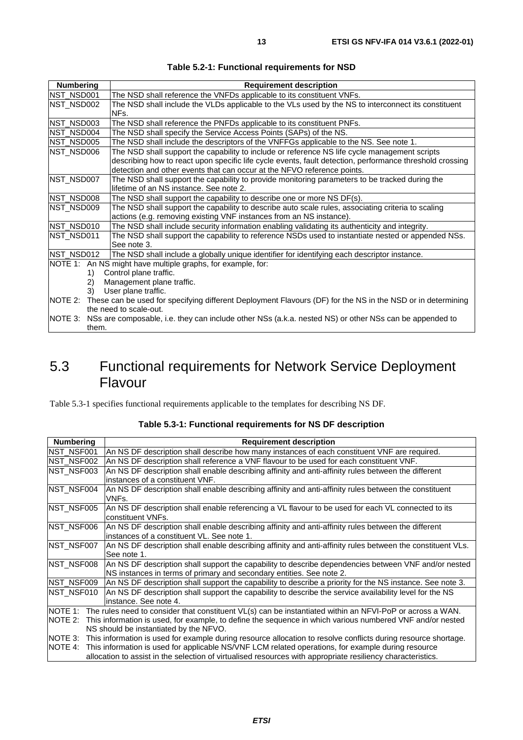**Table 5.2-1: Functional requirements for NSD**

| Numbering | Requirement description |
| --- | --- |
| NST_NSD001 | The NSD shall reference the VNFDs applicable to its constituent VNFs. |
| NST_NSD002 | The NSD shall include the VLDs applicable to the VLs used by the NS to interconnect its constituent NFs. |
| NST_NSD003 | The NSD shall reference the PNFDs applicable to its constituent PNFs. |
| NST_NSD004 | The NSD shall specify the Service Access Points (SAPs) of the NS. |
| NST_NSD005 | The NSD shall include the descriptors of the VNFFGs applicable to the NS. See note 1. |
| NST_NSD006 | The NSD shall support the capability to include or reference NS life cycle management scripts describing how to react upon specific life cycle events, fault detection, performance threshold crossing detection and other events that can occur at the NFVO reference points. |
| NST_NSD007 | The NSD shall support the capability to provide monitoring parameters to be tracked during the lifetime of an NS instance. See note 2. |
| NST_NSD008 | The NSD shall support the capability to describe one or more NS DF(s). |
| NST_NSD009 | The NSD shall support the capability to describe auto scale rules, associating criteria to scaling actions (e.g. removing existing VNF instances from an NS instance). |
| NST_NSD010 | The NSD shall include security information enabling validating its authenticity and integrity. |
| NST_NSD011 | The NSD shall support the capability to reference NSDs used to instantiate nested or appended NSs. See note 3. |
| NST_NSD012 | The NSD shall include a globally unique identifier for identifying each descriptor instance. |
| NOTE 1: An NS might have multiple graphs, for example, for: 1) Control plane traffic. 2) Management plane traffic. 3) User plane traffic. | |
| NOTE 2: These can be used for specifying different Deployment Flavours (DF) for the NS in the NSD or in determining the need to scale-out. | |
| NOTE 3: NSs are composable, i.e. they can include other NSs (a.k.a. nested NS) or other NSs can be appended to them. | |

## 5.3 Functional requirements for Network Service Deployment Flavour

Table 5.3-1 specifies functional requirements applicable to the templates for describing NS DF.

**Table 5.3-1: Functional requirements for NS DF description**

| Numbering | Requirement description |
| --- | --- |
| NST_NSF001 | An NS DF description shall describe how many instances of each constituent VNF are required. |
| NST_NSF002 | An NS DF description shall reference a VNF flavour to be used for each constituent VNF. |
| NST_NSF003 | An NS DF description shall enable describing affinity and anti-affinity rules between the different instances of a constituent VNF. |
| NST_NSF004 | An NS DF description shall enable describing affinity and anti-affinity rules between the constituent VNFs. |
| NST_NSF005 | An NS DF description shall enable referencing a VL flavour to be used for each VL connected to its constituent VNFs. |
| NST_NSF006 | An NS DF description shall enable describing affinity and anti-affinity rules between the different instances of a constituent VL. See note 1. |
| NST_NSF007 | An NS DF description shall enable describing affinity and anti-affinity rules between the constituent VLs. See note 1. |
| NST_NSF008 | An NS DF description shall support the capability to describe dependencies between VNF and/or nested NS instances in terms of primary and secondary entities. See note 2. |
| NST_NSF009 | An NS DF description shall support the capability to describe a priority for the NS instance. See note 3. |
| NST_NSF010 | An NS DF description shall support the capability to describe the service availability level for the NS instance. See note 4. |
| NOTE 1: The rules need to consider that constituent VL(s) can be instantiated within an NFVI-PoP or across a WAN. | |
| NOTE 2: This information is used, for example, to define the sequence in which various numbered VNF and/or nested NS should be instantiated by the NFVO. | |
| NOTE 3: This information is used for example during resource allocation to resolve conflicts during resource shortage. | |
| NOTE 4: This information is used for applicable NS/VNF LCM related operations, for example during resource allocation to assist in the selection of virtualised resources with appropriate resiliency characteristics. | |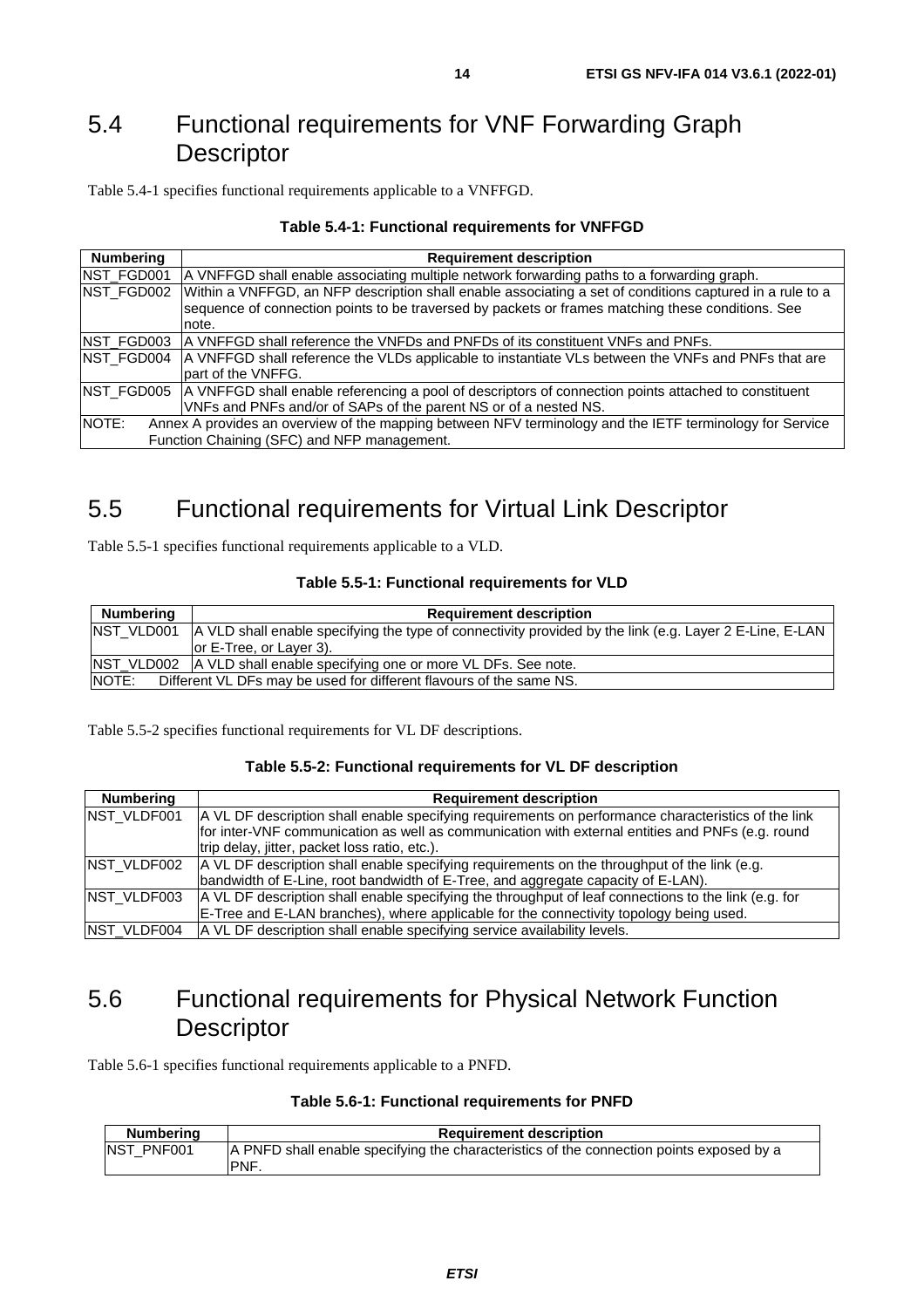## 5.4 Functional requirements for VNF Forwarding Graph Descriptor

Table 5.4-1 specifies functional requirements applicable to a VNFFGD.

**Table 5.4-1: Functional requirements for VNFFGD**

| Numbering | Requirement description |
|---|---|
| NST_FGD001 | A VNFFGD shall enable associating multiple network forwarding paths to a forwarding graph. |
| NST_FGD002 | Within a VNFFGD, an NFP description shall enable associating a set of conditions captured in a rule to a sequence of connection points to be traversed by packets or frames matching these conditions. See note. |
| NST_FGD003 | A VNFFGD shall reference the VNFDs and PNFDs of its constituent VNFs and PNFs. |
| NST_FGD004 | A VNFFGD shall reference the VLDs applicable to instantiate VLs between the VNFs and PNFs that are part of the VNFFG. |
| NST_FGD005 | A VNFFGD shall enable referencing a pool of descriptors of connection points attached to constituent VNFs and PNFs and/or of SAPs of the parent NS or of a nested NS. |
| NOTE: Annex A provides an overview of the mapping between NFV terminology and the IETF terminology for Service Function Chaining (SFC) and NFP management. | |

## 5.5 Functional requirements for Virtual Link Descriptor

Table 5.5-1 specifies functional requirements applicable to a VLD.

**Table 5.5-1: Functional requirements for VLD**

| Numbering | Requirement description |
|---|---|
| NST_VLD001 | A VLD shall enable specifying the type of connectivity provided by the link (e.g. Layer 2 E-Line, E-LAN or E-Tree, or Layer 3). |
| NST_VLD002 | A VLD shall enable specifying one or more VL DFs. See note. |
| NOTE: Different VL DFs may be used for different flavours of the same NS. | |

Table 5.5-2 specifies functional requirements for VL DF descriptions.

**Table 5.5-2: Functional requirements for VL DF description**

| Numbering | Requirement description |
|---|---|
| NST_VLDF001 | A VL DF description shall enable specifying requirements on performance characteristics of the link for inter-VNF communication as well as communication with external entities and PNFs (e.g. round trip delay, jitter, packet loss ratio, etc.). |
| NST_VLDF002 | A VL DF description shall enable specifying requirements on the throughput of the link (e.g. bandwidth of E-Line, root bandwidth of E-Tree, and aggregate capacity of E-LAN). |
| NST_VLDF003 | A VL DF description shall enable specifying the throughput of leaf connections to the link (e.g. for E-Tree and E-LAN branches), where applicable for the connectivity topology being used. |
| NST_VLDF004 | A VL DF description shall enable specifying service availability levels. |

## 5.6 Functional requirements for Physical Network Function Descriptor

Table 5.6-1 specifies functional requirements applicable to a PNFD.

**Table 5.6-1: Functional requirements for PNFD**

| Numbering | Requirement description |
|---|---|
| NST_PNF001 | A PNFD shall enable specifying the characteristics of the connection points exposed by a PNF. |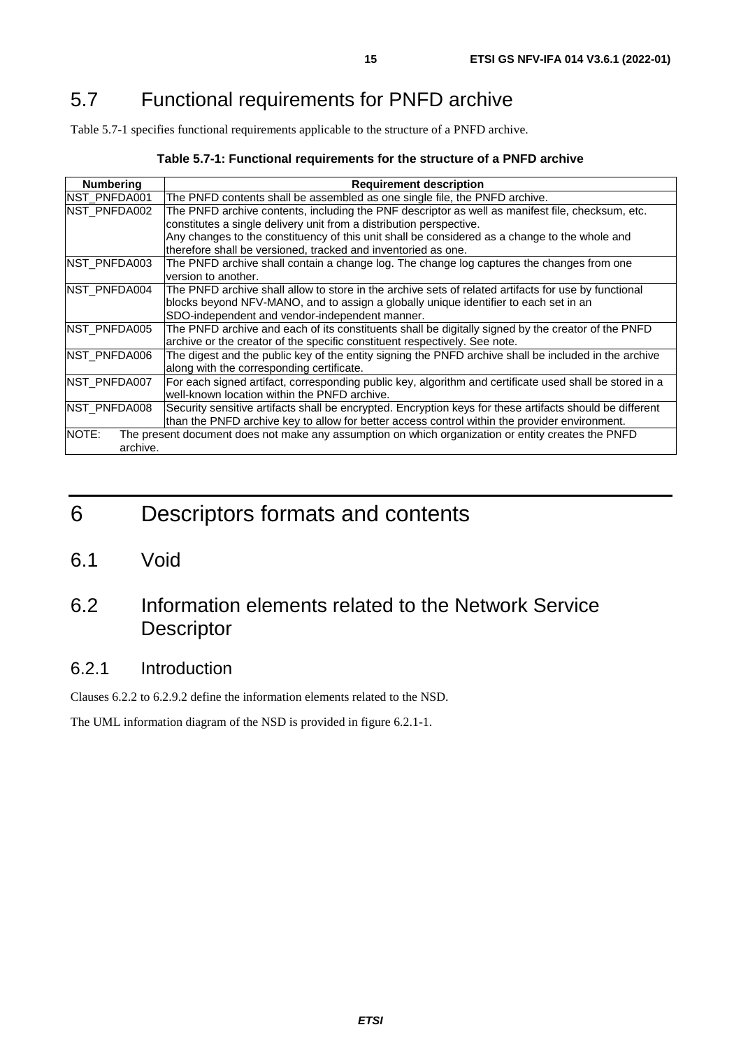## 5.7 Functional requirements for PNFD archive

Table 5.7-1 specifies functional requirements applicable to the structure of a PNFD archive.

**Table 5.7-1: Functional requirements for the structure of a PNFD archive**

| Numbering | Requirement description |
| --- | --- |
| NST_PNFDA001 | The PNFD contents shall be assembled as one single file, the PNFD archive. |
| NST_PNFDA002 | The PNFD archive contents, including the PNF descriptor as well as manifest file, checksum, etc. constitutes a single delivery unit from a distribution perspective. Any changes to the constituency of this unit shall be considered as a change to the whole and therefore shall be versioned, tracked and inventoried as one. |
| NST_PNFDA003 | The PNFD archive shall contain a change log. The change log captures the changes from one version to another. |
| NST_PNFDA004 | The PNFD archive shall allow to store in the archive sets of related artifacts for use by functional blocks beyond NFV-MANO, and to assign a globally unique identifier to each set in an SDO-independent and vendor-independent manner. |
| NST_PNFDA005 | The PNFD archive and each of its constituents shall be digitally signed by the creator of the PNFD archive or the creator of the specific constituent respectively. See note. |
| NST_PNFDA006 | The digest and the public key of the entity signing the PNFD archive shall be included in the archive along with the corresponding certificate. |
| NST_PNFDA007 | For each signed artifact, corresponding public key, algorithm and certificate used shall be stored in a well-known location within the PNFD archive. |
| NST_PNFDA008 | Security sensitive artifacts shall be encrypted. Encryption keys for these artifacts should be different than the PNFD archive key to allow for better access control within the provider environment. |
| NOTE: The present document does not make any assumption on which organization or entity creates the PNFD archive. | |

# 6 Descriptors formats and contents

## 6.1 Void

## 6.2 Information elements related to the Network Service Descriptor

### 6.2.1 Introduction

Clauses 6.2.2 to 6.2.9.2 define the information elements related to the NSD.

The UML information diagram of the NSD is provided in figure 6.2.1-1.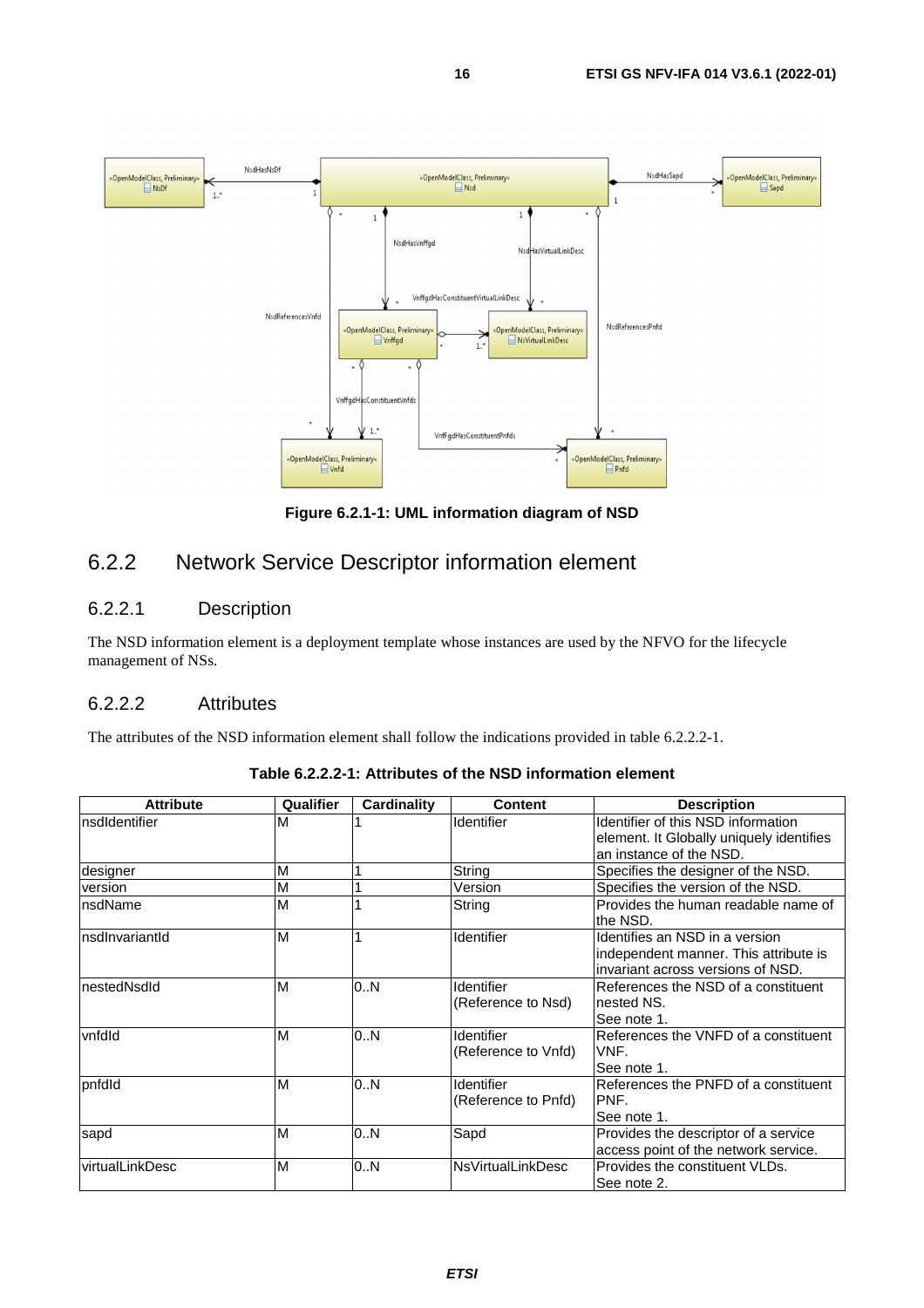Figure 6.2.1-1: UML information diagram of NSD

### 6.2.2 Network Service Descriptor information element

#### 6.2.2.1 Description

The NSD information element is a deployment template whose instances are used by the NFVO for the lifecycle management of NSs.

#### 6.2.2.2 Attributes

The attributes of the NSD information element shall follow the indications provided in table 6.2.2.2-1.

**Table 6.2.2.2-1: Attributes of the NSD information element**

| Attribute | Qualifier | Cardinality | Content | Description |
|---|---|---|---|---|
| nsdIdentifier | M | 1 | Identifier | Identifier of this NSD information element. It Globally uniquely identifies an instance of the NSD. |
| designer | M | 1 | String | Specifies the designer of the NSD. |
| version | M | 1 | Version | Specifies the version of the NSD. |
| nsdName | M | 1 | String | Provides the human readable name of the NSD. |
| nsdInvariantId | M | 1 | Identifier | Identifies an NSD in a version independent manner. This attribute is invariant across versions of NSD. |
| nestedNsdId | M | 0..N | Identifier (Reference to Nsd) | References the NSD of a constituent nested NS. See note 1. |
| vnfdId | M | 0..N | Identifier (Reference to Vnfd) | References the VNFD of a constituent VNF. See note 1. |
| pnfdId | M | 0..N | Identifier (Reference to Pnfd) | References the PNFD of a constituent PNF. See note 1. |
| sapd | M | 0..N | Sapd | Provides the descriptor of a service access point of the network service. |
| virtualLinkDesc | M | 0..N | NsVirtualLinkDesc | Provides the constituent VLDs. See note 2. |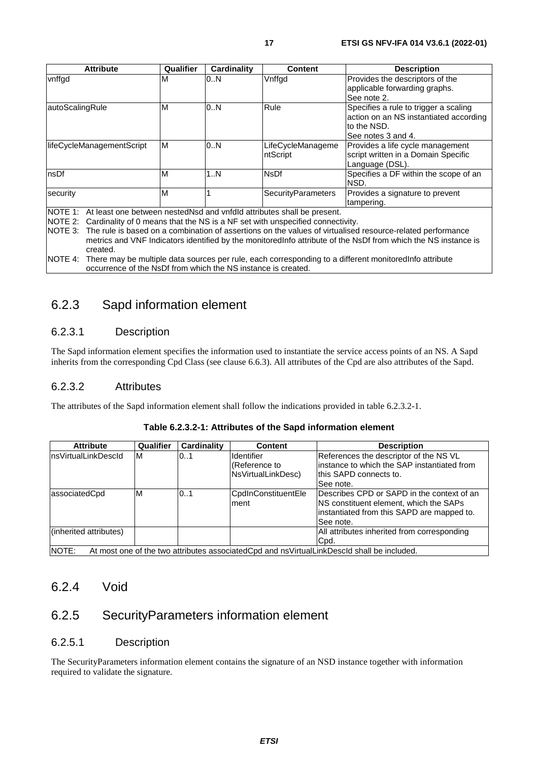| Attribute | Qualifier | Cardinality | Content | Description |
| --- | --- | --- | --- | --- |
| vnffgd | M | 0..N | Vnffgd | Provides the descriptors of the applicable forwarding graphs. See note 2. |
| autoScalingRule | M | 0..N | Rule | Specifies a rule to trigger a scaling action on an NS instantiated according to the NSD. See notes 3 and 4. |
| lifeCycleManagementScript | M | 0..N | LifeCycleManagementScript | Provides a life cycle management script written in a Domain Specific Language (DSL). |
| nsDf | M | 1..N | NsDf | Specifies a DF within the scope of an NSD. |
| security | M | 1 | SecurityParameters | Provides a signature to prevent tampering. |
| NOTE 1: At least one between nestedNsd and vnfdId attributes shall be present. | | | | |
| NOTE 2: Cardinality of 0 means that the NS is a NF set with unspecified connectivity. | | | | |
| NOTE 3: The rule is based on a combination of assertions on the values of virtualised resource-related performance metrics and VNF Indicators identified by the monitoredInfo attribute of the NsDf from which the NS instance is created. | | | | |
| NOTE 4: There may be multiple data sources per rule, each corresponding to a different monitoredInfo attribute occurrence of the NsDf from which the NS instance is created. | | | | |

## 6.2.3 Sapd information element

### 6.2.3.1 Description

The Sapd information element specifies the information used to instantiate the service access points of an NS. A Sapd inherits from the corresponding Cpd Class (see clause 6.6.3). All attributes of the Cpd are also attributes of the Sapd.

### 6.2.3.2 Attributes

The attributes of the Sapd information element shall follow the indications provided in table 6.2.3.2-1.

**Table 6.2.3.2-1: Attributes of the Sapd information element**

| Attribute | Qualifier | Cardinality | Content | Description |
| --- | --- | --- | --- | --- |
| nsVirtualLinkDescId | M | 0..1 | Identifier (Reference to NsVirtualLinkDesc) | References the descriptor of the NS VL instance to which the SAP instantiated from this SAPD connects to. See note. |
| associatedCpd | M | 0..1 | CpdInConstituentElement | Describes CPD or SAPD in the context of an NS constituent element, which the SAPs instantiated from this SAPD are mapped to. See note. |
| (inherited attributes) | | | | All attributes inherited from corresponding Cpd. |
| NOTE: At most one of the two attributes associatedCpd and nsVirtualLinkDescId shall be included. | | | | |

## 6.2.4 Void

## 6.2.5 SecurityParameters information element

### 6.2.5.1 Description

The SecurityParameters information element contains the signature of an NSD instance together with information required to validate the signature.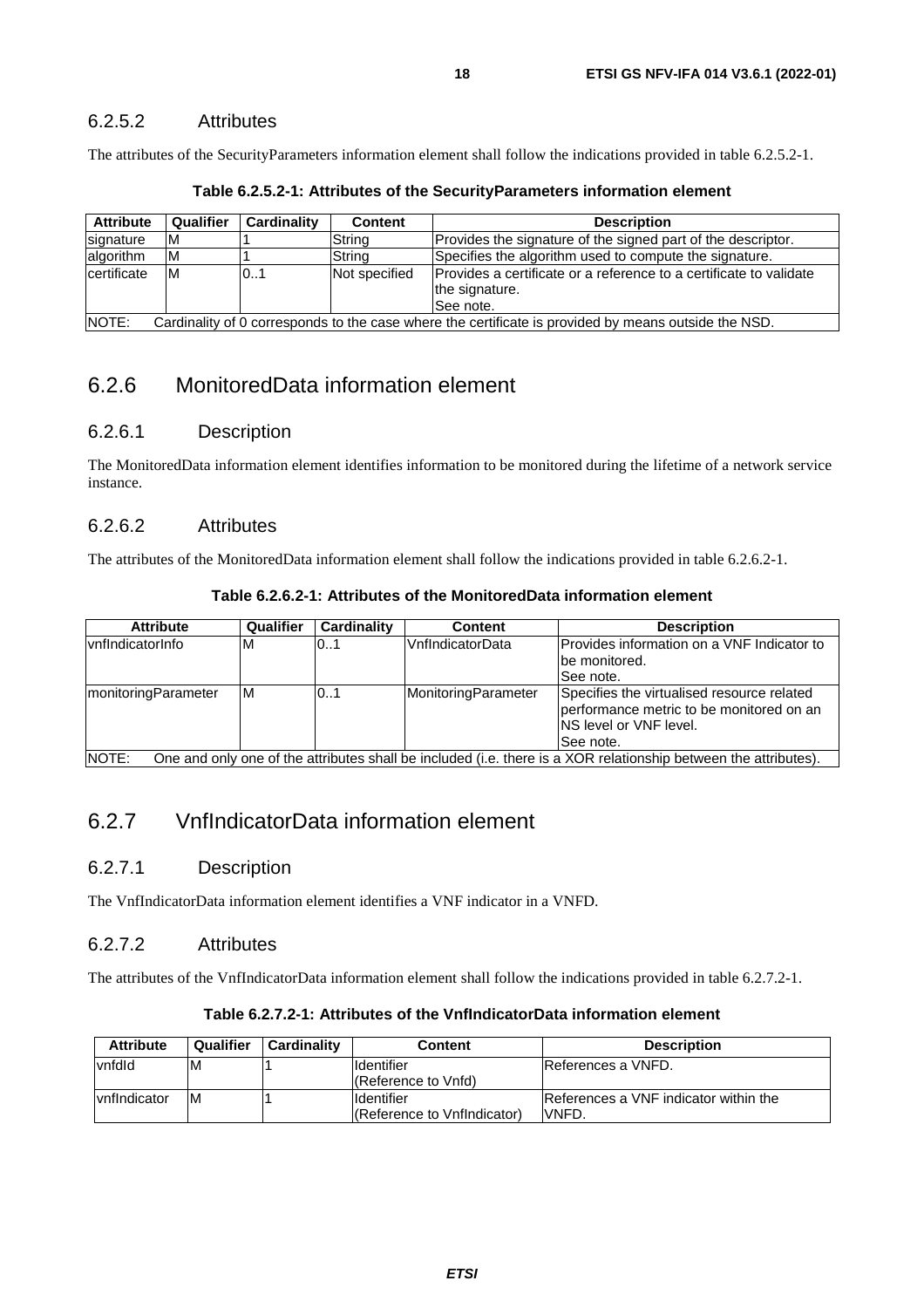### 6.2.5.2 Attributes

The attributes of the SecurityParameters information element shall follow the indications provided in table 6.2.5.2-1.

**Table 6.2.5.2-1: Attributes of the SecurityParameters information element**

| Attribute | Qualifier | Cardinality | Content | Description |
|---|---|---|---|---|
| signature | M | 1 | String | Provides the signature of the signed part of the descriptor. |
| algorithm | M | 1 | String | Specifies the algorithm used to compute the signature. |
| certificate | M | 0..1 | Not specified | Provides a certificate or a reference to a certificate to validate the signature.<br>See note. |
| NOTE: Cardinality of 0 corresponds to the case where the certificate is provided by means outside the NSD. | | | | |

## 6.2.6 MonitoredData information element

### 6.2.6.1 Description

The MonitoredData information element identifies information to be monitored during the lifetime of a network service instance.

### 6.2.6.2 Attributes

The attributes of the MonitoredData information element shall follow the indications provided in table 6.2.6.2-1.

**Table 6.2.6.2-1: Attributes of the MonitoredData information element**

| Attribute | Qualifier | Cardinality | Content | Description |
|---|---|---|---|---|
| vnfIndicatorInfo | M | 0..1 | VnfIndicatorData | Provides information on a VNF Indicator to be monitored.<br>See note. |
| monitoringParameter | M | 0..1 | MonitoringParameter | Specifies the virtualised resource related performance metric to be monitored on an NS level or VNF level.<br>See note. |
| NOTE: One and only one of the attributes shall be included (i.e. there is a XOR relationship between the attributes). | | | | |

## 6.2.7 VnfIndicatorData information element

### 6.2.7.1 Description

The VnfIndicatorData information element identifies a VNF indicator in a VNFD.

### 6.2.7.2 Attributes

The attributes of the VnfIndicatorData information element shall follow the indications provided in table 6.2.7.2-1.

**Table 6.2.7.2-1: Attributes of the VnfIndicatorData information element**

| Attribute | Qualifier | Cardinality | Content | Description |
|---|---|---|---|---|
| vnfdId | M | 1 | Identifier<br>(Reference to Vnfd) | References a VNFD. |
| vnfIndicator | M | 1 | Identifier<br>(Reference to VnfIndicator) | References a VNF indicator within the VNFD. |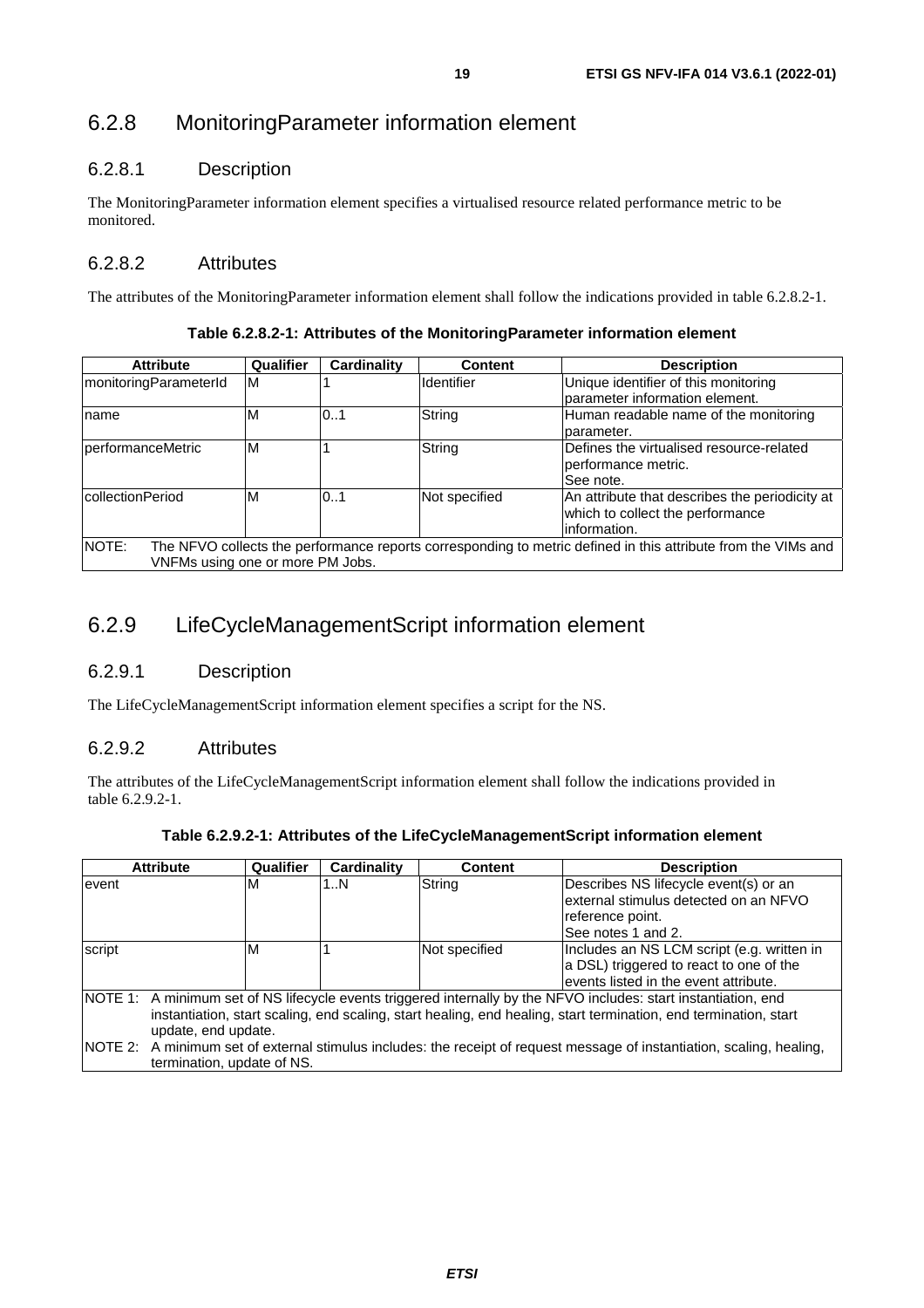## 6.2.8 MonitoringParameter information element

### 6.2.8.1 Description

The MonitoringParameter information element specifies a virtualised resource related performance metric to be monitored.

### 6.2.8.2 Attributes

The attributes of the MonitoringParameter information element shall follow the indications provided in table 6.2.8.2-1.

**Table 6.2.8.2-1: Attributes of the MonitoringParameter information element**

| Attribute | Qualifier | Cardinality | Content | Description |
|---|---|---|---|---|
| monitoringParameterId | M | 1 | Identifier | Unique identifier of this monitoring parameter information element. |
| name | M | 0..1 | String | Human readable name of the monitoring parameter. |
| performanceMetric | M | 1 | String | Defines the virtualised resource-related performance metric. See note. |
| collectionPeriod | M | 0..1 | Not specified | An attribute that describes the periodicity at which to collect the performance information. |
| NOTE: The NFVO collects the performance reports corresponding to metric defined in this attribute from the VIMs and VNFMs using one or more PM Jobs. | | | | |

## 6.2.9 LifeCycleManagementScript information element

### 6.2.9.1 Description

The LifeCycleManagementScript information element specifies a script for the NS.

### 6.2.9.2 Attributes

The attributes of the LifeCycleManagementScript information element shall follow the indications provided in table 6.2.9.2-1.

**Table 6.2.9.2-1: Attributes of the LifeCycleManagementScript information element**

| Attribute | Qualifier | Cardinality | Content | Description |
|---|---|---|---|---|
| event | M | 1..N | String | Describes NS lifecycle event(s) or an external stimulus detected on an NFVO reference point. See notes 1 and 2. |
| script | M | 1 | Not specified | Includes an NS LCM script (e.g. written in a DSL) triggered to react to one of the events listed in the event attribute. |
| NOTE 1: A minimum set of NS lifecycle events triggered internally by the NFVO includes: start instantiation, end instantiation, start scaling, end scaling, start healing, end healing, start termination, end termination, start update, end update.<br>NOTE 2: A minimum set of external stimulus includes: the receipt of request message of instantiation, scaling, healing, termination, update of NS. | | | | |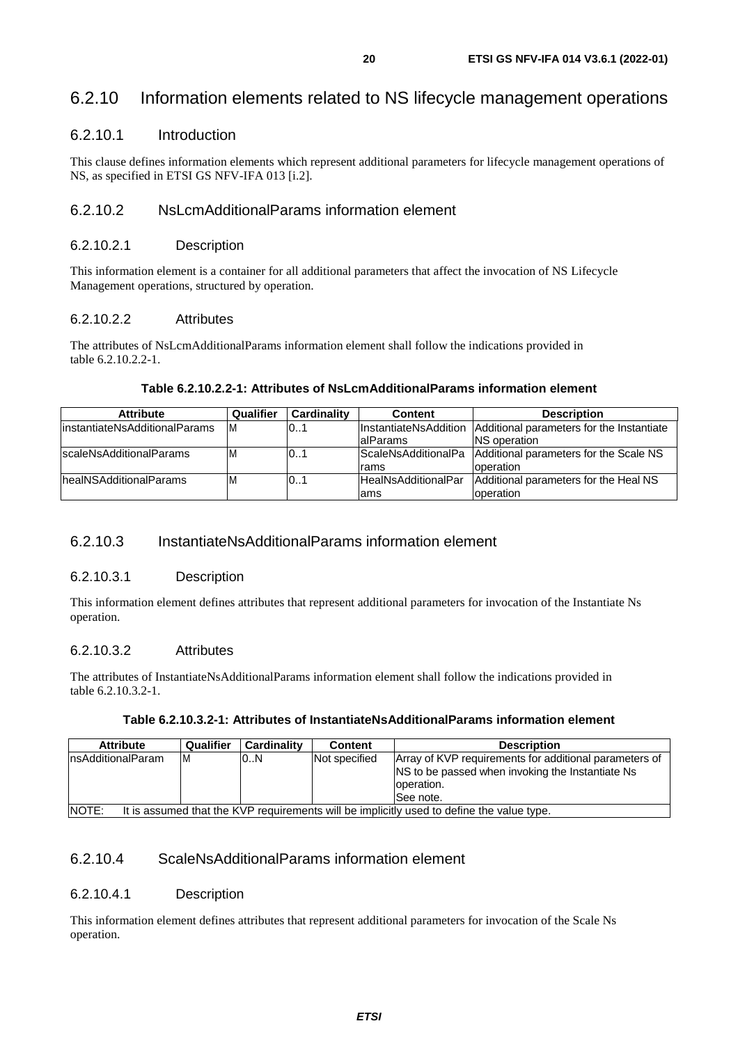## 6.2.10 Information elements related to NS lifecycle management operations

### 6.2.10.1 Introduction

This clause defines information elements which represent additional parameters for lifecycle management operations of NS, as specified in ETSI GS NFV-IFA 013 [i.2].

### 6.2.10.2 NsLcmAdditionalParams information element

#### 6.2.10.2.1 Description

This information element is a container for all additional parameters that affect the invocation of NS Lifecycle Management operations, structured by operation.

#### 6.2.10.2.2 Attributes

The attributes of NsLcmAdditionalParams information element shall follow the indications provided in table 6.2.10.2.2-1.

**Table 6.2.10.2.2-1: Attributes of NsLcmAdditionalParams information element**

| Attribute | Qualifier | Cardinality | Content | Description |
|---|---|---|---|---|
| instantiateNsAdditionalParams | M | 0..1 | InstantiateNsAdditionalParams | Additional parameters for the Instantiate NS operation |
| scaleNsAdditionalParams | M | 0..1 | ScaleNsAdditionalParams | Additional parameters for the Scale NS operation |
| healNSAdditionalParams | M | 0..1 | HealNsAdditionalParams | Additional parameters for the Heal NS operation |

### 6.2.10.3 InstantiateNsAdditionalParams information element

#### 6.2.10.3.1 Description

This information element defines attributes that represent additional parameters for invocation of the Instantiate Ns operation.

#### 6.2.10.3.2 Attributes

The attributes of InstantiateNsAdditionalParams information element shall follow the indications provided in table 6.2.10.3.2-1.

**Table 6.2.10.3.2-1: Attributes of InstantiateNsAdditionalParams information element**

| Attribute | Qualifier | Cardinality | Content | Description |
|---|---|---|---|---|
| nsAdditionalParam | M | 0..N | Not specified | Array of KVP requirements for additional parameters of NS to be passed when invoking the Instantiate Ns operation. See note. |
| NOTE: It is assumed that the KVP requirements will be implicitly used to define the value type. | | | | |

### 6.2.10.4 ScaleNsAdditionalParams information element

#### 6.2.10.4.1 Description

This information element defines attributes that represent additional parameters for invocation of the Scale Ns operation.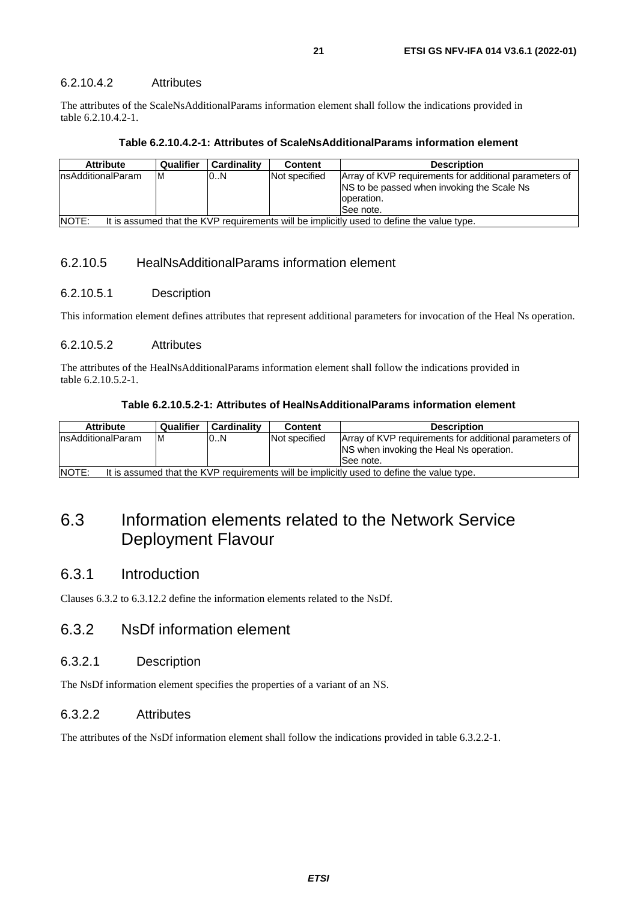#### 6.2.10.4.2 Attributes

The attributes of the ScaleNsAdditionalParams information element shall follow the indications provided in table 6.2.10.4.2-1.

**Table 6.2.10.4.2-1: Attributes of ScaleNsAdditionalParams information element**

| Attribute | Qualifier | Cardinality | Content | Description |
|---|---|---|---|---|
| nsAdditionalParam | M | 0..N | Not specified | Array of KVP requirements for additional parameters of NS to be passed when invoking the Scale Ns operation. See note. |
| NOTE: It is assumed that the KVP requirements will be implicitly used to define the value type. | | | | |

### 6.2.10.5 HealNsAdditionalParams information element

#### 6.2.10.5.1 Description

This information element defines attributes that represent additional parameters for invocation of the Heal Ns operation.

#### 6.2.10.5.2 Attributes

The attributes of the HealNsAdditionalParams information element shall follow the indications provided in table 6.2.10.5.2-1.

**Table 6.2.10.5.2-1: Attributes of HealNsAdditionalParams information element**

| Attribute | Qualifier | Cardinality | Content | Description |
|---|---|---|---|---|
| nsAdditionalParam | M | 0..N | Not specified | Array of KVP requirements for additional parameters of NS when invoking the Heal Ns operation. See note. |
| NOTE: It is assumed that the KVP requirements will be implicitly used to define the value type. | | | | |

# 6.3 Information elements related to the Network Service Deployment Flavour

## 6.3.1 Introduction

Clauses 6.3.2 to 6.3.12.2 define the information elements related to the NsDf.

## 6.3.2 NsDf information element

### 6.3.2.1 Description

The NsDf information element specifies the properties of a variant of an NS.

### 6.3.2.2 Attributes

The attributes of the NsDf information element shall follow the indications provided in table 6.3.2.2-1.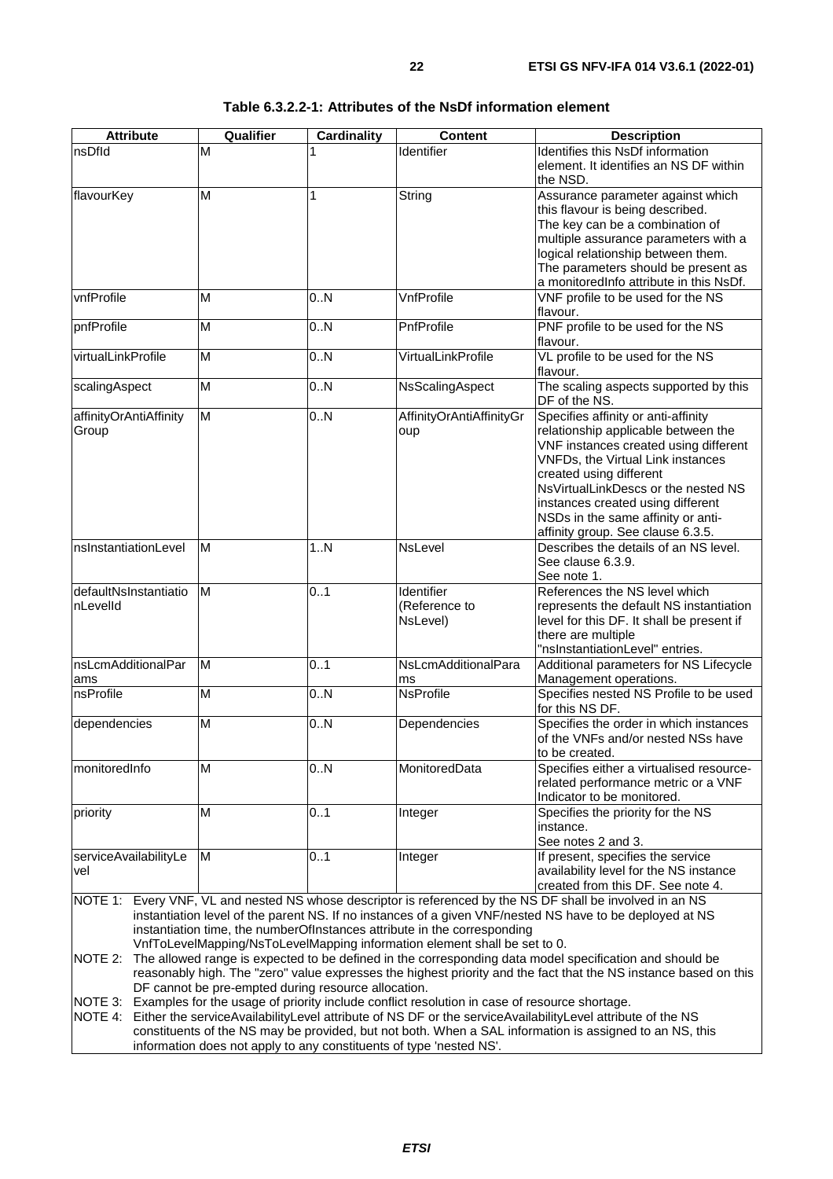**Table 6.3.2.2-1: Attributes of the NsDf information element**

| Attribute | Qualifier | Cardinality | Content | Description |
|---|---|---|---|---|
| nsDfId | M | 1 | Identifier | Identifies this NsDf information element. It identifies an NS DF within the NSD. |
| flavourKey | M | 1 | String | Assurance parameter against which this flavour is being described. The key can be a combination of multiple assurance parameters with a logical relationship between them. The parameters should be present as a monitoredInfo attribute in this NsDf. |
| vnfProfile | M | 0..N | VnfProfile | VNF profile to be used for the NS flavour. |
| pnfProfile | M | 0..N | PnfProfile | PNF profile to be used for the NS flavour. |
| virtualLinkProfile | M | 0..N | VirtualLinkProfile | VL profile to be used for the NS flavour. |
| scalingAspect | M | 0..N | NsScalingAspect | The scaling aspects supported by this DF of the NS. |
| affinityOrAntiAffinityGroup | M | 0..N | AffinityOrAntiAffinityGroup | Specifies affinity or anti-affinity relationship applicable between the VNF instances created using different VNFDs, the Virtual Link instances created using different NsVirtualLinkDescs or the nested NS instances created using different NSDs in the same affinity or anti-affinity group. See clause 6.3.5. |
| nsInstantiationLevel | M | 1..N | NsLevel | Describes the details of an NS level. See clause 6.3.9. See note 1. |
| defaultNsInstantiationLevelId | M | 0..1 | Identifier (Reference to NsLevel) | References the NS level which represents the default NS instantiation level for this DF. It shall be present if there are multiple "nsInstantiationLevel" entries. |
| nsLcmAdditionalParams | M | 0..1 | NsLcmAdditionalParams | Additional parameters for NS Lifecycle Management operations. |
| nsProfile | M | 0..N | NsProfile | Specifies nested NS Profile to be used for this NS DF. |
| dependencies | M | 0..N | Dependencies | Specifies the order in which instances of the VNFs and/or nested NSs have to be created. |
| monitoredInfo | M | 0..N | MonitoredData | Specifies either a virtualised resource-related performance metric or a VNF Indicator to be monitored. |
| priority | M | 0..1 | Integer | Specifies the priority for the NS instance. See notes 2 and 3. |
| serviceAvailabilityLevel | M | 0..1 | Integer | If present, specifies the service availability level for the NS instance created from this DF. See note 4. |

NOTE 1: Every VNF, VL and nested NS whose descriptor is referenced by the NS DF shall be involved in an NS instantiation level of the parent NS. If no instances of a given VNF/nested NS have to be deployed at NS instantiation time, the numberOfInstances attribute in the corresponding VnfToLevelMapping/NsToLevelMapping information element shall be set to 0.

NOTE 2: The allowed range is expected to be defined in the corresponding data model specification and should be reasonably high. The "zero" value expresses the highest priority and the fact that the NS instance based on this DF cannot be pre-empted during resource allocation.

NOTE 3: Examples for the usage of priority include conflict resolution in case of resource shortage.

NOTE 4: Either the serviceAvailabilityLevel attribute of NS DF or the serviceAvailabilityLevel attribute of the NS constituents of the NS may be provided, but not both. When a SAL information is assigned to an NS, this information does not apply to any constituents of type 'nested NS'.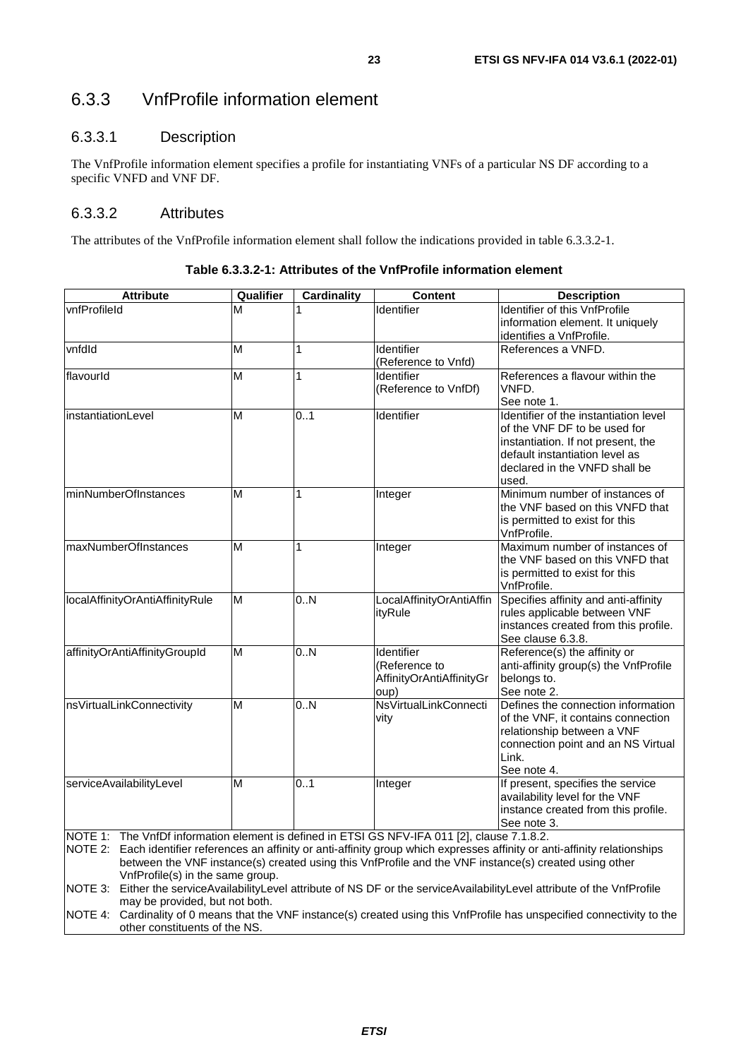## 6.3.3 VnfProfile information element

### 6.3.3.1 Description

The VnfProfile information element specifies a profile for instantiating VNFs of a particular NS DF according to a specific VNFD and VNF DF.

### 6.3.3.2 Attributes

The attributes of the VnfProfile information element shall follow the indications provided in table 6.3.3.2-1.

**Table 6.3.3.2-1: Attributes of the VnfProfile information element**

| Attribute | Qualifier | Cardinality | Content | Description |
|---|---|---|---|---|
| vnfProfileId | M | 1 | Identifier | Identifier of this VnfProfile information element. It uniquely identifies a VnfProfile. |
| vnfdId | M | 1 | Identifier (Reference to Vnfd) | References a VNFD. |
| flavourId | M | 1 | Identifier (Reference to VnfDf) | References a flavour within the VNFD. See note 1. |
| instantiationLevel | M | 0..1 | Identifier | Identifier of the instantiation level of the VNF DF to be used for instantiation. If not present, the default instantiation level as declared in the VNFD shall be used. |
| minNumberOfInstances | M | 1 | Integer | Minimum number of instances of the VNF based on this VNFD that is permitted to exist for this VnfProfile. |
| maxNumberOfInstances | M | 1 | Integer | Maximum number of instances of the VNF based on this VNFD that is permitted to exist for this VnfProfile. |
| localAffinityOrAntiAffinityRule | M | 0..N | LocalAffinityOrAntiAffinityRule | Specifies affinity and anti-affinity rules applicable between VNF instances created from this profile. See clause 6.3.8. |
| affinityOrAntiAffinityGroupId | M | 0..N | Identifier (Reference to AffinityOrAntiAffinityGroup) | Reference(s) the affinity or anti-affinity group(s) the VnfProfile belongs to. See note 2. |
| nsVirtualLinkConnectivity | M | 0..N | NsVirtualLinkConnectivity | Defines the connection information of the VNF, it contains connection relationship between a VNF connection point and an NS Virtual Link. See note 4. |
| serviceAvailabilityLevel | M | 0..1 | Integer | If present, specifies the service availability level for the VNF instance created from this profile. See note 3. |

NOTE 1: The VnfDf information element is defined in ETSI GS NFV-IFA 011 [2], clause 7.1.8.2.

NOTE 2: Each identifier references an affinity or anti-affinity group which expresses affinity or anti-affinity relationships between the VNF instance(s) created using this VnfProfile and the VNF instance(s) created using other VnfProfile(s) in the same group.

NOTE 3: Either the serviceAvailabilityLevel attribute of NS DF or the serviceAvailabilityLevel attribute of the VnfProfile may be provided, but not both.

NOTE 4: Cardinality of 0 means that the VNF instance(s) created using this VnfProfile has unspecified connectivity to the other constituents of the NS.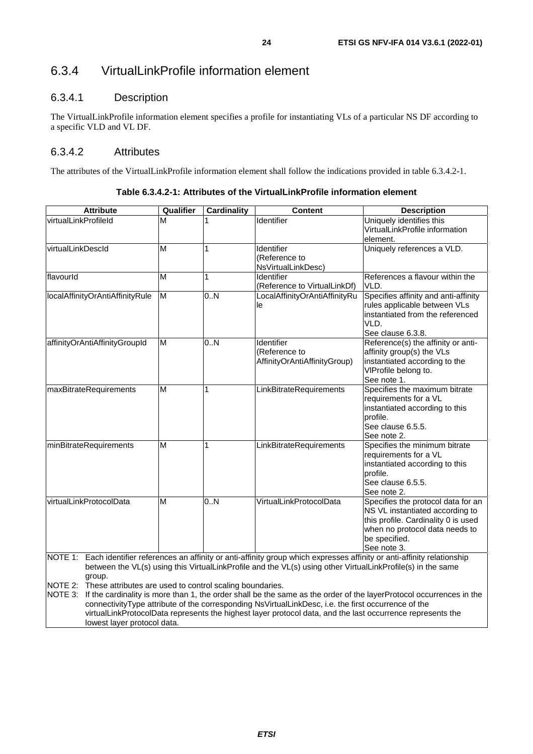### 6.3.4 VirtualLinkProfile information element

#### 6.3.4.1 Description

The VirtualLinkProfile information element specifies a profile for instantiating VLs of a particular NS DF according to a specific VLD and VL DF.

#### 6.3.4.2 Attributes

The attributes of the VirtualLinkProfile information element shall follow the indications provided in table 6.3.4.2-1.

**Table 6.3.4.2-1: Attributes of the VirtualLinkProfile information element**

| Attribute | Qualifier | Cardinality | Content | Description |
|---|---|---|---|---|
| virtualLinkProfileId | M | 1 | Identifier | Uniquely identifies this VirtualLinkProfile information element. |
| virtualLinkDescId | M | 1 | Identifier (Reference to NsVirtualLinkDesc) | Uniquely references a VLD. |
| flavourId | M | 1 | Identifier (Reference to VirtualLinkDf) | References a flavour within the VLD. |
| localAffinityOrAntiAffinityRule | M | 0..N | LocalAffinityOrAntiAffinityRule | Specifies affinity and anti-affinity rules applicable between VLs instantiated from the referenced VLD. See clause 6.3.8. |
| affinityOrAntiAffinityGroupId | M | 0..N | Identifier (Reference to AffinityOrAntiAffinityGroup) | Reference(s) the affinity or anti-affinity group(s) the VLs instantiated according to the VlProfile belong to. See note 1. |
| maxBitrateRequirements | M | 1 | LinkBitrateRequirements | Specifies the maximum bitrate requirements for a VL instantiated according to this profile. See clause 6.5.5. See note 2. |
| minBitrateRequirements | M | 1 | LinkBitrateRequirements | Specifies the minimum bitrate requirements for a VL instantiated according to this profile. See clause 6.5.5. See note 2. |
| virtualLinkProtocolData | M | 0..N | VirtualLinkProtocolData | Specifies the protocol data for an NS VL instantiated according to this profile. Cardinality 0 is used when no protocol data needs to be specified. See note 3. |
| NOTE 1: Each identifier references an affinity or anti-affinity group which expresses affinity or anti-affinity relationship between the VL(s) using this VirtualLinkProfile and the VL(s) using other VirtualLinkProfile(s) in the same group.<br>NOTE 2: These attributes are used to control scaling boundaries.<br>NOTE 3: If the cardinality is more than 1, the order shall be the same as the order of the layerProtocol occurrences in the connectivityType attribute of the corresponding NsVirtualLinkDesc, i.e. the first occurrence of the virtualLinkProtocolData represents the highest layer protocol data, and the last occurrence represents the lowest layer protocol data. | | | | |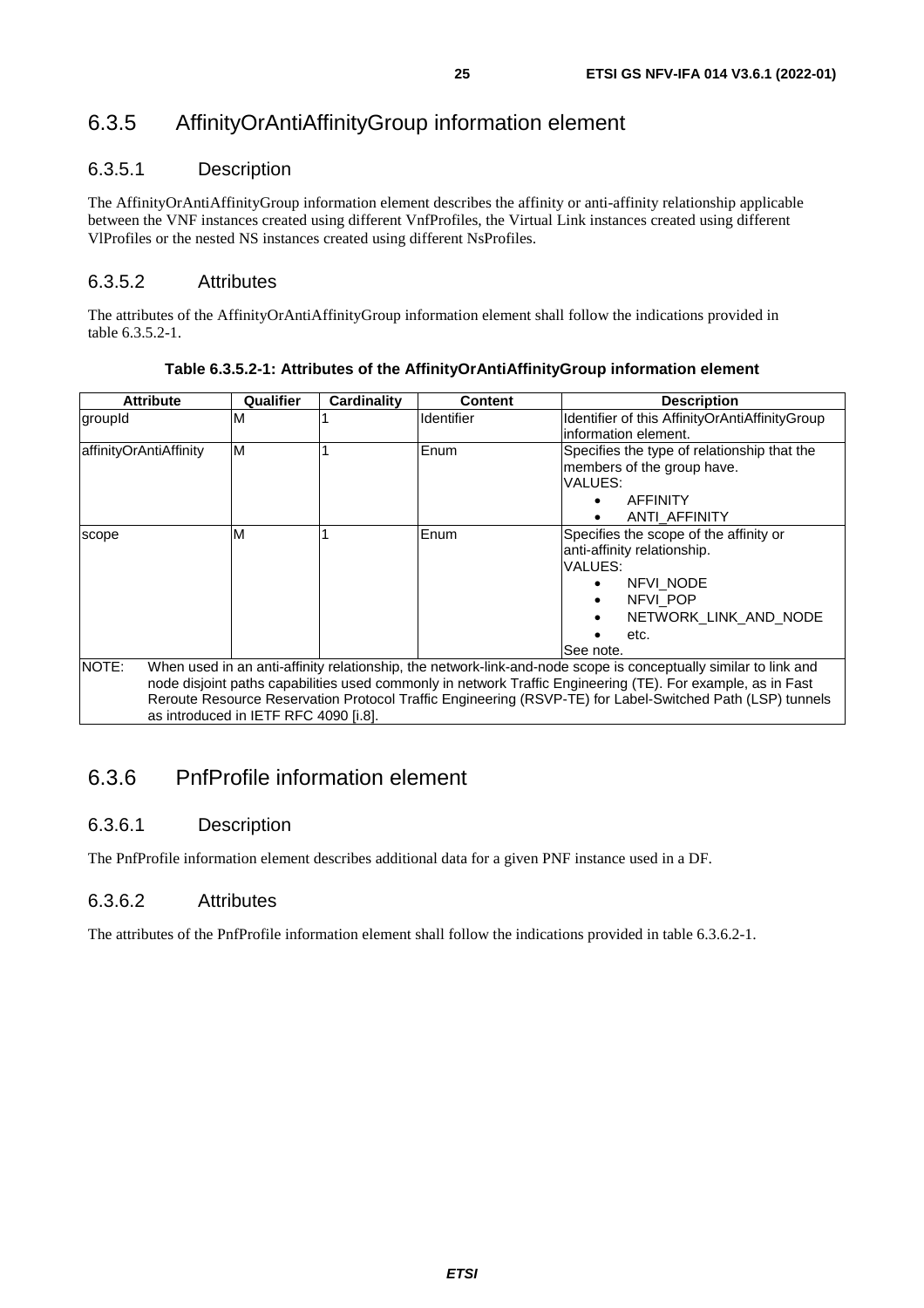## 6.3.5 AffinityOrAntiAffinityGroup information element

### 6.3.5.1 Description

The AffinityOrAntiAffinityGroup information element describes the affinity or anti-affinity relationship applicable between the VNF instances created using different VnfProfiles, the Virtual Link instances created using different VlProfiles or the nested NS instances created using different NsProfiles.

### 6.3.5.2 Attributes

The attributes of the AffinityOrAntiAffinityGroup information element shall follow the indications provided in table 6.3.5.2-1.

**Table 6.3.5.2-1: Attributes of the AffinityOrAntiAffinityGroup information element**

| Attribute | Qualifier | Cardinality | Content | Description |
|---|---|---|---|---|
| groupId | M | 1 | Identifier | Identifier of this AffinityOrAntiAffinityGroup information element. |
| affinityOrAntiAffinity | M | 1 | Enum | Specifies the type of relationship that the members of the group have.<br>VALUES:<br>• AFFINITY<br>• ANTI_AFFINITY |
| scope | M | 1 | Enum | Specifies the scope of the affinity or anti-affinity relationship.<br>VALUES:<br>• NFVI_NODE<br>• NFVI_POP<br>• NETWORK_LINK_AND_NODE<br>• etc.<br>See note. |
| NOTE: When used in an anti-affinity relationship, the network-link-and-node scope is conceptually similar to link and node disjoint paths capabilities used commonly in network Traffic Engineering (TE). For example, as in Fast Reroute Resource Reservation Protocol Traffic Engineering (RSVP-TE) for Label-Switched Path (LSP) tunnels as introduced in IETF RFC 4090 [i.8]. | | | | |

## 6.3.6 PnfProfile information element

### 6.3.6.1 Description

The PnfProfile information element describes additional data for a given PNF instance used in a DF.

### 6.3.6.2 Attributes

The attributes of the PnfProfile information element shall follow the indications provided in table 6.3.6.2-1.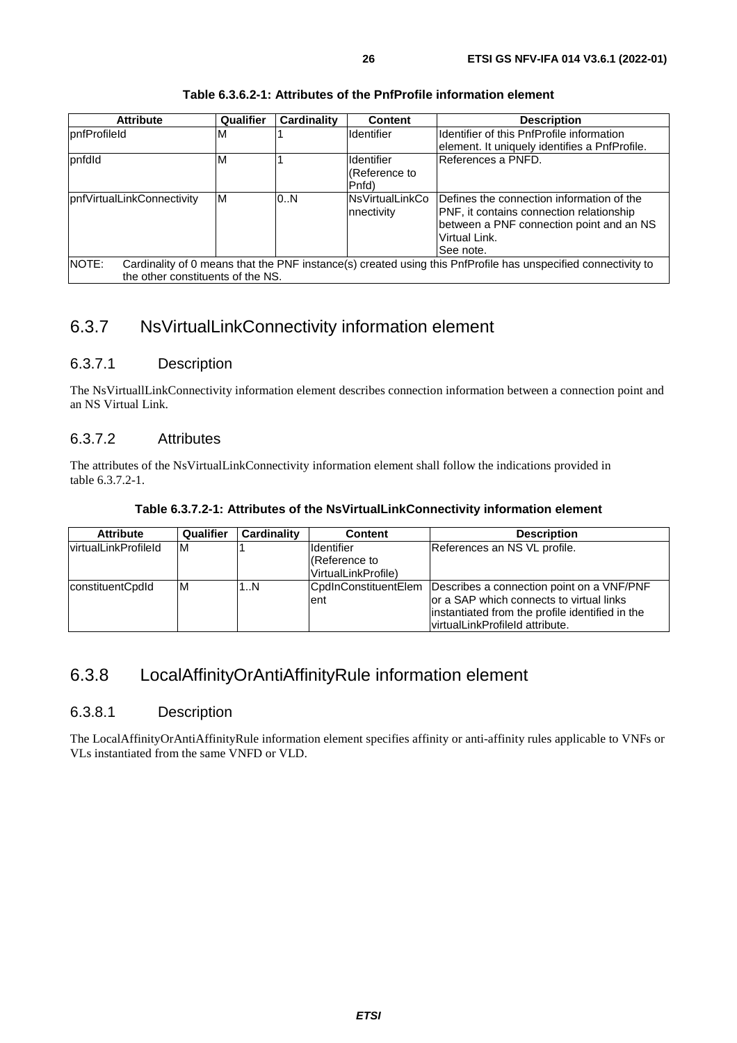**Table 6.3.6.2-1: Attributes of the PnfProfile information element**

| Attribute | Qualifier | Cardinality | Content | Description |
|---|---|---|---|---|
| pnfProfileId | M | 1 | Identifier | Identifier of this PnfProfile information element. It uniquely identifies a PnfProfile. |
| pnfdId | M | 1 | Identifier (Reference to Pnfd) | References a PNFD. |
| pnfVirtualLinkConnectivity | M | 0..N | NsVirtualLinkConnectivity | Defines the connection information of the PNF, it contains connection relationship between a PNF connection point and an NS Virtual Link. See note. |
| NOTE: Cardinality of 0 means that the PNF instance(s) created using this PnfProfile has unspecified connectivity to the other constituents of the NS. | | | | |

## 6.3.7 NsVirtualLinkConnectivity information element

### 6.3.7.1 Description

The NsVirtuallLinkConnectivity information element describes connection information between a connection point and an NS Virtual Link.

### 6.3.7.2 Attributes

The attributes of the NsVirtualLinkConnectivity information element shall follow the indications provided in table 6.3.7.2-1.

**Table 6.3.7.2-1: Attributes of the NsVirtualLinkConnectivity information element**

| Attribute | Qualifier | Cardinality | Content | Description |
|---|---|---|---|---|
| virtualLinkProfileId | M | 1 | Identifier (Reference to VirtualLinkProfile) | References an NS VL profile. |
| constituentCpdId | M | 1..N | CpdInConstituentElement | Describes a connection point on a VNF/PNF or a SAP which connects to virtual links instantiated from the profile identified in the virtualLinkProfileId attribute. |

## 6.3.8 LocalAffinityOrAntiAffinityRule information element

### 6.3.8.1 Description

The LocalAffinityOrAntiAffinityRule information element specifies affinity or anti-affinity rules applicable to VNFs or VLs instantiated from the same VNFD or VLD.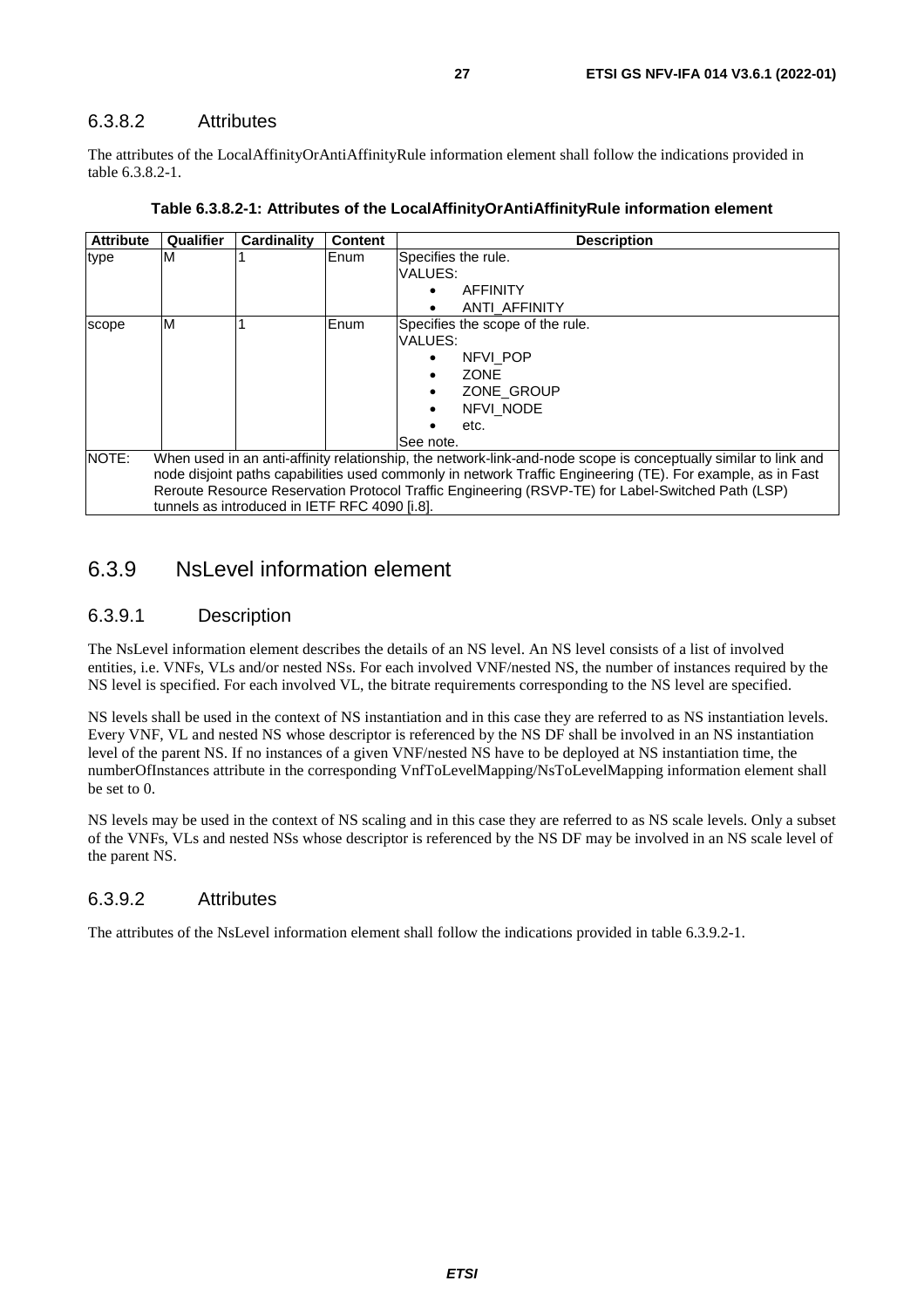### 6.3.8.2 Attributes

The attributes of the LocalAffinityOrAntiAffinityRule information element shall follow the indications provided in table 6.3.8.2-1.

**Table 6.3.8.2-1: Attributes of the LocalAffinityOrAntiAffinityRule information element**

| Attribute | Qualifier | Cardinality | Content | Description |
|---|---|---|---|---|
| type | M | 1 | Enum | Specifies the rule.<br>VALUES:<br>• AFFINITY<br>• ANTI_AFFINITY |
| scope | M | 1 | Enum | Specifies the scope of the rule.<br>VALUES:<br>• NFVI_POP<br>• ZONE<br>• ZONE_GROUP<br>• NFVI_NODE<br>• etc.<br>See note. |
| NOTE: | When used in an anti-affinity relationship, the network-link-and-node scope is conceptually similar to link and node disjoint paths capabilities used commonly in network Traffic Engineering (TE). For example, as in Fast Reroute Resource Reservation Protocol Traffic Engineering (RSVP-TE) for Label-Switched Path (LSP) tunnels as introduced in IETF RFC 4090 [i.8]. | | | |

## 6.3.9 NsLevel information element

### 6.3.9.1 Description

The NsLevel information element describes the details of an NS level. An NS level consists of a list of involved entities, i.e. VNFs, VLs and/or nested NSs. For each involved VNF/nested NS, the number of instances required by the NS level is specified. For each involved VL, the bitrate requirements corresponding to the NS level are specified.

NS levels shall be used in the context of NS instantiation and in this case they are referred to as NS instantiation levels. Every VNF, VL and nested NS whose descriptor is referenced by the NS DF shall be involved in an NS instantiation level of the parent NS. If no instances of a given VNF/nested NS have to be deployed at NS instantiation time, the numberOfInstances attribute in the corresponding VnfToLevelMapping/NsToLevelMapping information element shall be set to 0.

NS levels may be used in the context of NS scaling and in this case they are referred to as NS scale levels. Only a subset of the VNFs, VLs and nested NSs whose descriptor is referenced by the NS DF may be involved in an NS scale level of the parent NS.

### 6.3.9.2 Attributes

The attributes of the NsLevel information element shall follow the indications provided in table 6.3.9.2-1.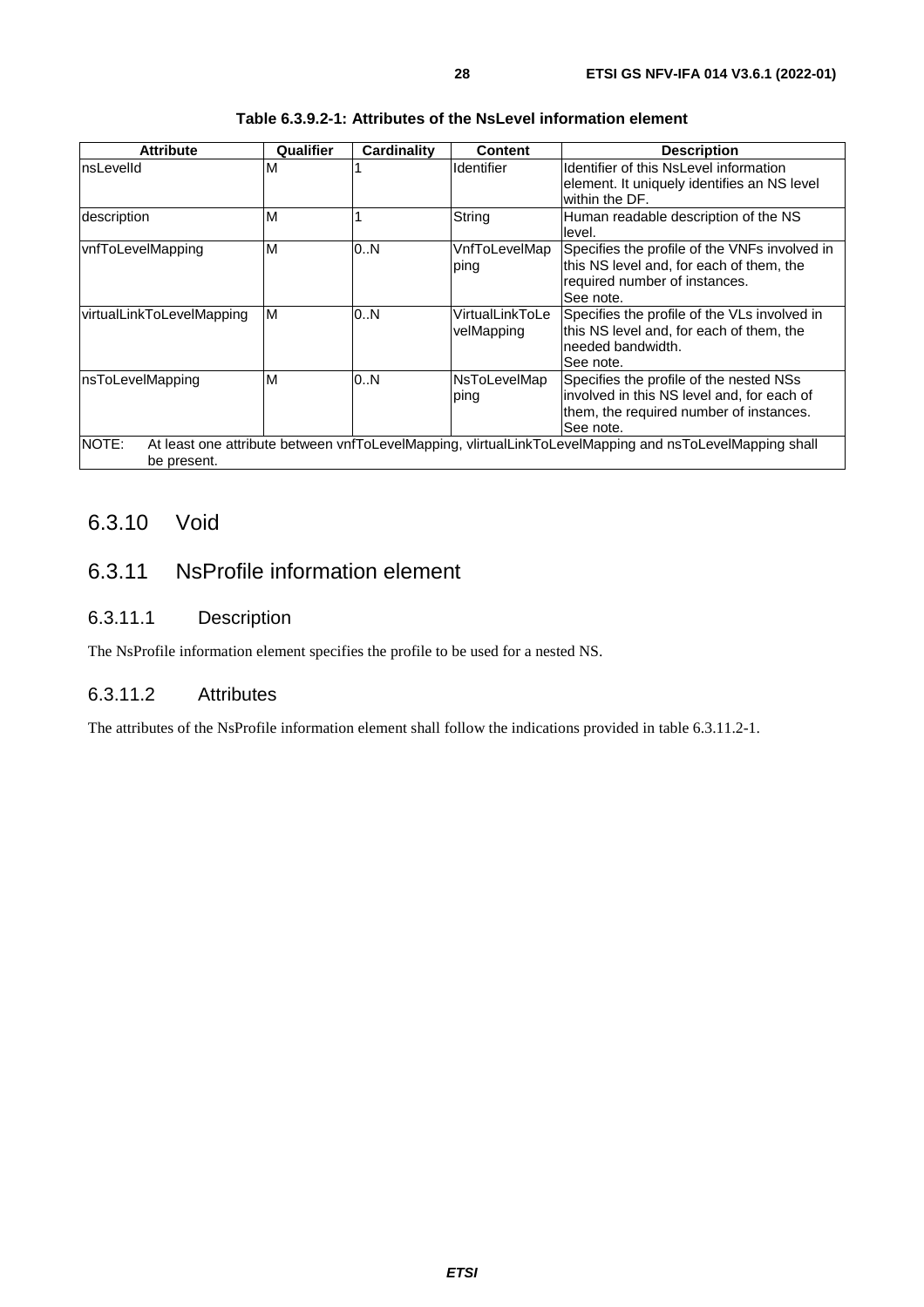**Table 6.3.9.2-1: Attributes of the NsLevel information element**

| Attribute | Qualifier | Cardinality | Content | Description |
| --- | --- | --- | --- | --- |
| nsLevelId | M | 1 | Identifier | Identifier of this NsLevel information element. It uniquely identifies an NS level within the DF. |
| description | M | 1 | String | Human readable description of the NS level. |
| vnfToLevelMapping | M | 0..N | VnfToLevelMapping | Specifies the profile of the VNFs involved in this NS level and, for each of them, the required number of instances. See note. |
| virtualLinkToLevelMapping | M | 0..N | VirtualLinkToLevelMapping | Specifies the profile of the VLs involved in this NS level and, for each of them, the needed bandwidth. See note. |
| nsToLevelMapping | M | 0..N | NsToLevelMapping | Specifies the profile of the nested NSs involved in this NS level and, for each of them, the required number of instances. See note. |
| NOTE: At least one attribute between vnfToLevelMapping, vlirtualLinkToLevelMapping and nsToLevelMapping shall be present. | | | | |

## 6.3.10 Void

## 6.3.11 NsProfile information element

### 6.3.11.1 Description

The NsProfile information element specifies the profile to be used for a nested NS.

### 6.3.11.2 Attributes

The attributes of the NsProfile information element shall follow the indications provided in table 6.3.11.2-1.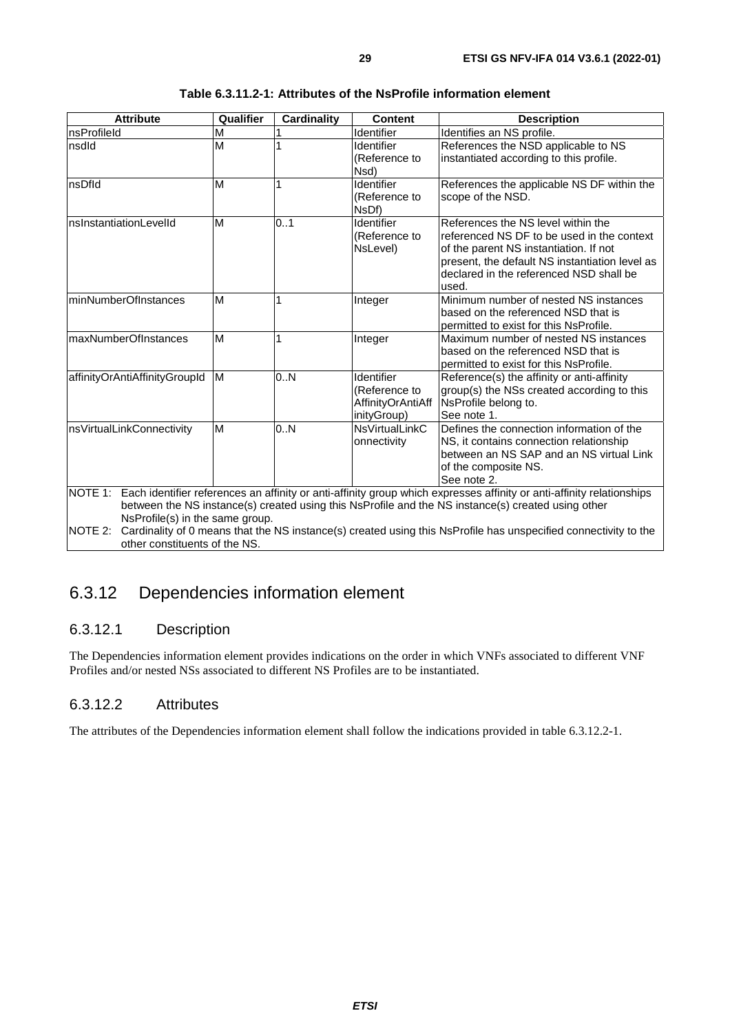**Table 6.3.11.2-1: Attributes of the NsProfile information element**

| Attribute | Qualifier | Cardinality | Content | Description |
| --- | --- | --- | --- | --- |
| nsProfileId | M | 1 | Identifier | Identifies an NS profile. |
| nsdId | M | 1 | Identifier (Reference to Nsd) | References the NSD applicable to NS instantiated according to this profile. |
| nsDfId | M | 1 | Identifier (Reference to NsDf) | References the applicable NS DF within the scope of the NSD. |
| nsInstantiationLevelId | M | 0..1 | Identifier (Reference to NsLevel) | References the NS level within the referenced NS DF to be used in the context of the parent NS instantiation. If not present, the default NS instantiation level as declared in the referenced NSD shall be used. |
| minNumberOfInstances | M | 1 | Integer | Minimum number of nested NS instances based on the referenced NSD that is permitted to exist for this NsProfile. |
| maxNumberOfInstances | M | 1 | Integer | Maximum number of nested NS instances based on the referenced NSD that is permitted to exist for this NsProfile. |
| affinityOrAntiAffinityGroupId | M | 0..N | Identifier (Reference to AffinityOrAntiAffinityGroup) | Reference(s) the affinity or anti-affinity group(s) the NSs created according to this NsProfile belong to. See note 1. |
| nsVirtualLinkConnectivity | M | 0..N | NsVirtualLinkConnectivity | Defines the connection information of the NS, it contains connection relationship between an NS SAP and an NS virtual Link of the composite NS. See note 2. |
| NOTE 1: Each identifier references an affinity or anti-affinity group which expresses affinity or anti-affinity relationships between the NS instance(s) created using this NsProfile and the NS instance(s) created using other NsProfile(s) in the same group. | | | | |
| NOTE 2: Cardinality of 0 means that the NS instance(s) created using this NsProfile has unspecified connectivity to the other constituents of the NS. | | | | |

## 6.3.12 Dependencies information element

### 6.3.12.1 Description

The Dependencies information element provides indications on the order in which VNFs associated to different VNF Profiles and/or nested NSs associated to different NS Profiles are to be instantiated.

### 6.3.12.2 Attributes

The attributes of the Dependencies information element shall follow the indications provided in table 6.3.12.2-1.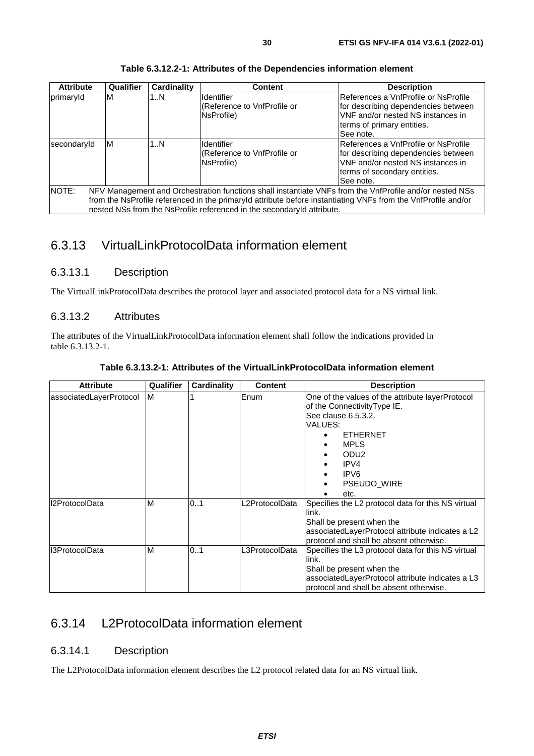**Table 6.3.12.2-1: Attributes of the Dependencies information element**

| Attribute | Qualifier | Cardinality | Content | Description |
| --- | --- | --- | --- | --- |
| primaryId | M | 1..N | Identifier (Reference to VnfProfile or NsProfile) | References a VnfProfile or NsProfile for describing dependencies between VNF and/or nested NS instances in terms of primary entities. See note. |
| secondaryId | M | 1..N | Identifier (Reference to VnfProfile or NsProfile) | References a VnfProfile or NsProfile for describing dependencies between VNF and/or nested NS instances in terms of secondary entities. See note. |
| NOTE: NFV Management and Orchestration functions shall instantiate VNFs from the VnfProfile and/or nested NSs from the NsProfile referenced in the primaryId attribute before instantiating VNFs from the VnfProfile and/or nested NSs from the NsProfile referenced in the secondaryId attribute. | | | | |

## 6.3.13 VirtualLinkProtocolData information element

### 6.3.13.1 Description

The VirtualLinkProtocolData describes the protocol layer and associated protocol data for a NS virtual link.

### 6.3.13.2 Attributes

The attributes of the VirtualLinkProtocolData information element shall follow the indications provided in table 6.3.13.2-1.

**Table 6.3.13.2-1: Attributes of the VirtualLinkProtocolData information element**

| Attribute | Qualifier | Cardinality | Content | Description |
| --- | --- | --- | --- | --- |
| associatedLayerProtocol | M | 1 | Enum | One of the values of the attribute layerProtocol of the ConnectivityType IE. See clause 6.5.3.2. VALUES: <br>• ETHERNET <br>• MPLS <br>• ODU2 <br>• IPV4 <br>• IPV6 <br>• PSEUDO_WIRE <br>• etc. |
| l2ProtocolData | M | 0..1 | L2ProtocolData | Specifies the L2 protocol data for this NS virtual link. Shall be present when the associatedLayerProtocol attribute indicates a L2 protocol and shall be absent otherwise. |
| l3ProtocolData | M | 0..1 | L3ProtocolData | Specifies the L3 protocol data for this NS virtual link. Shall be present when the associatedLayerProtocol attribute indicates a L3 protocol and shall be absent otherwise. |

## 6.3.14 L2ProtocolData information element

### 6.3.14.1 Description

The L2ProtocolData information element describes the L2 protocol related data for an NS virtual link.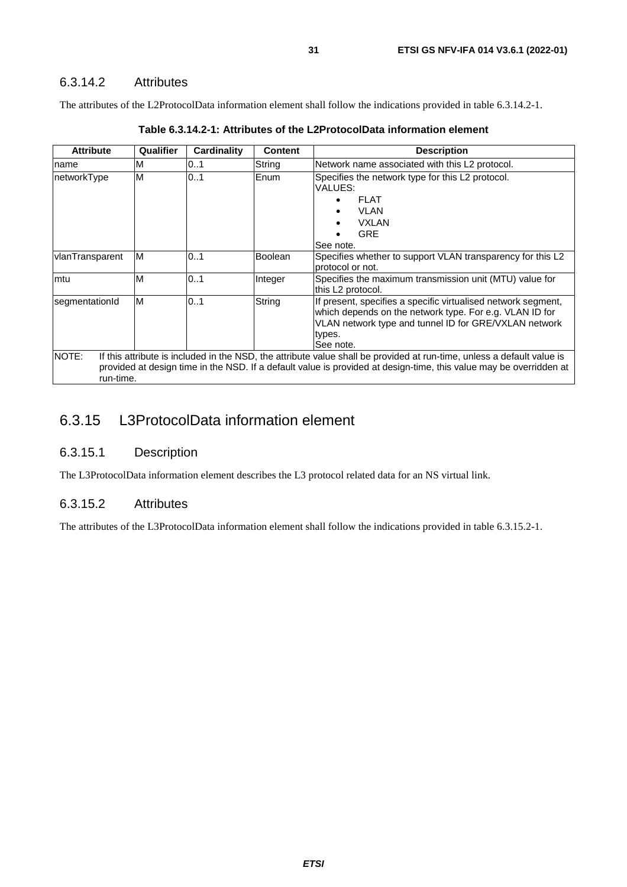### 6.3.14.2 Attributes

The attributes of the L2ProtocolData information element shall follow the indications provided in table 6.3.14.2-1.

**Table 6.3.14.2-1: Attributes of the L2ProtocolData information element**

| Attribute | Qualifier | Cardinality | Content | Description |
| --- | --- | --- | --- | --- |
| name | M | 0..1 | String | Network name associated with this L2 protocol. |
| networkType | M | 0..1 | Enum | Specifies the network type for this L2 protocol.<br>VALUES:<br>• FLAT<br>• VLAN<br>• VXLAN<br>• GRE<br>See note. |
| vlanTransparent | M | 0..1 | Boolean | Specifies whether to support VLAN transparency for this L2 protocol or not. |
| mtu | M | 0..1 | Integer | Specifies the maximum transmission unit (MTU) value for this L2 protocol. |
| segmentationId | M | 0..1 | String | If present, specifies a specific virtualised network segment, which depends on the network type. For e.g. VLAN ID for VLAN network type and tunnel ID for GRE/VXLAN network types.<br>See note. |
| NOTE: If this attribute is included in the NSD, the attribute value shall be provided at run-time, unless a default value is provided at design time in the NSD. If a default value is provided at design-time, this value may be overridden at run-time. | | | | |

## 6.3.15 L3ProtocolData information element

### 6.3.15.1 Description

The L3ProtocolData information element describes the L3 protocol related data for an NS virtual link.

### 6.3.15.2 Attributes

The attributes of the L3ProtocolData information element shall follow the indications provided in table 6.3.15.2-1.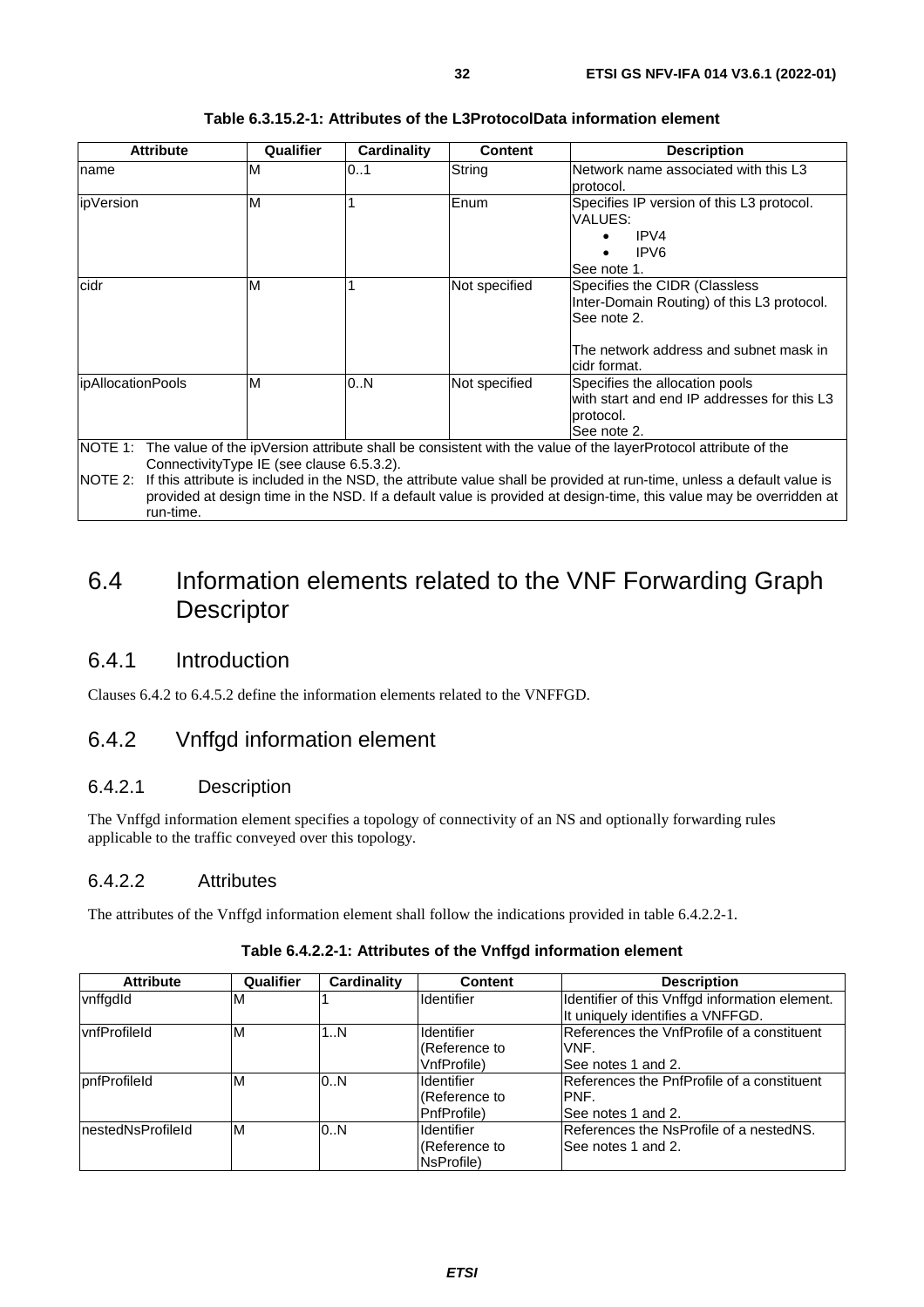**Table 6.3.15.2-1: Attributes of the L3ProtocolData information element**

| Attribute | Qualifier | Cardinality | Content | Description |
|---|---|---|---|---|
| name | M | 0..1 | String | Network name associated with this L3 protocol. |
| ipVersion | M | 1 | Enum | Specifies IP version of this L3 protocol. VALUES: • IPV4 • IPV6 See note 1. |
| cidr | M | 1 | Not specified | Specifies the CIDR (Classless Inter-Domain Routing) of this L3 protocol. See note 2. The network address and subnet mask in cidr format. |
| ipAllocationPools | M | 0..N | Not specified | Specifies the allocation pools with start and end IP addresses for this L3 protocol. See note 2. |
| NOTE 1: The value of the ipVersion attribute shall be consistent with the value of the layerProtocol attribute of the ConnectivityType IE (see clause 6.5.3.2). | | | | |
| NOTE 2: If this attribute is included in the NSD, the attribute value shall be provided at run-time, unless a default value is provided at design time in the NSD. If a default value is provided at design-time, this value may be overridden at run-time. | | | | |

# 6.4 Information elements related to the VNF Forwarding Graph Descriptor

## 6.4.1 Introduction

Clauses 6.4.2 to 6.4.5.2 define the information elements related to the VNFFGD.

## 6.4.2 Vnffgd information element

### 6.4.2.1 Description

The Vnffgd information element specifies a topology of connectivity of an NS and optionally forwarding rules applicable to the traffic conveyed over this topology.

### 6.4.2.2 Attributes

The attributes of the Vnffgd information element shall follow the indications provided in table 6.4.2.2-1.

**Table 6.4.2.2-1: Attributes of the Vnffgd information element**

| Attribute | Qualifier | Cardinality | Content | Description |
|---|---|---|---|---|
| vnffgdId | M | 1 | Identifier | Identifier of this Vnffgd information element. It uniquely identifies a VNFFGD. |
| vnfProfileId | M | 1..N | Identifier (Reference to VnfProfile) | References the VnfProfile of a constituent VNF. See notes 1 and 2. |
| pnfProfileId | M | 0..N | Identifier (Reference to PnfProfile) | References the PnfProfile of a constituent PNF. See notes 1 and 2. |
| nestedNsProfileId | M | 0..N | Identifier (Reference to NsProfile) | References the NsProfile of a nestedNS. See notes 1 and 2. |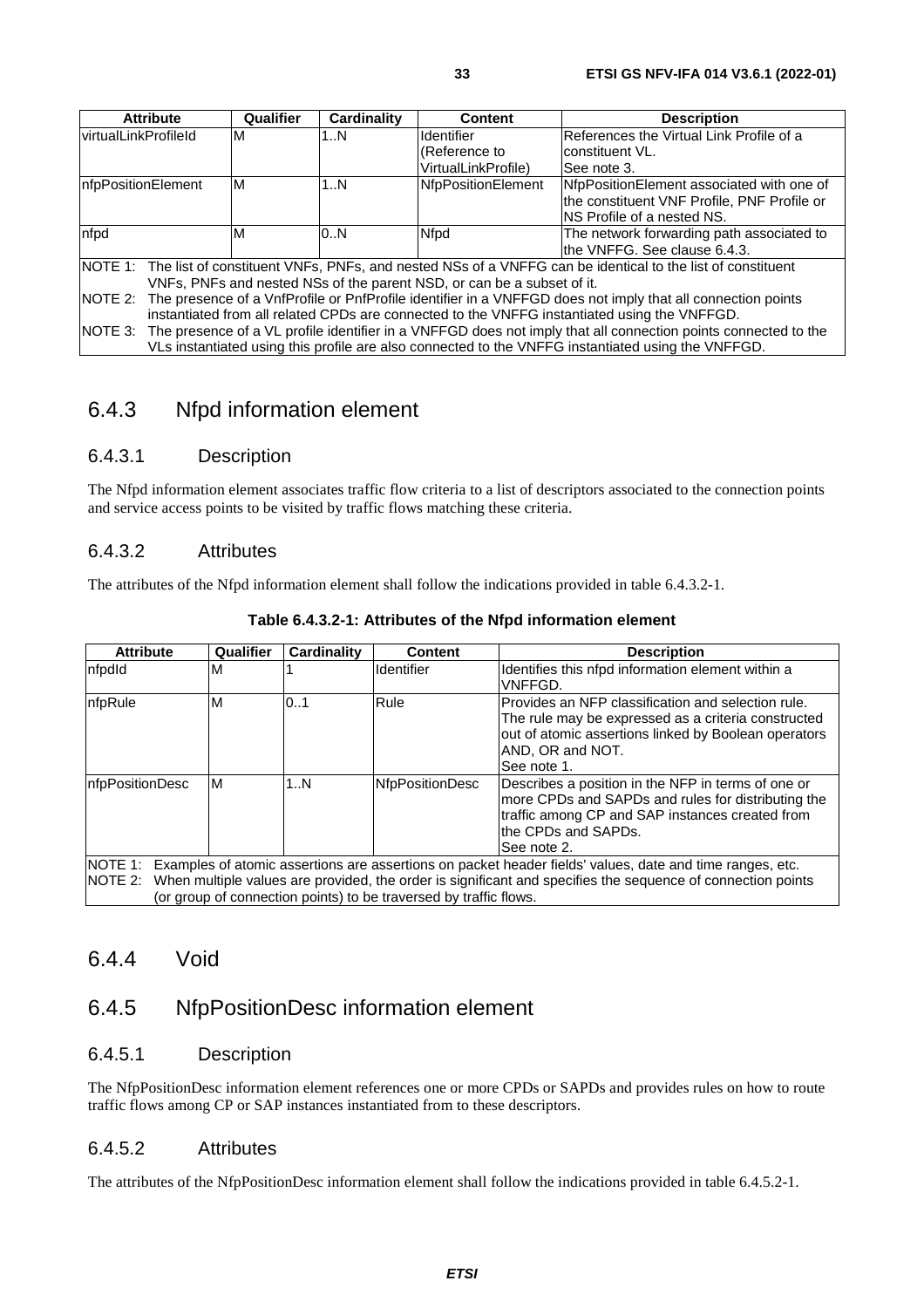| Attribute | Qualifier | Cardinality | Content | Description |
| --- | --- | --- | --- | --- |
| virtualLinkProfileId | M | 1..N | Identifier (Reference to VirtualLinkProfile) | References the Virtual Link Profile of a constituent VL. See note 3. |
| nfpPositionElement | M | 1..N | NfpPositionElement | NfpPositionElement associated with one of the constituent VNF Profile, PNF Profile or NS Profile of a nested NS. |
| nfpd | M | 0..N | Nfpd | The network forwarding path associated to the VNFFG. See clause 6.4.3. |
| NOTE 1: The list of constituent VNFs, PNFs, and nested NSs of a VNFFG can be identical to the list of constituent VNFs, PNFs and nested NSs of the parent NSD, or can be a subset of it. NOTE 2: The presence of a VnfProfile or PnfProfile identifier in a VNFFGD does not imply that all connection points instantiated from all related CPDs are connected to the VNFFG instantiated using the VNFFGD. NOTE 3: The presence of a VL profile identifier in a VNFFGD does not imply that all connection points connected to the VLs instantiated using this profile are also connected to the VNFFG instantiated using the VNFFGD. | | | | |

## 6.4.3 Nfpd information element

### 6.4.3.1 Description

The Nfpd information element associates traffic flow criteria to a list of descriptors associated to the connection points and service access points to be visited by traffic flows matching these criteria.

### 6.4.3.2 Attributes

The attributes of the Nfpd information element shall follow the indications provided in table 6.4.3.2-1.

**Table 6.4.3.2-1: Attributes of the Nfpd information element**

| Attribute | Qualifier | Cardinality | Content | Description |
| --- | --- | --- | --- | --- |
| nfpdId | M | 1 | Identifier | Identifies this nfpd information element within a VNFFGD. |
| nfpRule | M | 0..1 | Rule | Provides an NFP classification and selection rule. The rule may be expressed as a criteria constructed out of atomic assertions linked by Boolean operators AND, OR and NOT. See note 1. |
| nfpPositionDesc | M | 1..N | NfpPositionDesc | Describes a position in the NFP in terms of one or more CPDs and SAPDs and rules for distributing the traffic among CP and SAP instances created from the CPDs and SAPDs. See note 2. |
| NOTE 1: Examples of atomic assertions are assertions on packet header fields' values, date and time ranges, etc. NOTE 2: When multiple values are provided, the order is significant and specifies the sequence of connection points (or group of connection points) to be traversed by traffic flows. | | | | |

## 6.4.4 Void

## 6.4.5 NfpPositionDesc information element

### 6.4.5.1 Description

The NfpPositionDesc information element references one or more CPDs or SAPDs and provides rules on how to route traffic flows among CP or SAP instances instantiated from to these descriptors.

### 6.4.5.2 Attributes

The attributes of the NfpPositionDesc information element shall follow the indications provided in table 6.4.5.2-1.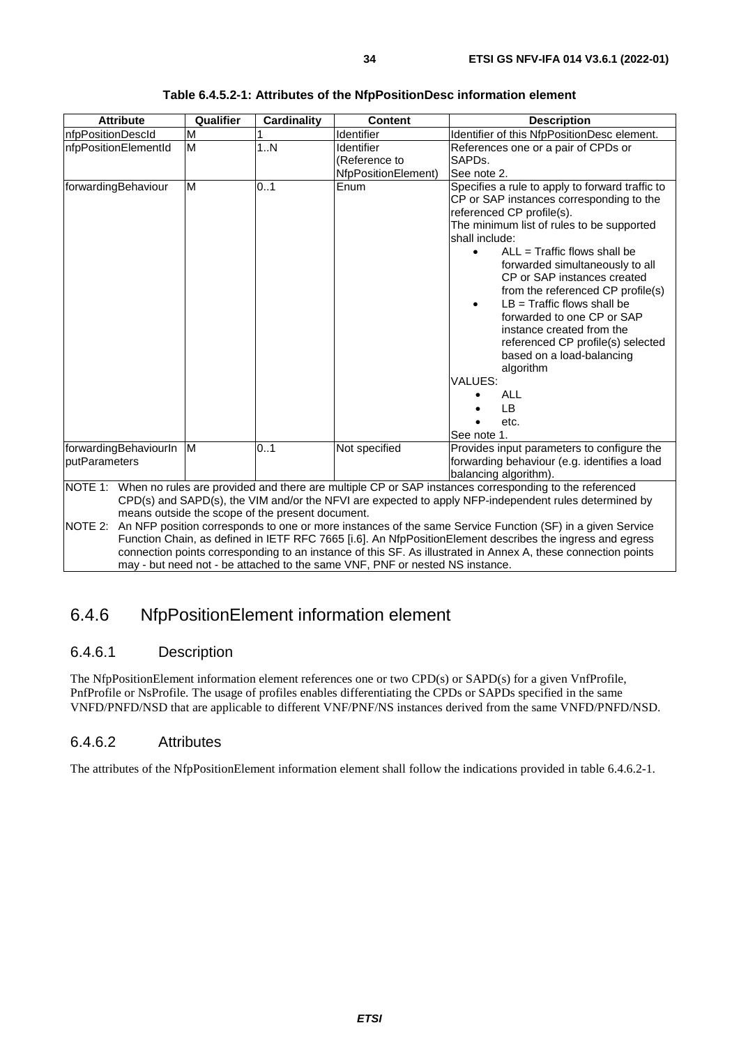**Table 6.4.5.2-1: Attributes of the NfpPositionDesc information element**

| Attribute | Qualifier | Cardinality | Content | Description |
| --- | --- | --- | --- | --- |
| nfpPositionDescId | M | 1 | Identifier | Identifier of this NfpPositionDesc element. |
| nfpPositionElementId | M | 1..N | Identifier (Reference to NfpPositionElement) | References one or a pair of CPDs or SAPDs. See note 2. |
| forwardingBehaviour | M | 0..1 | Enum | Specifies a rule to apply to forward traffic to CP or SAP instances corresponding to the referenced CP profile(s). The minimum list of rules to be supported shall include: <br>• ALL = Traffic flows shall be forwarded simultaneously to all CP or SAP instances created from the referenced CP profile(s) <br>• LB = Traffic flows shall be forwarded to one CP or SAP instance created from the referenced CP profile(s) selected based on a load-balancing algorithm <br>VALUES: <br>• ALL <br>• LB <br>• etc. <br>See note 1. |
| forwardingBehaviourInputParameters | M | 0..1 | Not specified | Provides input parameters to configure the forwarding behaviour (e.g. identifies a load balancing algorithm). |
| NOTE 1: When no rules are provided and there are multiple CP or SAP instances corresponding to the referenced CPD(s) and SAPD(s), the VIM and/or the NFVI are expected to apply NFP-independent rules determined by means outside the scope of the present document. <br>NOTE 2: An NFP position corresponds to one or more instances of the same Service Function (SF) in a given Service Function Chain, as defined in IETF RFC 7665 [i.6]. An NfpPositionElement describes the ingress and egress connection points corresponding to an instance of this SF. As illustrated in Annex A, these connection points may - but need not - be attached to the same VNF, PNF or nested NS instance. | | | | |

## 6.4.6 NfpPositionElement information element

### 6.4.6.1 Description

The NfpPositionElement information element references one or two CPD(s) or SAPD(s) for a given VnfProfile, PnfProfile or NsProfile. The usage of profiles enables differentiating the CPDs or SAPDs specified in the same VNFD/PNFD/NSD that are applicable to different VNF/PNF/NS instances derived from the same VNFD/PNFD/NSD.

### 6.4.6.2 Attributes

The attributes of the NfpPositionElement information element shall follow the indications provided in table 6.4.6.2-1.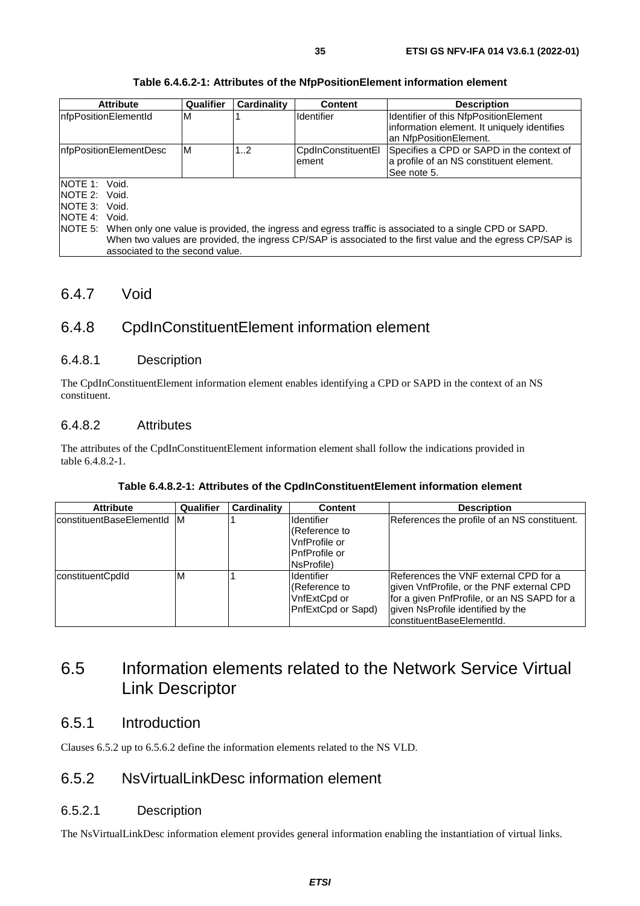**Table 6.4.6.2-1: Attributes of the NfpPositionElement information element**

| Attribute | Qualifier | Cardinality | Content | Description |
|---|---|---|---|---|
| nfpPositionElementId | M | 1 | Identifier | Identifier of this NfpPositionElement information element. It uniquely identifies an NfpPositionElement. |
| nfpPositionElementDesc | M | 1..2 | CpdInConstituentElement | Specifies a CPD or SAPD in the context of a profile of an NS constituent element. See note 5. |
| NOTE 1: Void.<br>NOTE 2: Void.<br>NOTE 3: Void.<br>NOTE 4: Void.<br>NOTE 5: When only one value is provided, the ingress and egress traffic is associated to a single CPD or SAPD. When two values are provided, the ingress CP/SAP is associated to the first value and the egress CP/SAP is associated to the second value. | | | | |

## 6.4.7 Void

## 6.4.8 CpdInConstituentElement information element

### 6.4.8.1 Description

The CpdInConstituentElement information element enables identifying a CPD or SAPD in the context of an NS constituent.

### 6.4.8.2 Attributes

The attributes of the CpdInConstituentElement information element shall follow the indications provided in table 6.4.8.2-1.

**Table 6.4.8.2-1: Attributes of the CpdInConstituentElement information element**

| Attribute | Qualifier | Cardinality | Content | Description |
|---|---|---|---|---|
| constituentBaseElementId | M | 1 | Identifier (Reference to VnfProfile or PnfProfile or NsProfile) | References the profile of an NS constituent. |
| constituentCpdId | M | 1 | Identifier (Reference to VnfExtCpd or PnfExtCpd or Sapd) | References the VNF external CPD for a given VnfProfile, or the PNF external CPD for a given PnfProfile, or an NS SAPD for a given NsProfile identified by the constituentBaseElementId. |

# 6.5 Information elements related to the Network Service Virtual Link Descriptor

## 6.5.1 Introduction

Clauses 6.5.2 up to 6.5.6.2 define the information elements related to the NS VLD.

## 6.5.2 NsVirtualLinkDesc information element

### 6.5.2.1 Description

The NsVirtualLinkDesc information element provides general information enabling the instantiation of virtual links.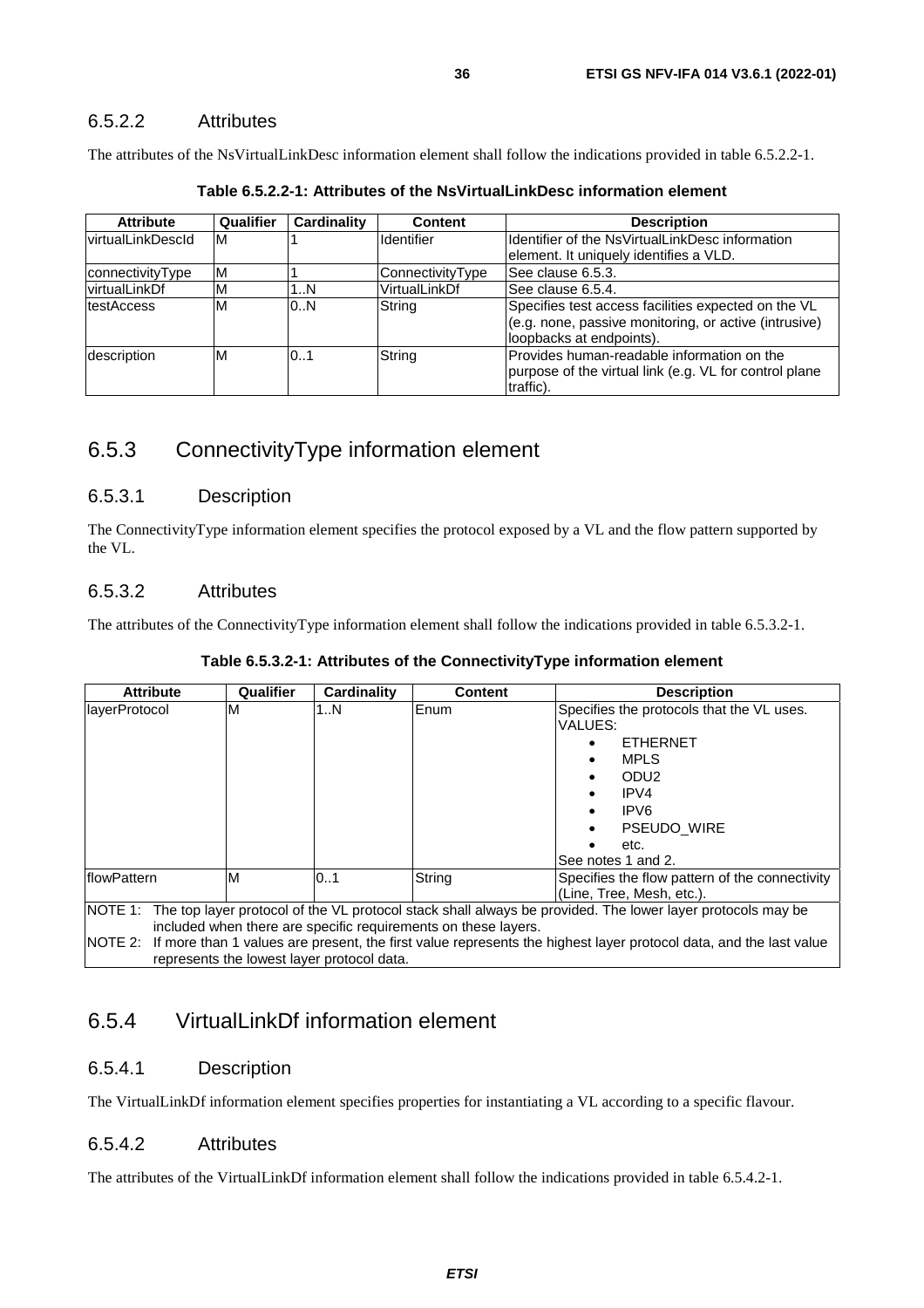### 6.5.2.2 Attributes

The attributes of the NsVirtualLinkDesc information element shall follow the indications provided in table 6.5.2.2-1.

**Table 6.5.2.2-1: Attributes of the NsVirtualLinkDesc information element**

| Attribute | Qualifier | Cardinality | Content | Description |
|---|---|---|---|---|
| virtualLinkDescId | M | 1 | Identifier | Identifier of the NsVirtualLinkDesc information element. It uniquely identifies a VLD. |
| connectivityType | M | 1 | ConnectivityType | See clause 6.5.3. |
| virtualLinkDf | M | 1..N | VirtualLinkDf | See clause 6.5.4. |
| testAccess | M | 0..N | String | Specifies test access facilities expected on the VL (e.g. none, passive monitoring, or active (intrusive) loopbacks at endpoints). |
| description | M | 0..1 | String | Provides human-readable information on the purpose of the virtual link (e.g. VL for control plane traffic). |

## 6.5.3 ConnectivityType information element

### 6.5.3.1 Description

The ConnectivityType information element specifies the protocol exposed by a VL and the flow pattern supported by the VL.

### 6.5.3.2 Attributes

The attributes of the ConnectivityType information element shall follow the indications provided in table 6.5.3.2-1.

**Table 6.5.3.2-1: Attributes of the ConnectivityType information element**

| Attribute | Qualifier | Cardinality | Content | Description |
|---|---|---|---|---|
| layerProtocol | M | 1..N | Enum | Specifies the protocols that the VL uses.<br>VALUES:<br>• ETHERNET<br>• MPLS<br>• ODU2<br>• IPV4<br>• IPV6<br>• PSEUDO_WIRE<br>• etc.<br>See notes 1 and 2. |
| flowPattern | M | 0..1 | String | Specifies the flow pattern of the connectivity (Line, Tree, Mesh, etc.). |
| NOTE 1: The top layer protocol of the VL protocol stack shall always be provided. The lower layer protocols may be included when there are specific requirements on these layers.<br>NOTE 2: If more than 1 values are present, the first value represents the highest layer protocol data, and the last value represents the lowest layer protocol data. | | | | |

## 6.5.4 VirtualLinkDf information element

### 6.5.4.1 Description

The VirtualLinkDf information element specifies properties for instantiating a VL according to a specific flavour.

### 6.5.4.2 Attributes

The attributes of the VirtualLinkDf information element shall follow the indications provided in table 6.5.4.2-1.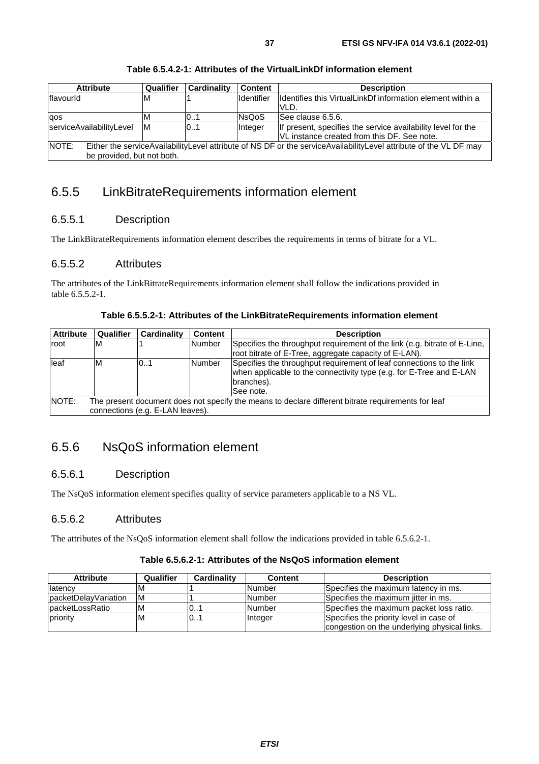**Table 6.5.4.2-1: Attributes of the VirtualLinkDf information element**

| Attribute | Qualifier | Cardinality | Content | Description |
|---|---|---|---|---|
| flavourId | M | 1 | Identifier | Identifies this VirtualLinkDf information element within a VLD. |
| qos | M | 0..1 | NsQoS | See clause 6.5.6. |
| serviceAvailabilityLevel | M | 0..1 | Integer | If present, specifies the service availability level for the VL instance created from this DF. See note. |
| NOTE: Either the serviceAvailabilityLevel attribute of NS DF or the serviceAvailabilityLevel attribute of the VL DF may be provided, but not both. | | | | |

## 6.5.5 LinkBitrateRequirements information element

### 6.5.5.1 Description

The LinkBitrateRequirements information element describes the requirements in terms of bitrate for a VL.

### 6.5.5.2 Attributes

The attributes of the LinkBitrateRequirements information element shall follow the indications provided in table 6.5.5.2-1.

**Table 6.5.5.2-1: Attributes of the LinkBitrateRequirements information element**

| Attribute | Qualifier | Cardinality | Content | Description |
|---|---|---|---|---|
| root | M | 1 | Number | Specifies the throughput requirement of the link (e.g. bitrate of E-Line, root bitrate of E-Tree, aggregate capacity of E-LAN). |
| leaf | M | 0..1 | Number | Specifies the throughput requirement of leaf connections to the link when applicable to the connectivity type (e.g. for E-Tree and E-LAN branches). See note. |
| NOTE: The present document does not specify the means to declare different bitrate requirements for leaf connections (e.g. E-LAN leaves). | | | | |

## 6.5.6 NsQoS information element

### 6.5.6.1 Description

The NsQoS information element specifies quality of service parameters applicable to a NS VL.

### 6.5.6.2 Attributes

The attributes of the NsQoS information element shall follow the indications provided in table 6.5.6.2-1.

**Table 6.5.6.2-1: Attributes of the NsQoS information element**

| Attribute | Qualifier | Cardinality | Content | Description |
|---|---|---|---|---|
| latency | M | 1 | Number | Specifies the maximum latency in ms. |
| packetDelayVariation | M | 1 | Number | Specifies the maximum jitter in ms. |
| packetLossRatio | M | 0..1 | Number | Specifies the maximum packet loss ratio. |
| priority | M | 0..1 | Integer | Specifies the priority level in case of congestion on the underlying physical links. |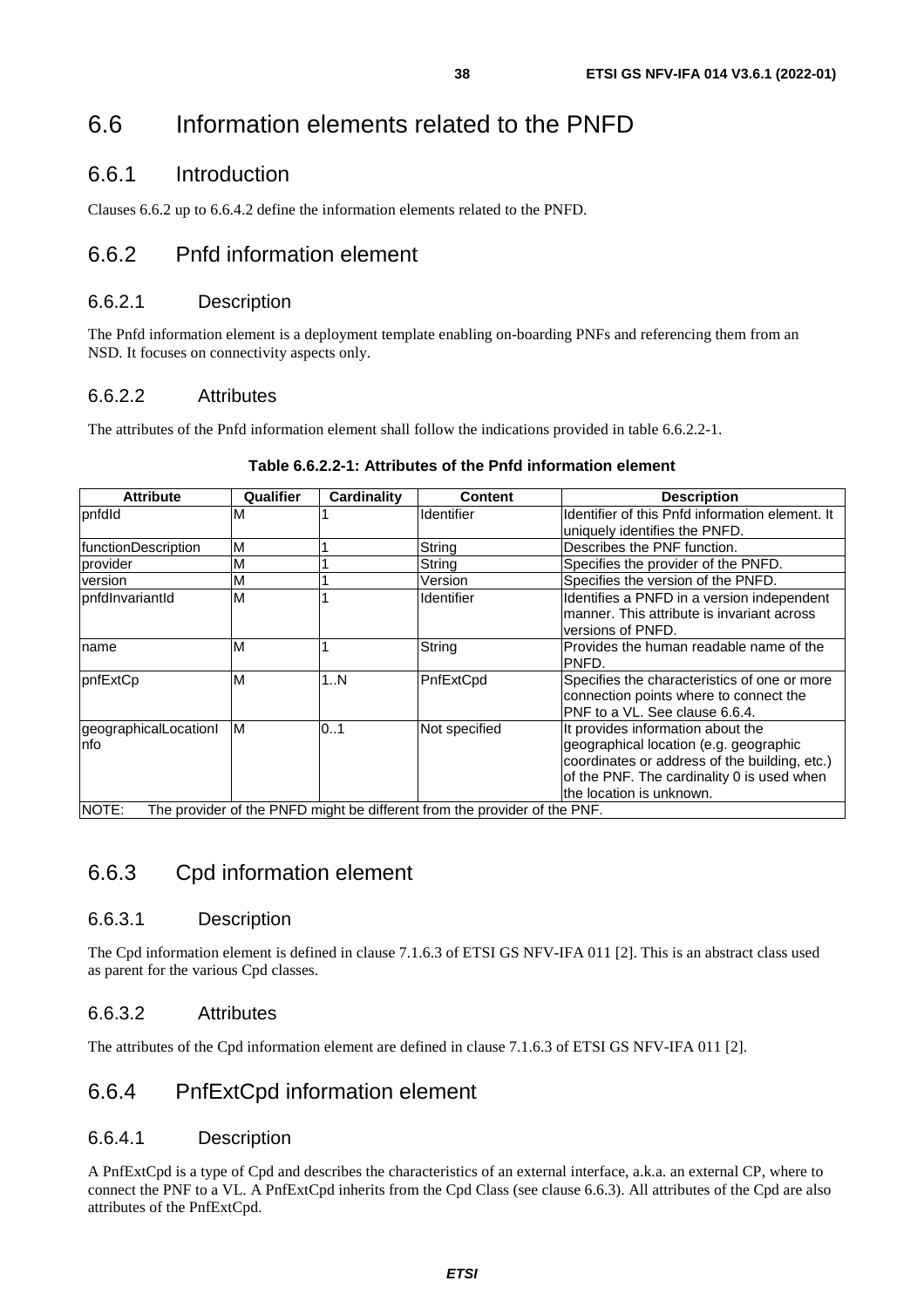# 6.6 Information elements related to the PNFD

## 6.6.1 Introduction

Clauses 6.6.2 up to 6.6.4.2 define the information elements related to the PNFD.

## 6.6.2 Pnfd information element

### 6.6.2.1 Description

The Pnfd information element is a deployment template enabling on-boarding PNFs and referencing them from an NSD. It focuses on connectivity aspects only.

### 6.6.2.2 Attributes

The attributes of the Pnfd information element shall follow the indications provided in table 6.6.2.2-1.

**Table 6.6.2.2-1: Attributes of the Pnfd information element**

| Attribute | Qualifier | Cardinality | Content | Description |
|---|---|---|---|---|
| pnfdId | M | 1 | Identifier | Identifier of this Pnfd information element. It uniquely identifies the PNFD. |
| functionDescription | M | 1 | String | Describes the PNF function. |
| provider | M | 1 | String | Specifies the provider of the PNFD. |
| version | M | 1 | Version | Specifies the version of the PNFD. |
| pnfdInvariantId | M | 1 | Identifier | Identifies a PNFD in a version independent manner. This attribute is invariant across versions of PNFD. |
| name | M | 1 | String | Provides the human readable name of the PNFD. |
| pnfExtCp | M | 1..N | PnfExtCpd | Specifies the characteristics of one or more connection points where to connect the PNF to a VL. See clause 6.6.4. |
| geographicalLocationInfo | M | 0..1 | Not specified | It provides information about the geographical location (e.g. geographic coordinates or address of the building, etc.) of the PNF. The cardinality 0 is used when the location is unknown. |
| NOTE: The provider of the PNFD might be different from the provider of the PNF. | | | | |

## 6.6.3 Cpd information element

### 6.6.3.1 Description

The Cpd information element is defined in clause 7.1.6.3 of ETSI GS NFV-IFA 011 [2]. This is an abstract class used as parent for the various Cpd classes.

### 6.6.3.2 Attributes

The attributes of the Cpd information element are defined in clause 7.1.6.3 of ETSI GS NFV-IFA 011 [2].

## 6.6.4 PnfExtCpd information element

### 6.6.4.1 Description

A PnfExtCpd is a type of Cpd and describes the characteristics of an external interface, a.k.a. an external CP, where to connect the PNF to a VL. A PnfExtCpd inherits from the Cpd Class (see clause 6.6.3). All attributes of the Cpd are also attributes of the PnfExtCpd.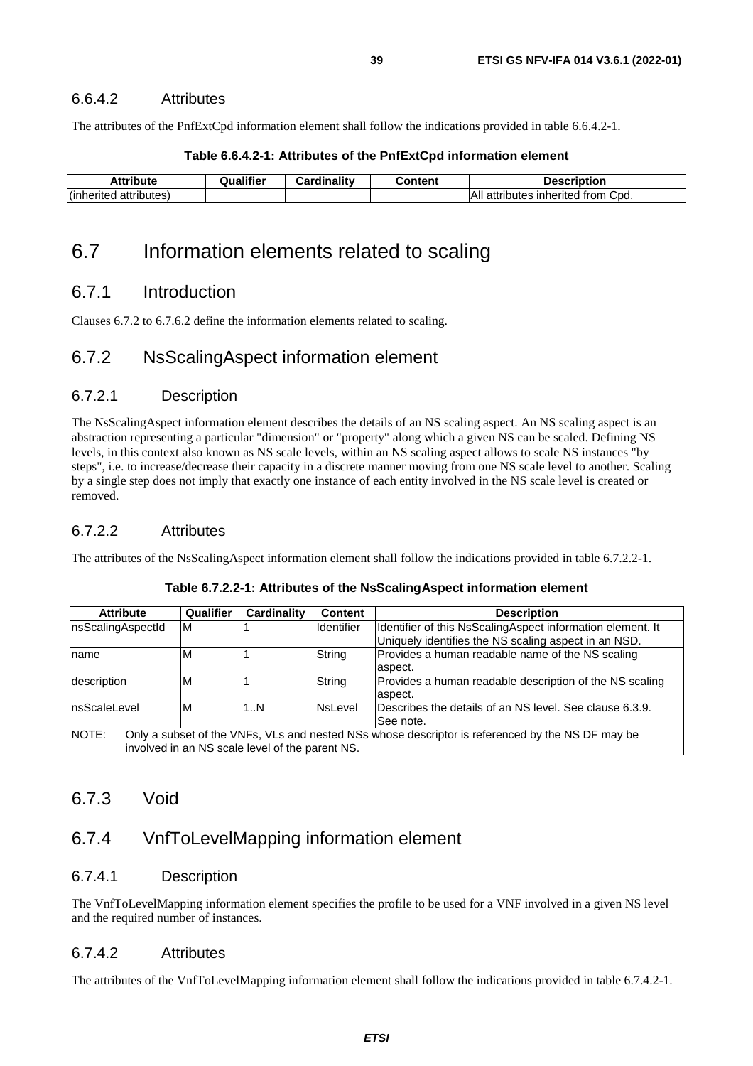### 6.6.4.2 Attributes

The attributes of the PnfExtCpd information element shall follow the indications provided in table 6.6.4.2-1.

**Table 6.6.4.2-1: Attributes of the PnfExtCpd information element**

| Attribute | Qualifier | Cardinality | Content | Description |
|---|---|---|---|---|
| (inherited attributes) | | | | All attributes inherited from Cpd. |

## 6.7 Information elements related to scaling

### 6.7.1 Introduction

Clauses 6.7.2 to 6.7.6.2 define the information elements related to scaling.

### 6.7.2 NsScalingAspect information element

#### 6.7.2.1 Description

The NsScalingAspect information element describes the details of an NS scaling aspect. An NS scaling aspect is an abstraction representing a particular "dimension" or "property" along which a given NS can be scaled. Defining NS levels, in this context also known as NS scale levels, within an NS scaling aspect allows to scale NS instances "by steps", i.e. to increase/decrease their capacity in a discrete manner moving from one NS scale level to another. Scaling by a single step does not imply that exactly one instance of each entity involved in the NS scale level is created or removed.

#### 6.7.2.2 Attributes

The attributes of the NsScalingAspect information element shall follow the indications provided in table 6.7.2.2-1.

**Table 6.7.2.2-1: Attributes of the NsScalingAspect information element**

| Attribute | Qualifier | Cardinality | Content | Description |
|---|---|---|---|---|
| nsScalingAspectId | M | 1 | Identifier | Identifier of this NsScalingAspect information element. It Uniquely identifies the NS scaling aspect in an NSD. |
| name | M | 1 | String | Provides a human readable name of the NS scaling aspect. |
| description | M | 1 | String | Provides a human readable description of the NS scaling aspect. |
| nsScaleLevel | M | 1..N | NsLevel | Describes the details of an NS level. See clause 6.3.9. See note. |
| NOTE: Only a subset of the VNFs, VLs and nested NSs whose descriptor is referenced by the NS DF may be involved in an NS scale level of the parent NS. | | | | |

### 6.7.3 Void

### 6.7.4 VnfToLevelMapping information element

#### 6.7.4.1 Description

The VnfToLevelMapping information element specifies the profile to be used for a VNF involved in a given NS level and the required number of instances.

#### 6.7.4.2 Attributes

The attributes of the VnfToLevelMapping information element shall follow the indications provided in table 6.7.4.2-1.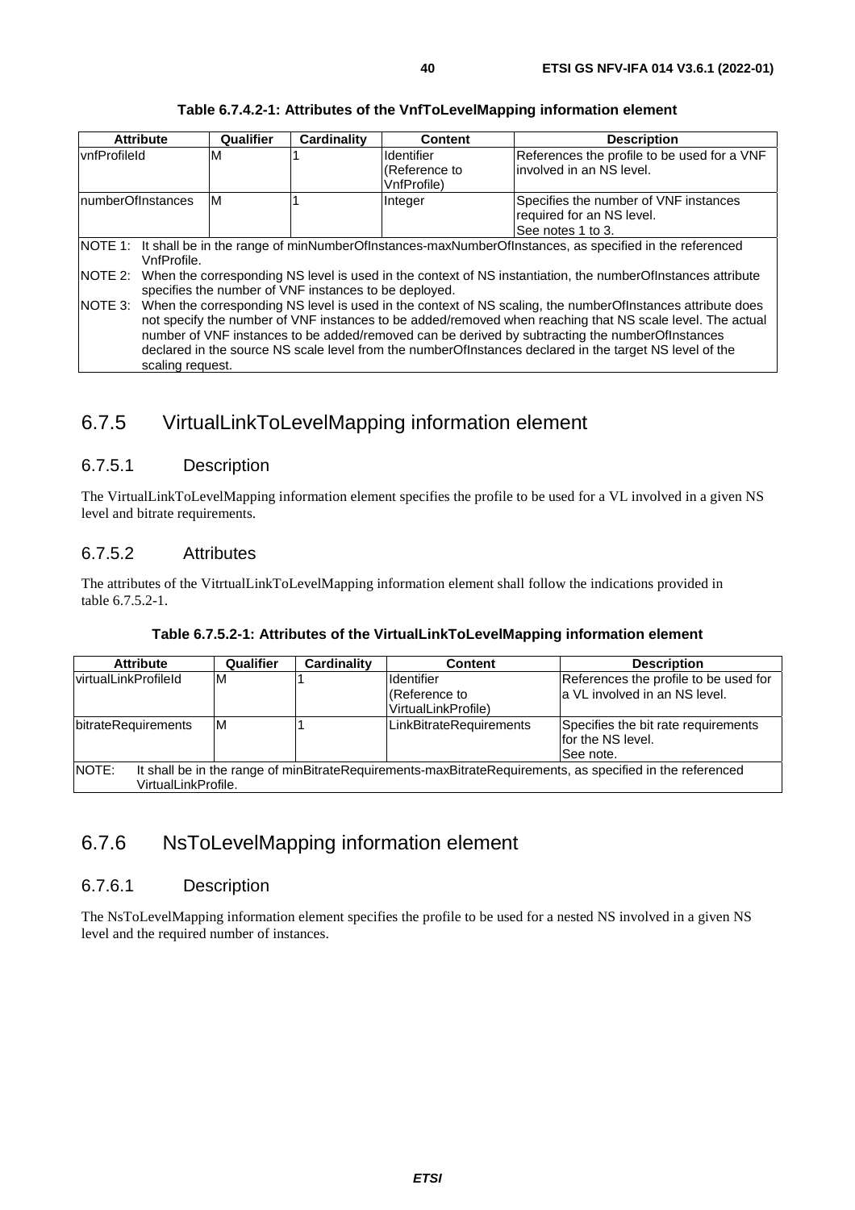**Table 6.7.4.2-1: Attributes of the VnfToLevelMapping information element**

| Attribute | Qualifier | Cardinality | Content | Description |
|---|---|---|---|---|
| vnfProfileId | M | 1 | Identifier (Reference to VnfProfile) | References the profile to be used for a VNF involved in an NS level. |
| numberOfInstances | M | 1 | Integer | Specifies the number of VNF instances required for an NS level. See notes 1 to 3. |
| NOTE 1: It shall be in the range of minNumberOfInstances-maxNumberOfInstances, as specified in the referenced VnfProfile. | | | | |
| NOTE 2: When the corresponding NS level is used in the context of NS instantiation, the numberOfInstances attribute specifies the number of VNF instances to be deployed. | | | | |
| NOTE 3: When the corresponding NS level is used in the context of NS scaling, the numberOfInstances attribute does not specify the number of VNF instances to be added/removed when reaching that NS scale level. The actual number of VNF instances to be added/removed can be derived by subtracting the numberOfInstances declared in the source NS scale level from the numberOfInstances declared in the target NS level of the scaling request. | | | | |

## 6.7.5 VirtualLinkToLevelMapping information element

### 6.7.5.1 Description

The VirtualLinkToLevelMapping information element specifies the profile to be used for a VL involved in a given NS level and bitrate requirements.

### 6.7.5.2 Attributes

The attributes of the VitrtualLinkToLevelMapping information element shall follow the indications provided in table 6.7.5.2-1.

**Table 6.7.5.2-1: Attributes of the VirtualLinkToLevelMapping information element**

| Attribute | Qualifier | Cardinality | Content | Description |
|---|---|---|---|---|
| virtualLinkProfileId | M | 1 | Identifier (Reference to VirtualLinkProfile) | References the profile to be used for a VL involved in an NS level. |
| bitrateRequirements | M | 1 | LinkBitrateRequirements | Specifies the bit rate requirements for the NS level. See note. |
| NOTE: It shall be in the range of minBitrateRequirements-maxBitrateRequirements, as specified in the referenced VirtualLinkProfile. | | | | |

## 6.7.6 NsToLevelMapping information element

### 6.7.6.1 Description

The NsToLevelMapping information element specifies the profile to be used for a nested NS involved in a given NS level and the required number of instances.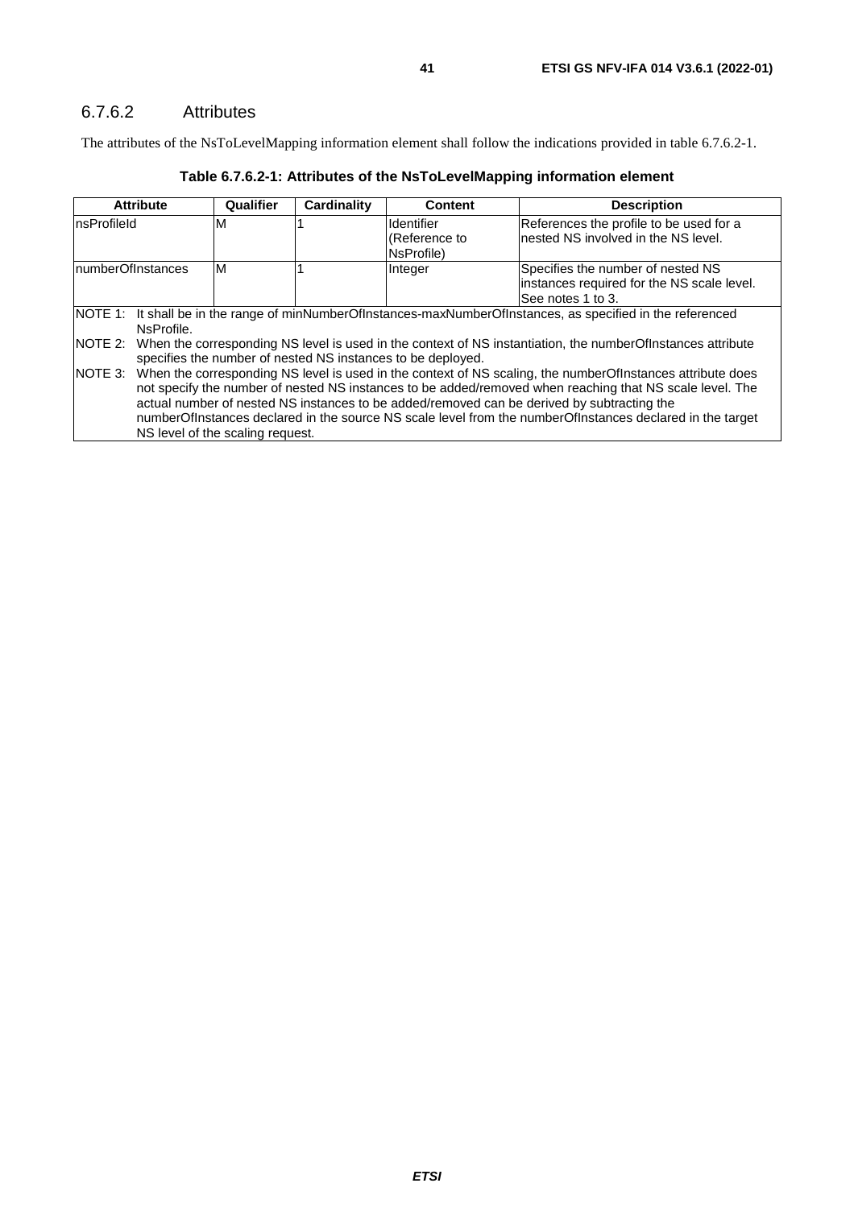### 6.7.6.2 Attributes

The attributes of the NsToLevelMapping information element shall follow the indications provided in table 6.7.6.2-1.

**Table 6.7.6.2-1: Attributes of the NsToLevelMapping information element**

| Attribute | Qualifier | Cardinality | Content | Description |
|---|---|---|---|---|
| nsProfileId | M | 1 | Identifier (Reference to NsProfile) | References the profile to be used for a nested NS involved in the NS level. |
| numberOfInstances | M | 1 | Integer | Specifies the number of nested NS instances required for the NS scale level. See notes 1 to 3. |

NOTE 1: It shall be in the range of minNumberOfInstances-maxNumberOfInstances, as specified in the referenced NsProfile.

NOTE 2: When the corresponding NS level is used in the context of NS instantiation, the numberOfInstances attribute specifies the number of nested NS instances to be deployed.

NOTE 3: When the corresponding NS level is used in the context of NS scaling, the numberOfInstances attribute does not specify the number of nested NS instances to be added/removed when reaching that NS scale level. The actual number of nested NS instances to be added/removed can be derived by subtracting the numberOfInstances declared in the source NS scale level from the numberOfInstances declared in the target NS level of the scaling request.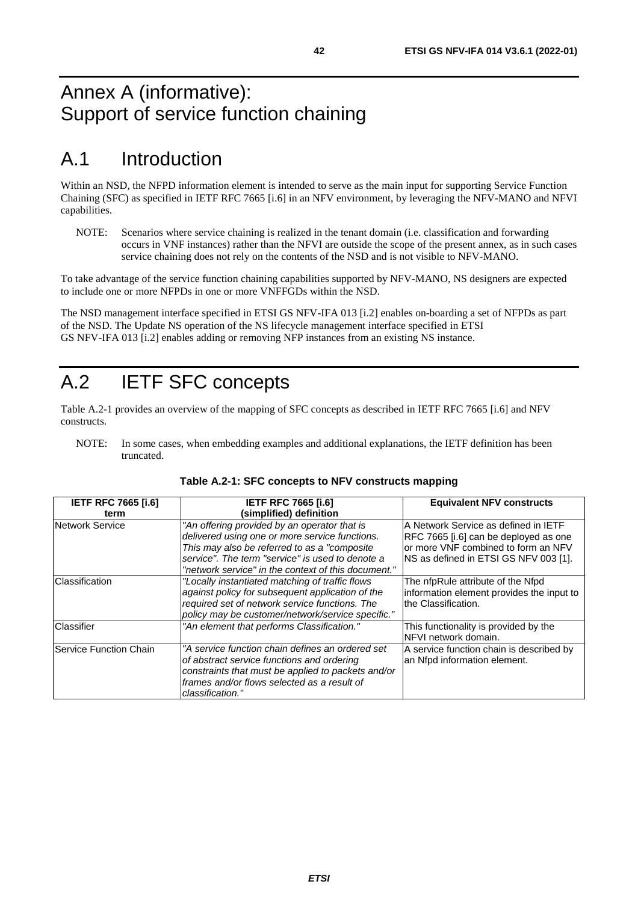# Annex A (informative): Support of service function chaining

## A.1 Introduction

Within an NSD, the NFPD information element is intended to serve as the main input for supporting Service Function Chaining (SFC) as specified in IETF RFC 7665 [i.6] in an NFV environment, by leveraging the NFV-MANO and NFVI capabilities.

NOTE: Scenarios where service chaining is realized in the tenant domain (i.e. classification and forwarding occurs in VNF instances) rather than the NFVI are outside the scope of the present annex, as in such cases service chaining does not rely on the contents of the NSD and is not visible to NFV-MANO.

To take advantage of the service function chaining capabilities supported by NFV-MANO, NS designers are expected to include one or more NFPDs in one or more VNFFGDs within the NSD.

The NSD management interface specified in ETSI GS NFV-IFA 013 [i.2] enables on-boarding a set of NFPDs as part of the NSD. The Update NS operation of the NS lifecycle management interface specified in ETSI GS NFV-IFA 013 [i.2] enables adding or removing NFP instances from an existing NS instance.

## A.2 IETF SFC concepts

Table A.2-1 provides an overview of the mapping of SFC concepts as described in IETF RFC 7665 [i.6] and NFV constructs.

NOTE: In some cases, when embedding examples and additional explanations, the IETF definition has been truncated.

**Table A.2-1: SFC concepts to NFV constructs mapping**

| IETF RFC 7665 [i.6] term | IETF RFC 7665 [i.6] (simplified) definition | Equivalent NFV constructs |
|---|---|---|
| Network Service | *"An offering provided by an operator that is delivered using one or more service functions. This may also be referred to as a "composite service". The term "service" is used to denote a "network service" in the context of this document."* | A Network Service as defined in IETF RFC 7665 [i.6] can be deployed as one or more VNF combined to form an NFV NS as defined in ETSI GS NFV 003 [1]. |
| Classification | *"Locally instantiated matching of traffic flows against policy for subsequent application of the required set of network service functions. The policy may be customer/network/service specific."* | The nfpRule attribute of the Nfpd information element provides the input to the Classification. |
| Classifier | *"An element that performs Classification."* | This functionality is provided by the NFVI network domain. |
| Service Function Chain | *"A service function chain defines an ordered set of abstract service functions and ordering constraints that must be applied to packets and/or frames and/or flows selected as a result of classification."* | A service function chain is described by an Nfpd information element. |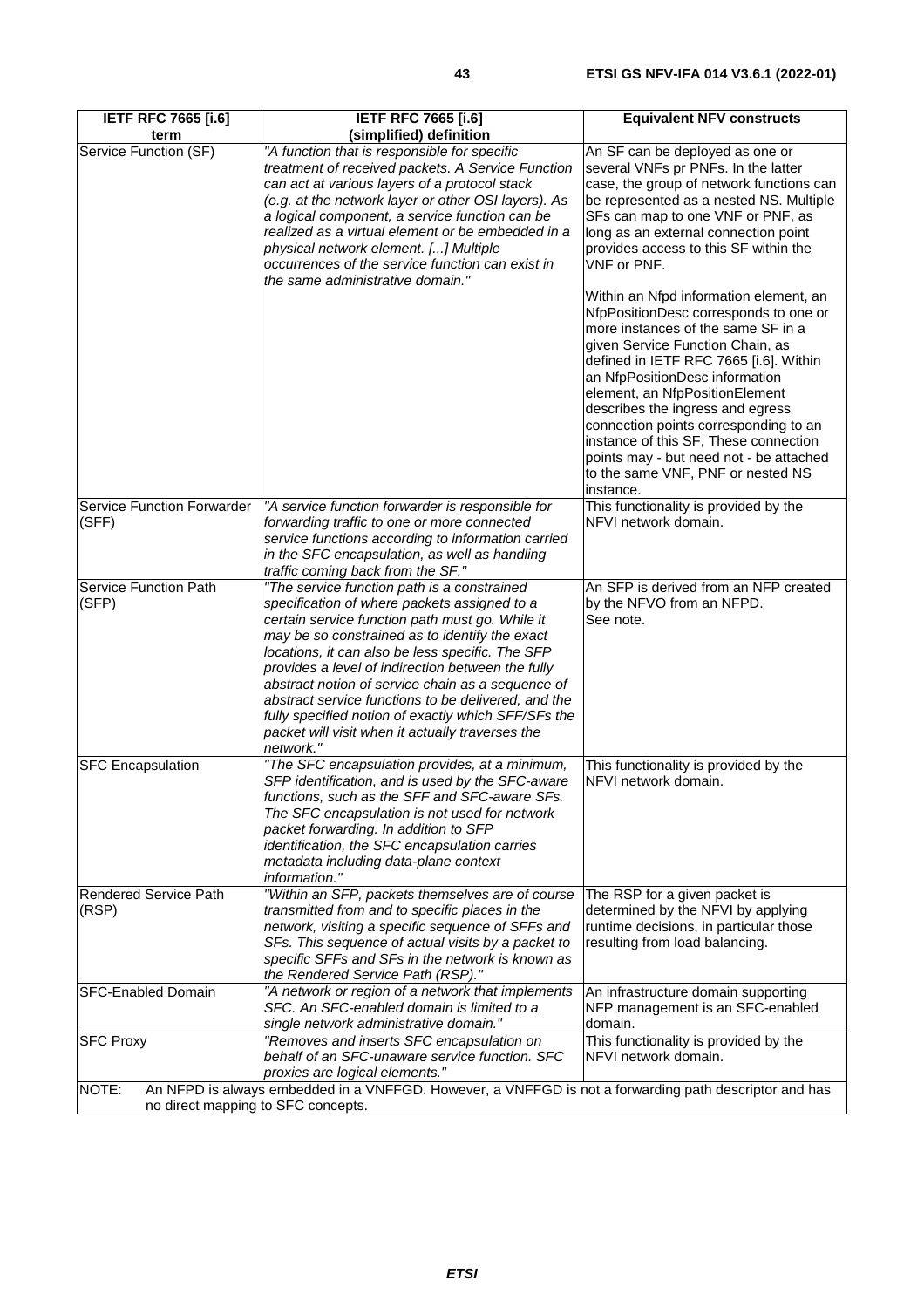| IETF RFC 7665 [i.6] term | IETF RFC 7665 [i.6] (simplified) definition | Equivalent NFV constructs |
| --- | --- | --- |
| Service Function (SF) | *"A function that is responsible for specific treatment of received packets. A Service Function can act at various layers of a protocol stack (e.g. at the network layer or other OSI layers). As a logical component, a service function can be realized as a virtual element or be embedded in a physical network element. [...] Multiple occurrences of the service function can exist in the same administrative domain."* | An SF can be deployed as one or several VNFs pr PNFs. In the latter case, the group of network functions can be represented as a nested NS. Multiple SFs can map to one VNF or PNF, as long as an external connection point provides access to this SF within the VNF or PNF.<br><br>Within an Nfpd information element, an NfpPositionDesc corresponds to one or more instances of the same SF in a given Service Function Chain, as defined in IETF RFC 7665 [i.6]. Within an NfpPositionDesc information element, an NfpPositionElement describes the ingress and egress connection points corresponding to an instance of this SF, These connection points may - but need not - be attached to the same VNF, PNF or nested NS instance. |
| Service Function Forwarder (SFF) | *"A service function forwarder is responsible for forwarding traffic to one or more connected service functions according to information carried in the SFC encapsulation, as well as handling traffic coming back from the SF."* | This functionality is provided by the NFVI network domain. |
| Service Function Path (SFP) | *"The service function path is a constrained specification of where packets assigned to a certain service function path must go. While it may be so constrained as to identify the exact locations, it can also be less specific. The SFP provides a level of indirection between the fully abstract notion of service chain as a sequence of abstract service functions to be delivered, and the fully specified notion of exactly which SFF/SFs the packet will visit when it actually traverses the network."* | An SFP is derived from an NFP created by the NFVO from an NFPD.<br>See note. |
| SFC Encapsulation | *"The SFC encapsulation provides, at a minimum, SFP identification, and is used by the SFC-aware functions, such as the SFF and SFC-aware SFs. The SFC encapsulation is not used for network packet forwarding. In addition to SFP identification, the SFC encapsulation carries metadata including data-plane context information."* | This functionality is provided by the NFVI network domain. |
| Rendered Service Path (RSP) | *"Within an SFP, packets themselves are of course transmitted from and to specific places in the network, visiting a specific sequence of SFFs and SFs. This sequence of actual visits by a packet to specific SFFs and SFs in the network is known as the Rendered Service Path (RSP)."* | The RSP for a given packet is determined by the NFVI by applying runtime decisions, in particular those resulting from load balancing. |
| SFC-Enabled Domain | *"A network or region of a network that implements SFC. An SFC-enabled domain is limited to a single network administrative domain."* | An infrastructure domain supporting NFP management is an SFC-enabled domain. |
| SFC Proxy | *"Removes and inserts SFC encapsulation on behalf of an SFC-unaware service function. SFC proxies are logical elements."* | This functionality is provided by the NFVI network domain. |
| NOTE: An NFPD is always embedded in a VNFFGD. However, a VNFFGD is not a forwarding path descriptor and has no direct mapping to SFC concepts. | | |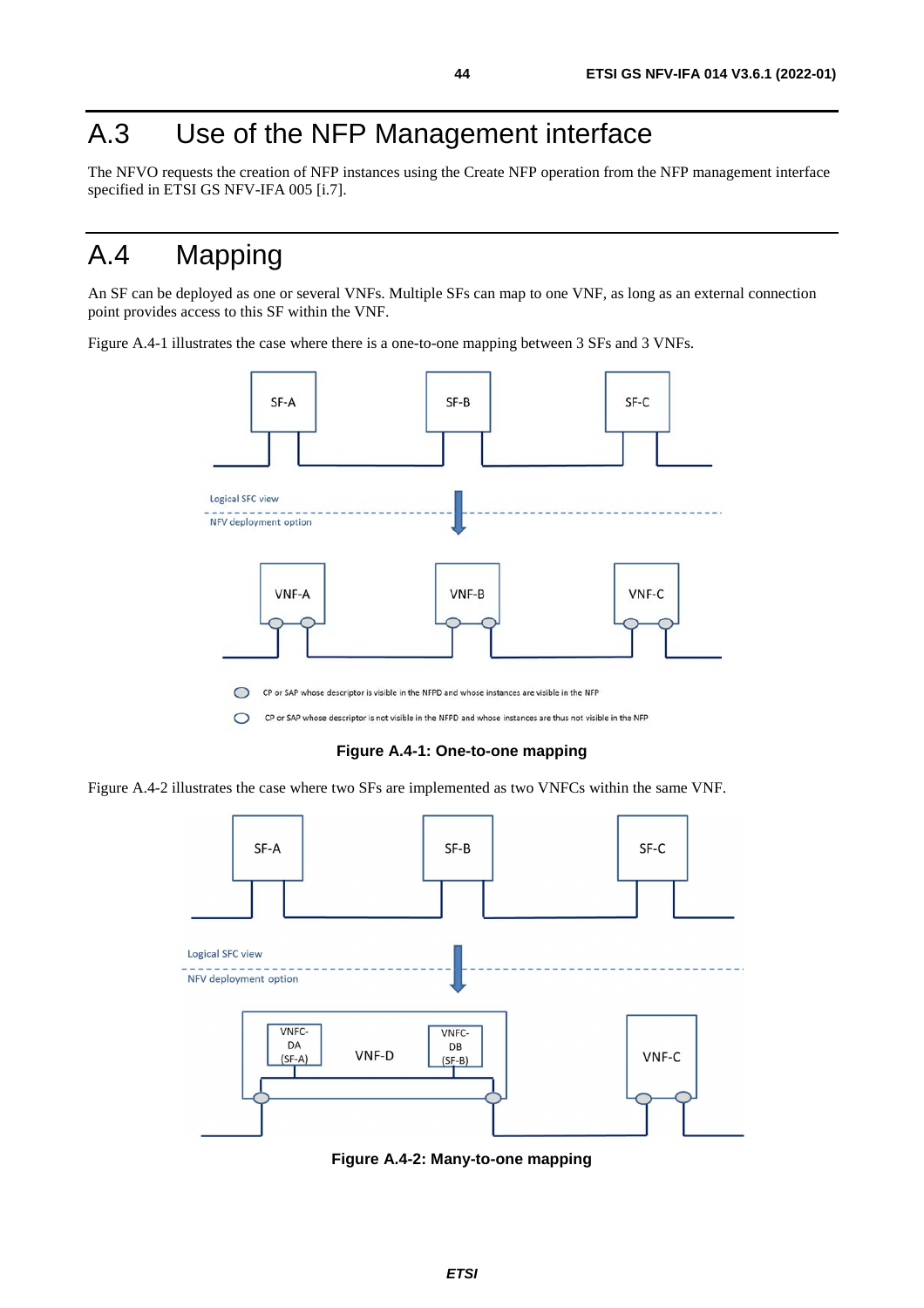# A.3 Use of the NFP Management interface

The NFVO requests the creation of NFP instances using the Create NFP operation from the NFP management interface specified in ETSI GS NFV-IFA 005 [i.7].

# A.4 Mapping

An SF can be deployed as one or several VNFs. Multiple SFs can map to one VNF, as long as an external connection point provides access to this SF within the VNF.

Figure A.4-1 illustrates the case where there is a one-to-one mapping between 3 SFs and 3 VNFs.

**Figure A.4-1: One-to-one mapping**

Figure A.4-2 illustrates the case where two SFs are implemented as two VNFCs within the same VNF.

**Figure A.4-2: Many-to-one mapping**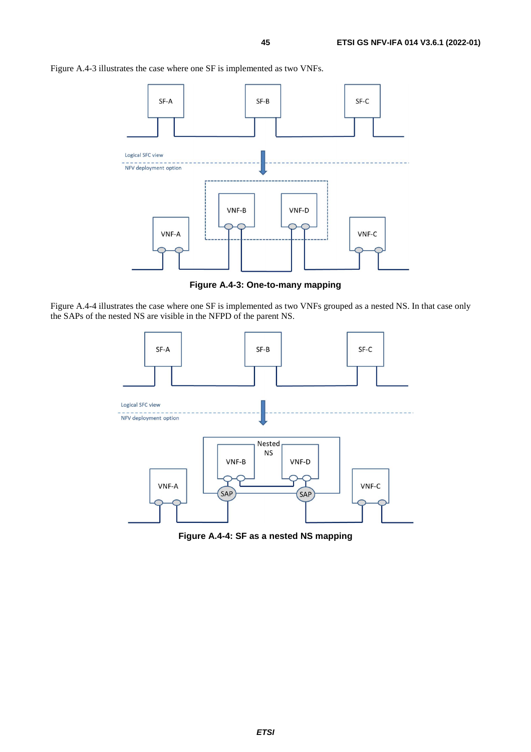Figure A.4-3 illustrates the case where one SF is implemented as two VNFs.

**Figure A.4-3: One-to-many mapping**

Figure A.4-4 illustrates the case where one SF is implemented as two VNFs grouped as a nested NS. In that case only the SAPs of the nested NS are visible in the NFPD of the parent NS.

**Figure A.4-4: SF as a nested NS mapping**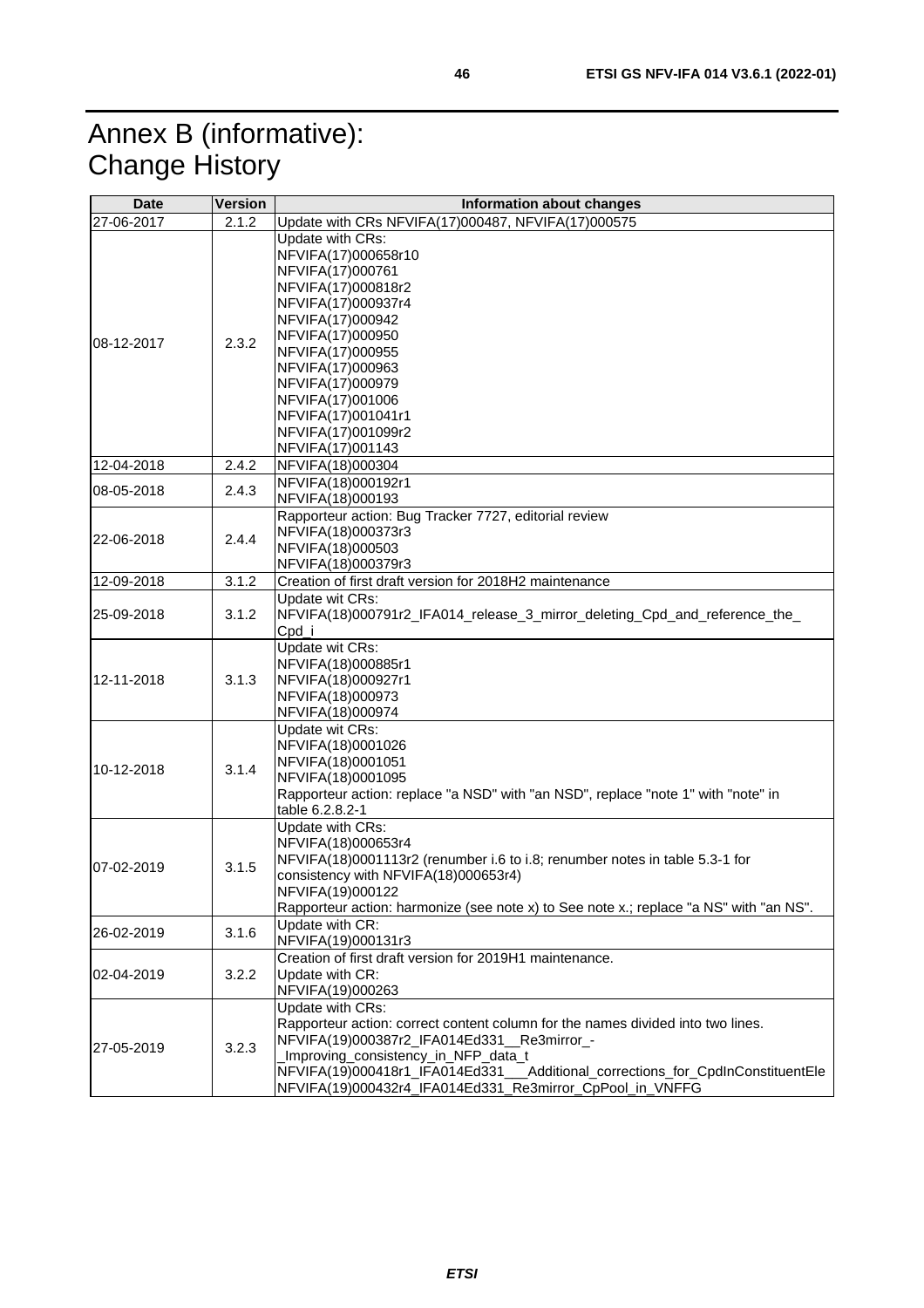# Annex B (informative): Change History

| Date | Version | Information about changes |
|---|---|---|
| 27-06-2017 | 2.1.2 | Update with CRs NFVIFA(17)000487, NFVIFA(17)000575 |
| 08-12-2017 | 2.3.2 | Update with CRs:<br>NFVIFA(17)000658r10<br>NFVIFA(17)000761<br>NFVIFA(17)000818r2<br>NFVIFA(17)000937r4<br>NFVIFA(17)000942<br>NFVIFA(17)000950<br>NFVIFA(17)000955<br>NFVIFA(17)000963<br>NFVIFA(17)000979<br>NFVIFA(17)001006<br>NFVIFA(17)001041r1<br>NFVIFA(17)001099r2<br>NFVIFA(17)001143 |
| 12-04-2018 | 2.4.2 | NFVIFA(18)000304 |
| 08-05-2018 | 2.4.3 | NFVIFA(18)000192r1<br>NFVIFA(18)000193 |
| 22-06-2018 | 2.4.4 | Rapporteur action: Bug Tracker 7727, editorial review<br>NFVIFA(18)000373r3<br>NFVIFA(18)000503<br>NFVIFA(18)000379r3 |
| 12-09-2018 | 3.1.2 | Creation of first draft version for 2018H2 maintenance |
| 25-09-2018 | 3.1.2 | Update wit CRs:<br>NFVIFA(18)000791r2_IFA014_release_3_mirror_deleting_Cpd_and_reference_the_Cpd_i |
| 12-11-2018 | 3.1.3 | Update wit CRs:<br>NFVIFA(18)000885r1<br>NFVIFA(18)000927r1<br>NFVIFA(18)000973<br>NFVIFA(18)000974 |
| 10-12-2018 | 3.1.4 | Update wit CRs:<br>NFVIFA(18)0001026<br>NFVIFA(18)0001051<br>NFVIFA(18)0001095<br>Rapporteur action: replace "a NSD" with "an NSD", replace "note 1" with "note" in table 6.2.8.2-1 |
| 07-02-2019 | 3.1.5 | Update with CRs:<br>NFVIFA(18)000653r4<br>NFVIFA(18)0001113r2 (renumber i.6 to i.8; renumber notes in table 5.3-1 for consistency with NFVIFA(18)000653r4)<br>NFVIFA(19)000122<br>Rapporteur action: harmonize (see note x) to See note x.; replace "a NS" with "an NS". |
| 26-02-2019 | 3.1.6 | Update with CR:<br>NFVIFA(19)000131r3 |
| 02-04-2019 | 3.2.2 | Creation of first draft version for 2019H1 maintenance.<br>Update with CR:<br>NFVIFA(19)000263 |
| 27-05-2019 | 3.2.3 | Update with CRs:<br>Rapporteur action: correct content column for the names divided into two lines.<br>NFVIFA(19)000387r2_IFA014Ed331__Re3mirror_-_Improving_consistency_in_NFP_data_t<br>NFVIFA(19)000418r1_IFA014Ed331___Additional_corrections_for_CpdInConstituentEle<br>NFVIFA(19)000432r4_IFA014Ed331_Re3mirror_CpPool_in_VNFFG |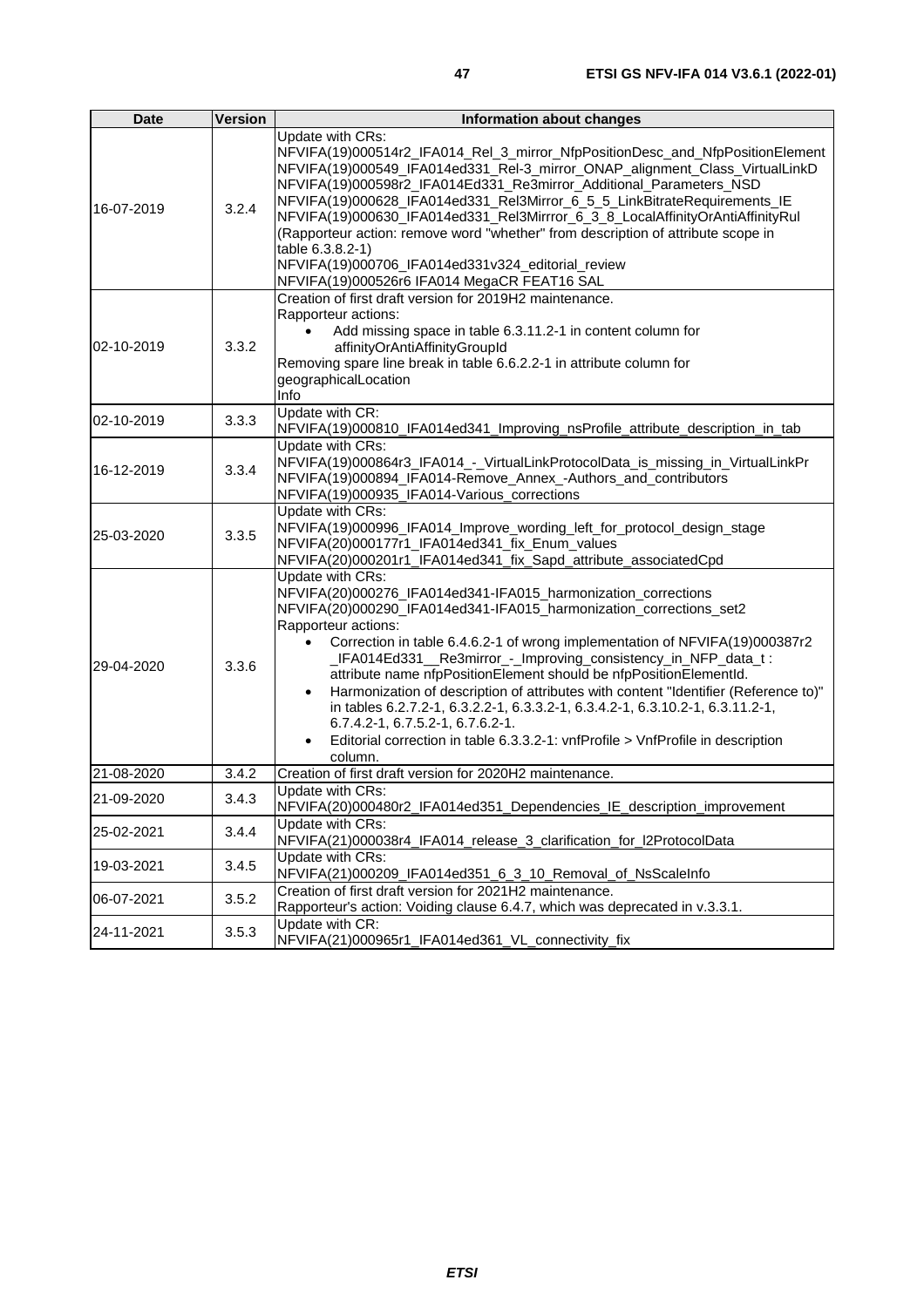| Date | Version | Information about changes |
| --- | --- | --- |
| 16-07-2019 | 3.2.4 | Update with CRs:<br>NFVIFA(19)000514r2_IFA014_Rel_3_mirror_NfpPositionDesc_and_NfpPositionElement<br>NFVIFA(19)000549_IFA014ed331_Rel-3_mirror_ONAP_alignment_Class_VirtualLinkD<br>NFVIFA(19)000598r2_IFA014Ed331_Re3mirror_Additional_Parameters_NSD<br>NFVIFA(19)000628_IFA014ed331_Rel3Mirror_6_5_5_LinkBitrateRequirements_IE<br>NFVIFA(19)000630_IFA014ed331_Rel3Mirrror_6_3_8_LocalAffinityOrAntiAffinityRul<br>(Rapporteur action: remove word "whether" from description of attribute scope in table 6.3.8.2-1)<br>NFVIFA(19)000706_IFA014ed331v324_editorial_review<br>NFVIFA(19)000526r6 IFA014 MegaCR FEAT16 SAL |
| 02-10-2019 | 3.3.2 | Creation of first draft version for 2019H2 maintenance.<br>Rapporteur actions:<br>• Add missing space in table 6.3.11.2-1 in content column for affinityOrAntiAffinityGroupId<br>Removing spare line break in table 6.6.2.2-1 in attribute column for geographicalLocation<br>Info |
| 02-10-2019 | 3.3.3 | Update with CR:<br>NFVIFA(19)000810_IFA014ed341_Improving_nsProfile_attribute_description_in_tab |
| 16-12-2019 | 3.3.4 | Update with CRs:<br>NFVIFA(19)000864r3_IFA014_-_VirtualLinkProtocolData_is_missing_in_VirtualLinkPr<br>NFVIFA(19)000894_IFA014-Remove_Annex_-Authors_and_contributors<br>NFVIFA(19)000935_IFA014-Various_corrections |
| 25-03-2020 | 3.3.5 | Update with CRs:<br>NFVIFA(19)000996_IFA014_Improve_wording_left_for_protocol_design_stage<br>NFVIFA(20)000177r1_IFA014ed341_fix_Enum_values<br>NFVIFA(20)000201r1_IFA014ed341_fix_Sapd_attribute_associatedCpd |
| 29-04-2020 | 3.3.6 | Update with CRs:<br>NFVIFA(20)000276_IFA014ed341-IFA015_harmonization_corrections<br>NFVIFA(20)000290_IFA014ed341-IFA015_harmonization_corrections_set2<br>Rapporteur actions:<br>• Correction in table 6.4.6.2-1 of wrong implementation of NFVIFA(19)000387r2 _IFA014Ed331__Re3mirror_-_Improving_consistency_in_NFP_data_t : attribute name nfpPositionElement should be nfpPositionElementId.<br>• Harmonization of description of attributes with content "Identifier (Reference to)" in tables 6.2.7.2-1, 6.3.2.2-1, 6.3.3.2-1, 6.3.4.2-1, 6.3.10.2-1, 6.3.11.2-1, 6.7.4.2-1, 6.7.5.2-1, 6.7.6.2-1.<br>• Editorial correction in table 6.3.3.2-1: vnfProfile > VnfProfile in description column. |
| 21-08-2020 | 3.4.2 | Creation of first draft version for 2020H2 maintenance. |
| 21-09-2020 | 3.4.3 | Update with CRs:<br>NFVIFA(20)000480r2_IFA014ed351_Dependencies_IE_description_improvement |
| 25-02-2021 | 3.4.4 | Update with CRs:<br>NFVIFA(21)000038r4_IFA014_release_3_clarification_for_l2ProtocolData |
| 19-03-2021 | 3.4.5 | Update with CRs:<br>NFVIFA(21)000209_IFA014ed351_6_3_10_Removal_of_NsScaleInfo |
| 06-07-2021 | 3.5.2 | Creation of first draft version for 2021H2 maintenance.<br>Rapporteur's action: Voiding clause 6.4.7, which was deprecated in v.3.3.1. |
| 24-11-2021 | 3.5.3 | Update with CR:<br>NFVIFA(21)000965r1_IFA014ed361_VL_connectivity_fix |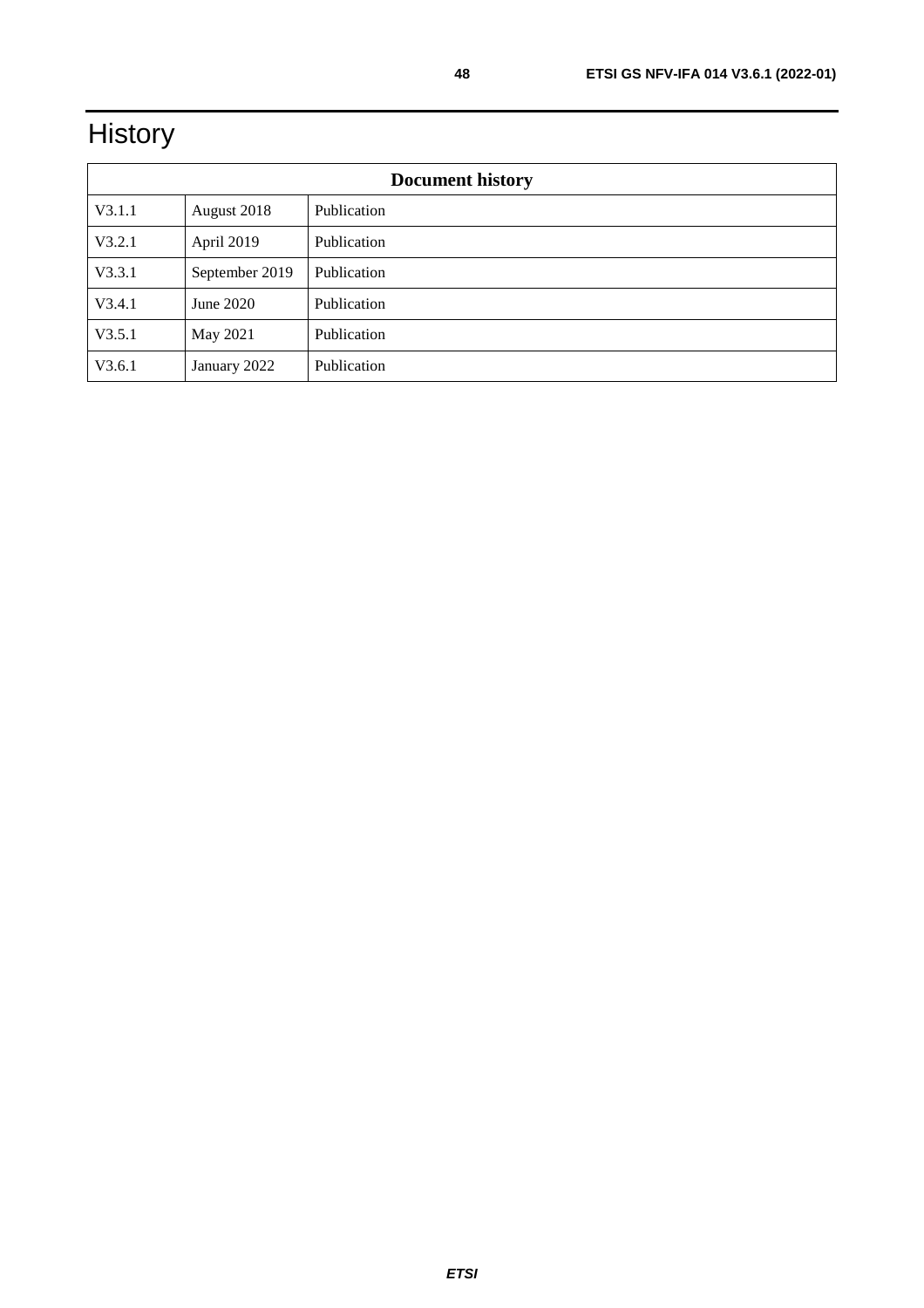# History

| Document history | | |
|---|---|---|
| V3.1.1 | August 2018 | Publication |
| V3.2.1 | April 2019 | Publication |
| V3.3.1 | September 2019 | Publication |
| V3.4.1 | June 2020 | Publication |
| V3.5.1 | May 2021 | Publication |
| V3.6.1 | January 2022 | Publication |